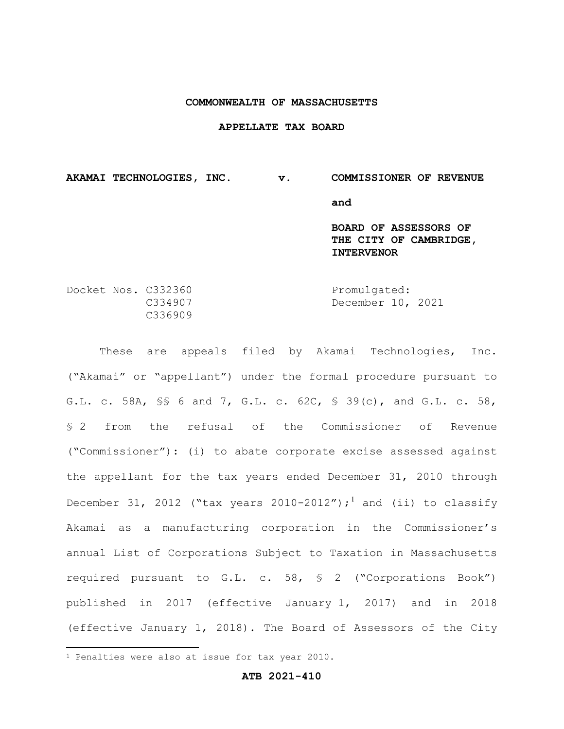**COMMONWEALTH OF MASSACHUSETTS**

**APPELLATE TAX BOARD**

**AKAMAI TECHNOLOGIES, INC. v. COMMISSIONER OF REVENUE**

**and**

**BOARD OF ASSESSORS OF THE CITY OF CAMBRIDGE, INTERVENOR**

Docket Nos. C332360
C334907
C336909

Promulgated:
December 10, 2021

These are appeals filed by Akamai Technologies, Inc. ("Akamai" or "appellant") under the formal procedure pursuant to G.L. c. 58A, §§ 6 and 7, G.L. c. 62C, § 39(c), and G.L. c. 58, § 2 from the refusal of the Commissioner of Revenue ("Commissioner"): (i) to abate corporate excise assessed against the appellant for the tax years ended December 31, 2010 through December 31, 2012 ("tax years 2010-2012");[1] and (ii) to classify Akamai as a manufacturing corporation in the Commissioner's annual List of Corporations Subject to Taxation in Massachusetts required pursuant to G.L. c. 58, § 2 ("Corporations Book") published in 2017 (effective January 1, 2017) and in 2018 (effective January 1, 2018). The Board of Assessors of the City

[1] Penalties were also at issue for tax year 2010.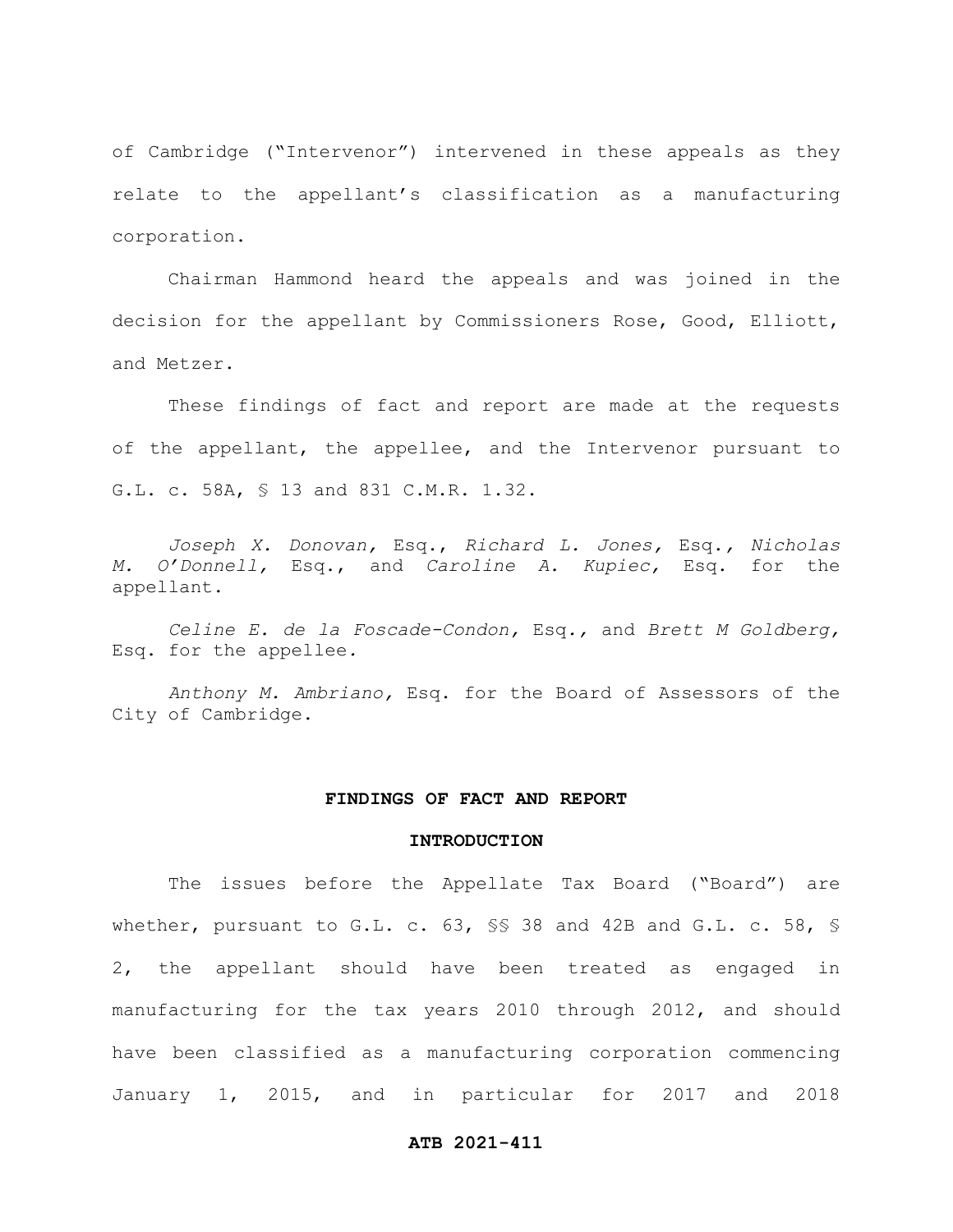of Cambridge ("Intervenor") intervened in these appeals as they relate to the appellant's classification as a manufacturing corporation.

Chairman Hammond heard the appeals and was joined in the decision for the appellant by Commissioners Rose, Good, Elliott, and Metzer.

These findings of fact and report are made at the requests of the appellant, the appellee, and the Intervenor pursuant to G.L. c. 58A, § 13 and 831 C.M.R. 1.32.

*Joseph X. Donovan,* Esq., *Richard L. Jones,* Esq., *Nicholas M. O'Donnell,* Esq., and *Caroline A. Kupiec,* Esq. for the appellant.

*Celine E. de la Foscade-Condon,* Esq., and *Brett M Goldberg,* Esq. for the appellee.

*Anthony M. Ambriano,* Esq. for the Board of Assessors of the City of Cambridge.

## FINDINGS OF FACT AND REPORT

### INTRODUCTION

The issues before the Appellate Tax Board ("Board") are whether, pursuant to G.L. c. 63, §§ 38 and 42B and G.L. c. 58, § 2, the appellant should have been treated as engaged in manufacturing for the tax years 2010 through 2012, and should have been classified as a manufacturing corporation commencing January 1, 2015, and in particular for 2017 and 2018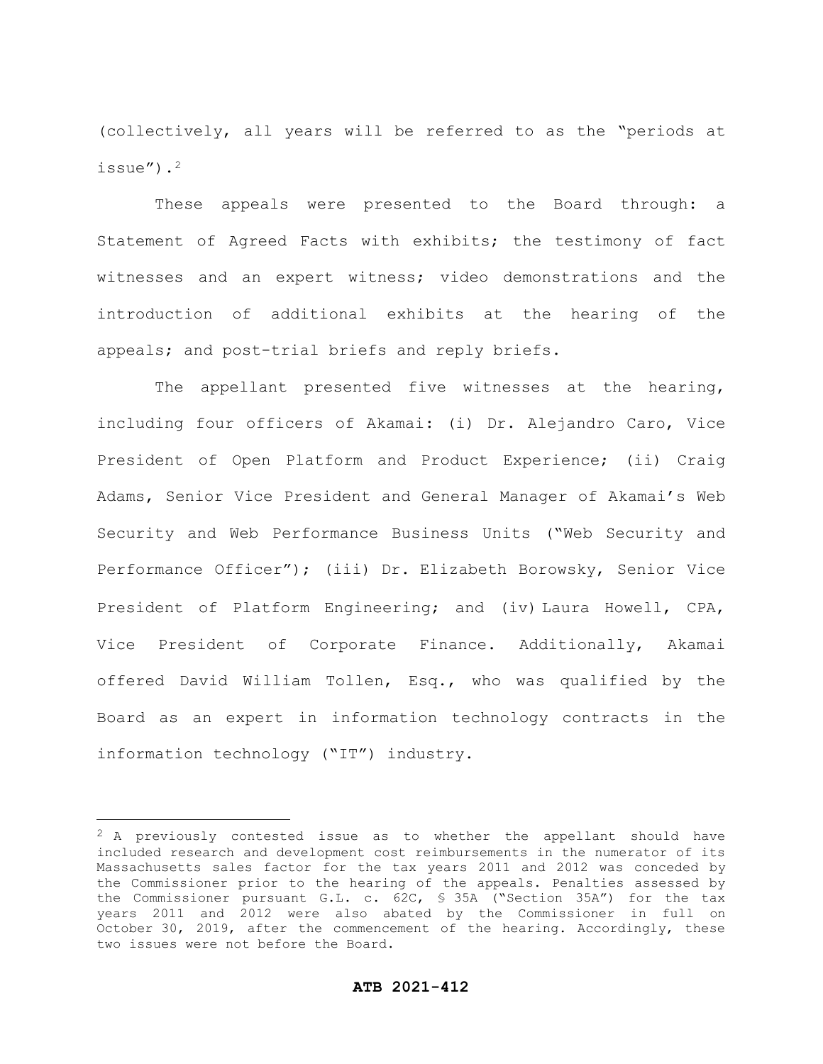(collectively, all years will be referred to as the "periods at issue").[2]

These appeals were presented to the Board through: a Statement of Agreed Facts with exhibits; the testimony of fact witnesses and an expert witness; video demonstrations and the introduction of additional exhibits at the hearing of the appeals; and post-trial briefs and reply briefs.

The appellant presented five witnesses at the hearing, including four officers of Akamai: (i) Dr. Alejandro Caro, Vice President of Open Platform and Product Experience; (ii) Craig Adams, Senior Vice President and General Manager of Akamai's Web Security and Web Performance Business Units ("Web Security and Performance Officer"); (iii) Dr. Elizabeth Borowsky, Senior Vice President of Platform Engineering; and (iv) Laura Howell, CPA, Vice President of Corporate Finance. Additionally, Akamai offered David William Tollen, Esq., who was qualified by the Board as an expert in information technology contracts in the information technology ("IT") industry.

---

[2] A previously contested issue as to whether the appellant should have included research and development cost reimbursements in the numerator of its Massachusetts sales factor for the tax years 2011 and 2012 was conceded by the Commissioner prior to the hearing of the appeals. Penalties assessed by the Commissioner pursuant G.L. c. 62C, § 35A ("Section 35A") for the tax years 2011 and 2012 were also abated by the Commissioner in full on October 30, 2019, after the commencement of the hearing. Accordingly, these two issues were not before the Board.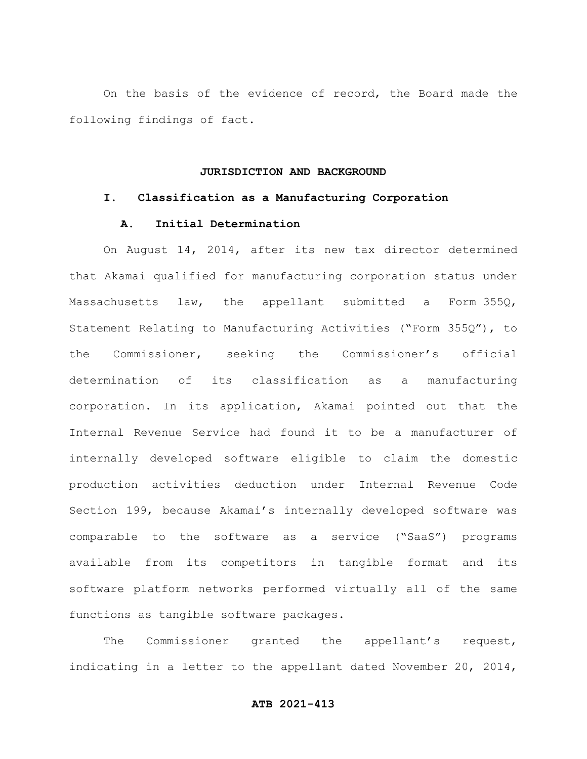On the basis of the evidence of record, the Board made the following findings of fact.

## JURISDICTION AND BACKGROUND

### I. Classification as a Manufacturing Corporation

#### A. Initial Determination

On August 14, 2014, after its new tax director determined that Akamai qualified for manufacturing corporation status under Massachusetts law, the appellant submitted a Form 355Q, Statement Relating to Manufacturing Activities ("Form 355Q"), to the Commissioner, seeking the Commissioner's official determination of its classification as a manufacturing corporation. In its application, Akamai pointed out that the Internal Revenue Service had found it to be a manufacturer of internally developed software eligible to claim the domestic production activities deduction under Internal Revenue Code Section 199, because Akamai's internally developed software was comparable to the software as a service ("SaaS") programs available from its competitors in tangible format and its software platform networks performed virtually all of the same functions as tangible software packages.

The Commissioner granted the appellant's request, indicating in a letter to the appellant dated November 20, 2014,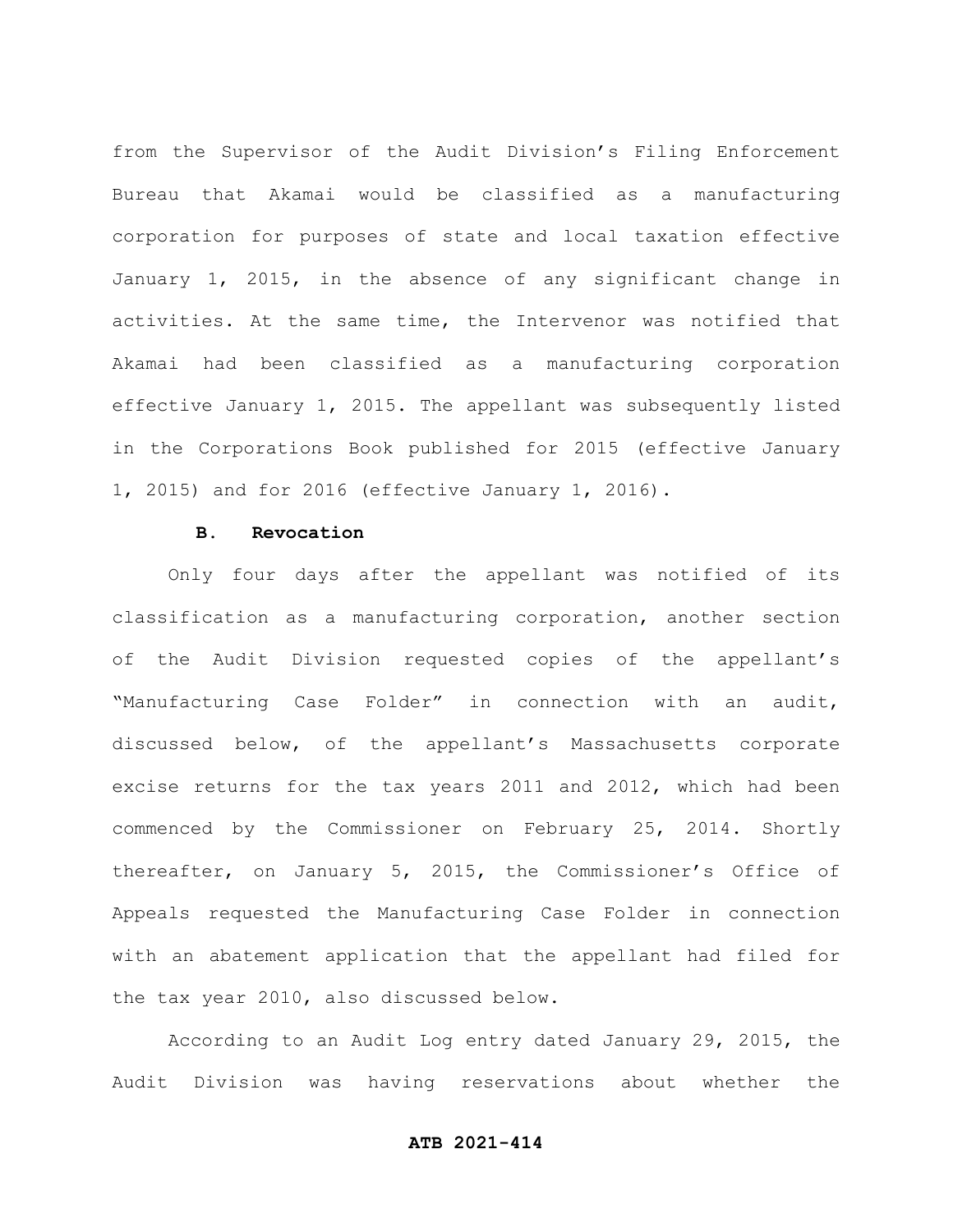from the Supervisor of the Audit Division's Filing Enforcement Bureau that Akamai would be classified as a manufacturing corporation for purposes of state and local taxation effective January 1, 2015, in the absence of any significant change in activities. At the same time, the Intervenor was notified that Akamai had been classified as a manufacturing corporation effective January 1, 2015. The appellant was subsequently listed in the Corporations Book published for 2015 (effective January 1, 2015) and for 2016 (effective January 1, 2016).

**B. Revocation**

Only four days after the appellant was notified of its classification as a manufacturing corporation, another section of the Audit Division requested copies of the appellant's "Manufacturing Case Folder" in connection with an audit, discussed below, of the appellant's Massachusetts corporate excise returns for the tax years 2011 and 2012, which had been commenced by the Commissioner on February 25, 2014. Shortly thereafter, on January 5, 2015, the Commissioner's Office of Appeals requested the Manufacturing Case Folder in connection with an abatement application that the appellant had filed for the tax year 2010, also discussed below.

According to an Audit Log entry dated January 29, 2015, the Audit Division was having reservations about whether the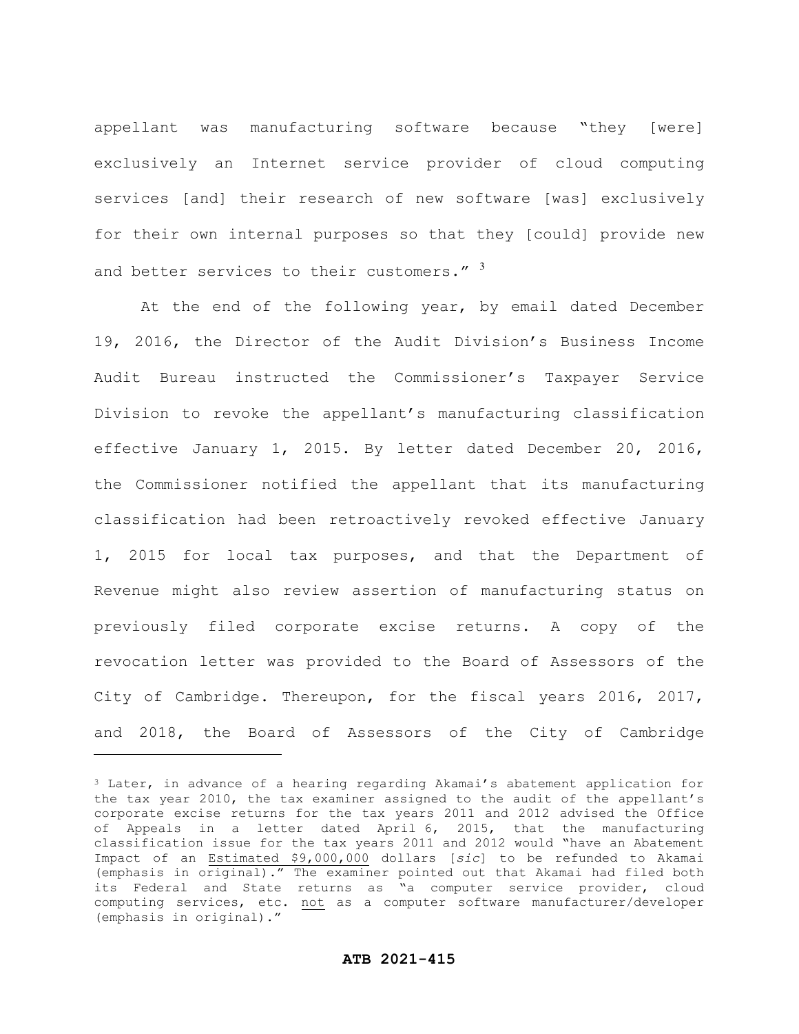appellant was manufacturing software because "they [were] exclusively an Internet service provider of cloud computing services [and] their research of new software [was] exclusively for their own internal purposes so that they [could] provide new and better services to their customers." [3]

At the end of the following year, by email dated December 19, 2016, the Director of the Audit Division's Business Income Audit Bureau instructed the Commissioner's Taxpayer Service Division to revoke the appellant's manufacturing classification effective January 1, 2015. By letter dated December 20, 2016, the Commissioner notified the appellant that its manufacturing classification had been retroactively revoked effective January 1, 2015 for local tax purposes, and that the Department of Revenue might also review assertion of manufacturing status on previously filed corporate excise returns. A copy of the revocation letter was provided to the Board of Assessors of the City of Cambridge. Thereupon, for the fiscal years 2016, 2017, and 2018, the Board of Assessors of the City of Cambridge

---

[3] Later, in advance of a hearing regarding Akamai's abatement application for the tax year 2010, the tax examiner assigned to the audit of the appellant's corporate excise returns for the tax years 2011 and 2012 advised the Office of Appeals in a letter dated April 6, 2015, that the manufacturing classification issue for the tax years 2011 and 2012 would "have an Abatement Impact of an <u>Estimated $9,000,000</u> dollars [*sic*] to be refunded to Akamai (emphasis in original)." The examiner pointed out that Akamai had filed both its Federal and State returns as "a computer service provider, cloud computing services, etc. <u>not</u> as a computer software manufacturer/developer (emphasis in original)."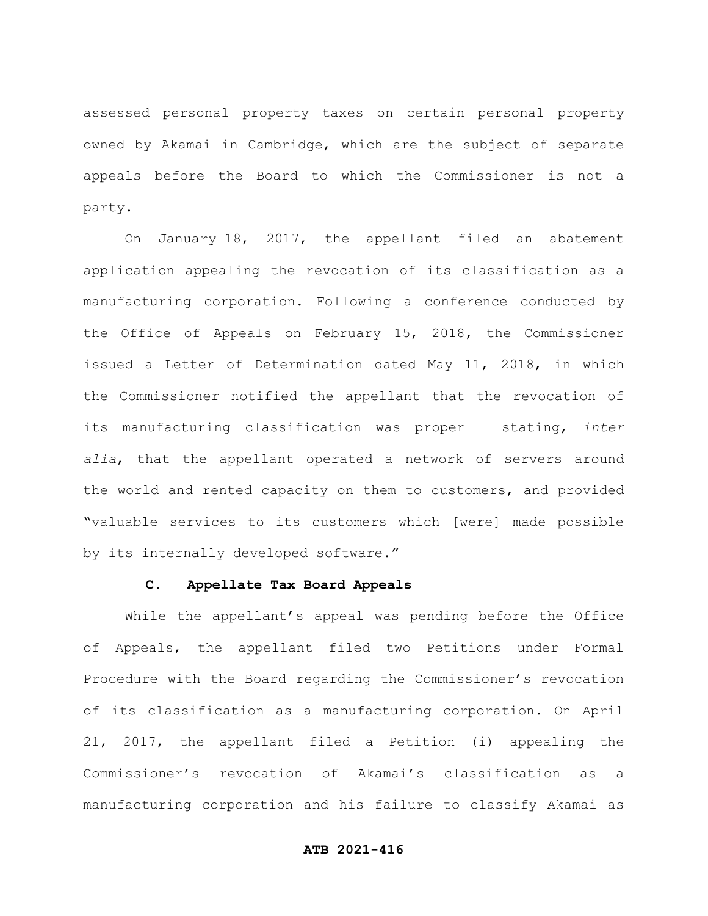assessed personal property taxes on certain personal property owned by Akamai in Cambridge, which are the subject of separate appeals before the Board to which the Commissioner is not a party.

On January 18, 2017, the appellant filed an abatement application appealing the revocation of its classification as a manufacturing corporation. Following a conference conducted by the Office of Appeals on February 15, 2018, the Commissioner issued a Letter of Determination dated May 11, 2018, in which the Commissioner notified the appellant that the revocation of its manufacturing classification was proper – stating, *inter alia*, that the appellant operated a network of servers around the world and rented capacity on them to customers, and provided "valuable services to its customers which [were] made possible by its internally developed software."

### C. Appellate Tax Board Appeals

While the appellant's appeal was pending before the Office of Appeals, the appellant filed two Petitions under Formal Procedure with the Board regarding the Commissioner's revocation of its classification as a manufacturing corporation. On April 21, 2017, the appellant filed a Petition (i) appealing the Commissioner's revocation of Akamai's classification as a manufacturing corporation and his failure to classify Akamai as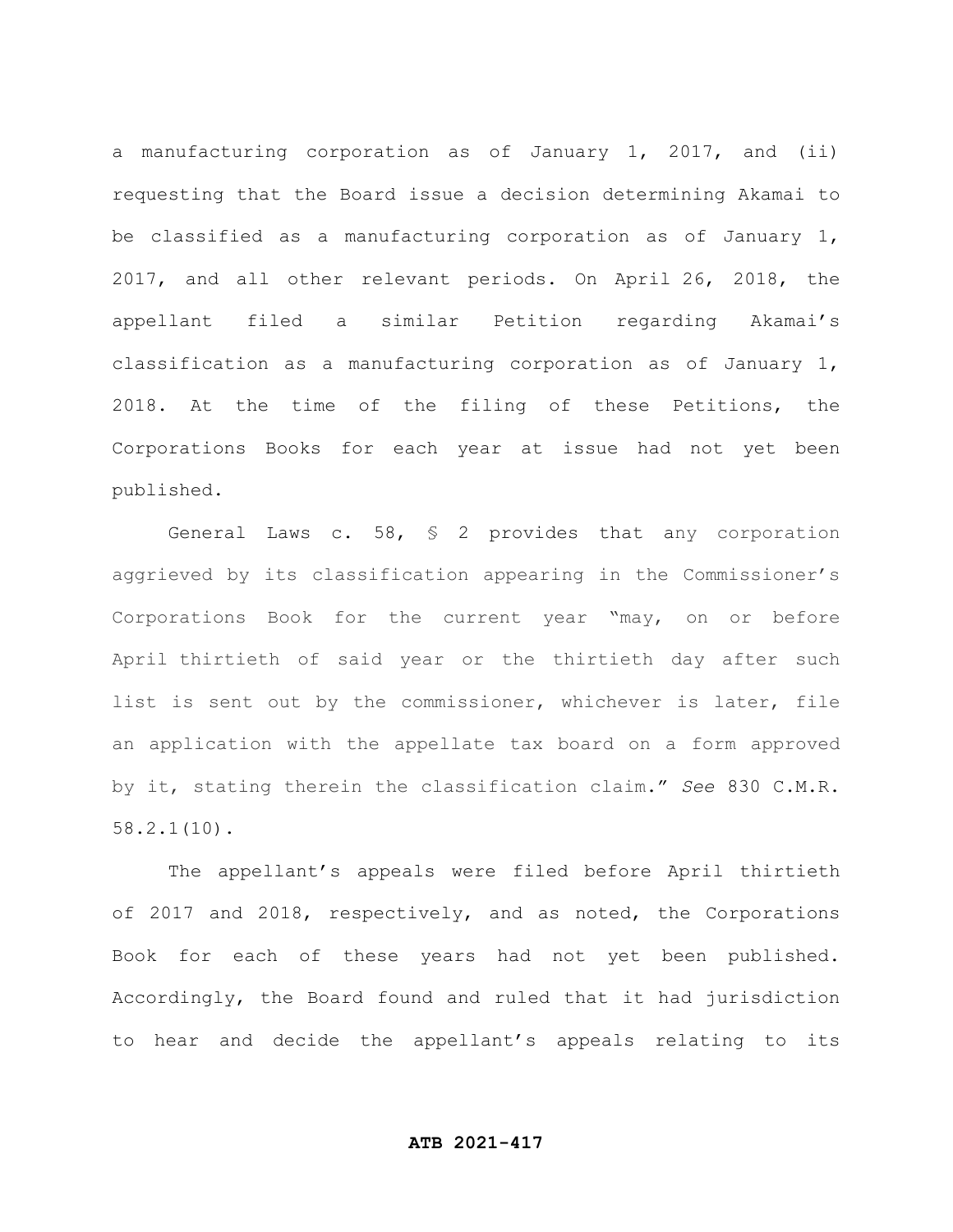a manufacturing corporation as of January 1, 2017, and (ii) requesting that the Board issue a decision determining Akamai to be classified as a manufacturing corporation as of January 1, 2017, and all other relevant periods. On April 26, 2018, the appellant filed a similar Petition regarding Akamai's classification as a manufacturing corporation as of January 1, 2018. At the time of the filing of these Petitions, the Corporations Books for each year at issue had not yet been published.

General Laws c. 58, § 2 provides that any corporation aggrieved by its classification appearing in the Commissioner's Corporations Book for the current year "may, on or before April thirtieth of said year or the thirtieth day after such list is sent out by the commissioner, whichever is later, file an application with the appellate tax board on a form approved by it, stating therein the classification claim." *See* 830 C.M.R. 58.2.1(10).

The appellant's appeals were filed before April thirtieth of 2017 and 2018, respectively, and as noted, the Corporations Book for each of these years had not yet been published. Accordingly, the Board found and ruled that it had jurisdiction to hear and decide the appellant's appeals relating to its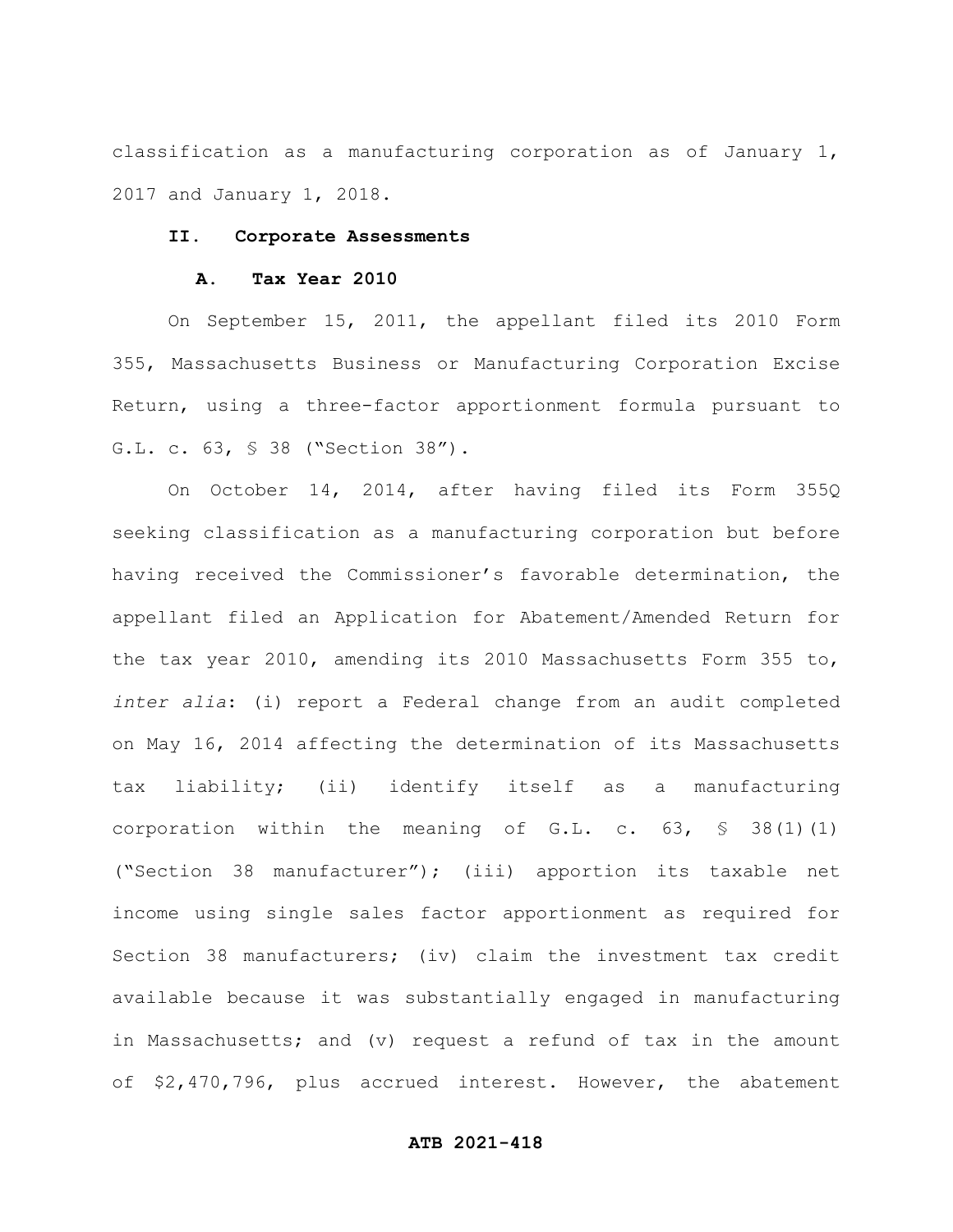classification as a manufacturing corporation as of January 1, 2017 and January 1, 2018.

## II. Corporate Assessments

### A. Tax Year 2010

On September 15, 2011, the appellant filed its 2010 Form 355, Massachusetts Business or Manufacturing Corporation Excise Return, using a three-factor apportionment formula pursuant to G.L. c. 63, § 38 ("Section 38").

On October 14, 2014, after having filed its Form 355Q seeking classification as a manufacturing corporation but before having received the Commissioner's favorable determination, the appellant filed an Application for Abatement/Amended Return for the tax year 2010, amending its 2010 Massachusetts Form 355 to, *inter alia*: (i) report a Federal change from an audit completed on May 16, 2014 affecting the determination of its Massachusetts tax liability; (ii) identify itself as a manufacturing corporation within the meaning of G.L. c. 63, § 38(1)(1) ("Section 38 manufacturer"); (iii) apportion its taxable net income using single sales factor apportionment as required for Section 38 manufacturers; (iv) claim the investment tax credit available because it was substantially engaged in manufacturing in Massachusetts; and (v) request a refund of tax in the amount of $2,470,796, plus accrued interest. However, the abatement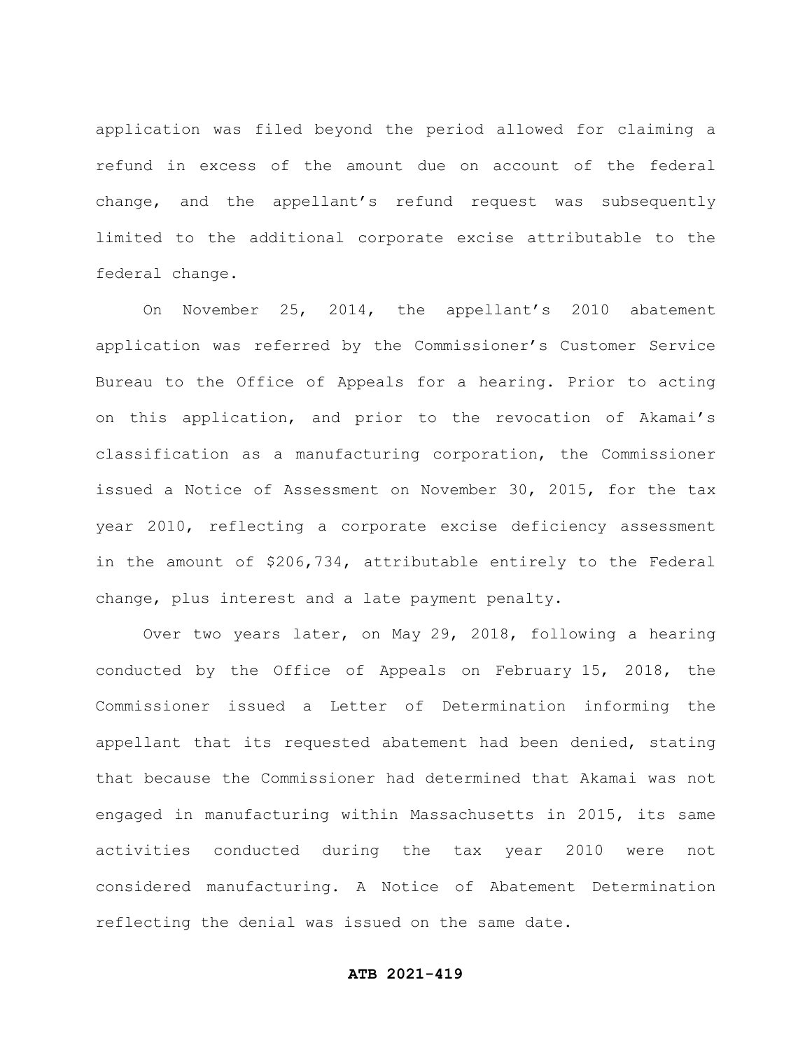application was filed beyond the period allowed for claiming a refund in excess of the amount due on account of the federal change, and the appellant's refund request was subsequently limited to the additional corporate excise attributable to the federal change.

On November 25, 2014, the appellant's 2010 abatement application was referred by the Commissioner's Customer Service Bureau to the Office of Appeals for a hearing. Prior to acting on this application, and prior to the revocation of Akamai's classification as a manufacturing corporation, the Commissioner issued a Notice of Assessment on November 30, 2015, for the tax year 2010, reflecting a corporate excise deficiency assessment in the amount of $206,734, attributable entirely to the Federal change, plus interest and a late payment penalty.

Over two years later, on May 29, 2018, following a hearing conducted by the Office of Appeals on February 15, 2018, the Commissioner issued a Letter of Determination informing the appellant that its requested abatement had been denied, stating that because the Commissioner had determined that Akamai was not engaged in manufacturing within Massachusetts in 2015, its same activities conducted during the tax year 2010 were not considered manufacturing. A Notice of Abatement Determination reflecting the denial was issued on the same date.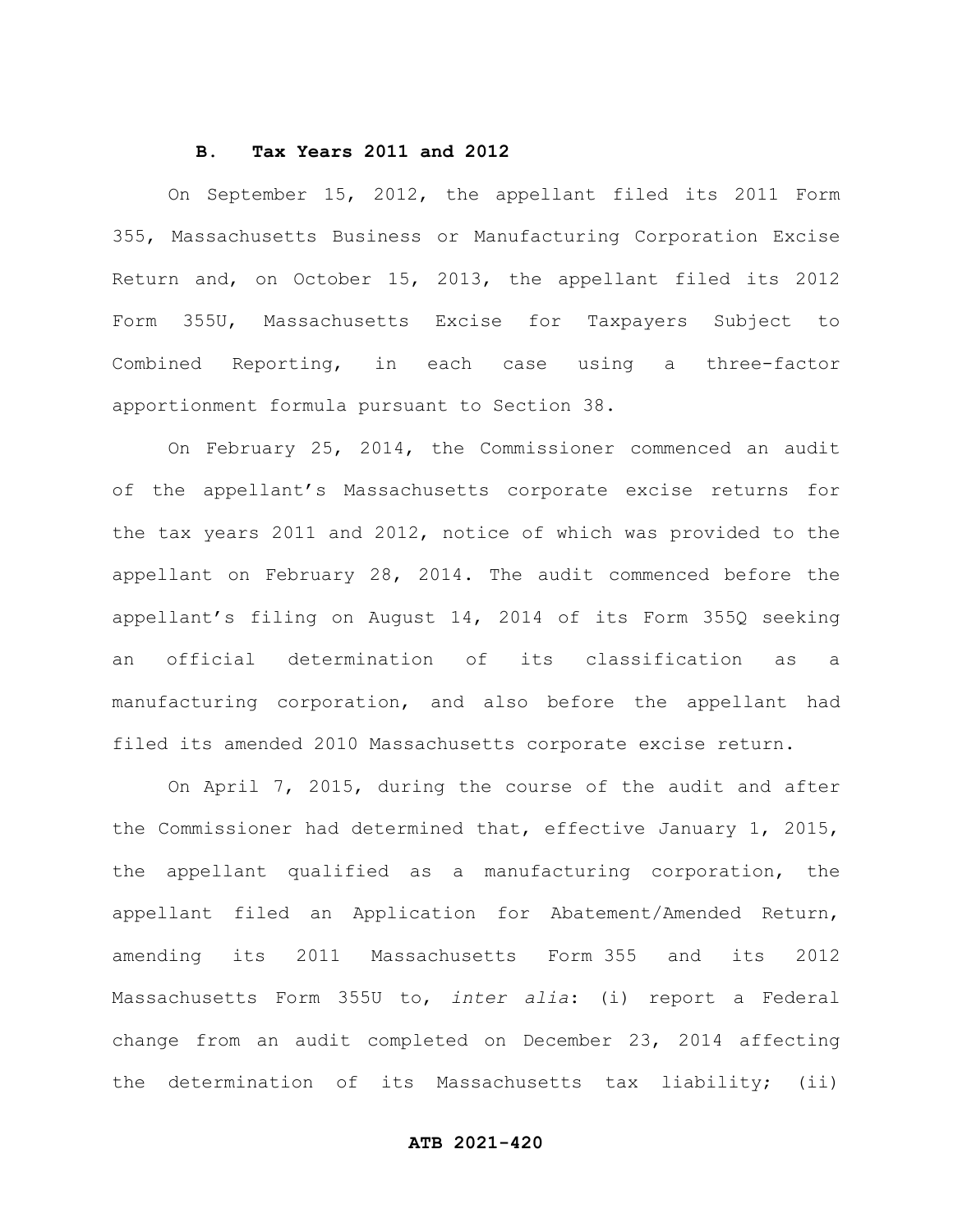### B. Tax Years 2011 and 2012

On September 15, 2012, the appellant filed its 2011 Form 355, Massachusetts Business or Manufacturing Corporation Excise Return and, on October 15, 2013, the appellant filed its 2012 Form 355U, Massachusetts Excise for Taxpayers Subject to Combined Reporting, in each case using a three-factor apportionment formula pursuant to Section 38.

On February 25, 2014, the Commissioner commenced an audit of the appellant's Massachusetts corporate excise returns for the tax years 2011 and 2012, notice of which was provided to the appellant on February 28, 2014. The audit commenced before the appellant's filing on August 14, 2014 of its Form 355Q seeking an official determination of its classification as a manufacturing corporation, and also before the appellant had filed its amended 2010 Massachusetts corporate excise return.

On April 7, 2015, during the course of the audit and after the Commissioner had determined that, effective January 1, 2015, the appellant qualified as a manufacturing corporation, the appellant filed an Application for Abatement/Amended Return, amending its 2011 Massachusetts Form 355 and its 2012 Massachusetts Form 355U to, *inter alia*: (i) report a Federal change from an audit completed on December 23, 2014 affecting the determination of its Massachusetts tax liability; (ii)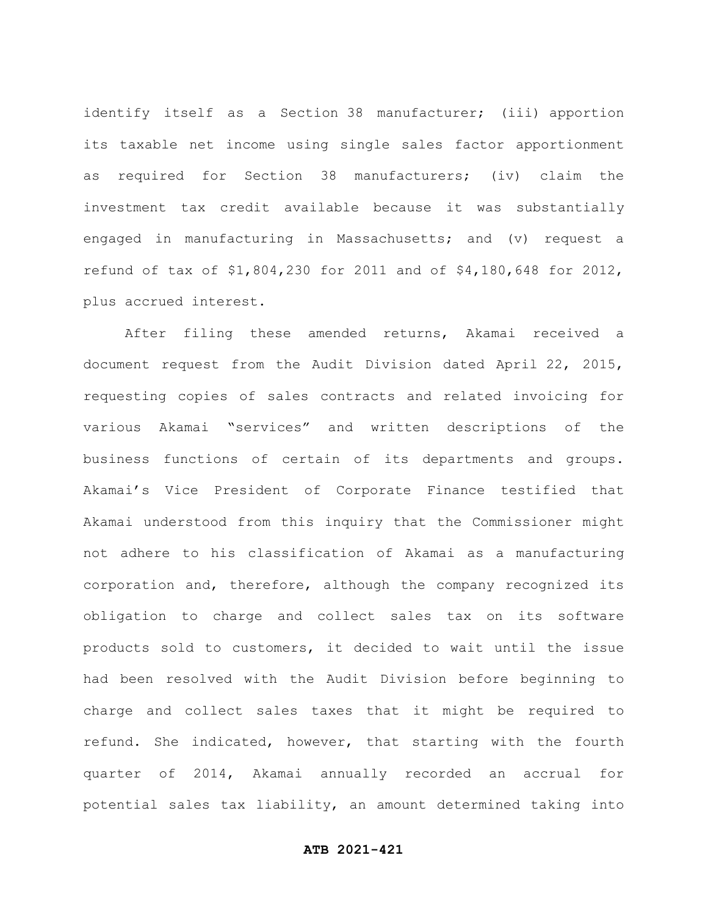identify itself as a Section 38 manufacturer; (iii) apportion its taxable net income using single sales factor apportionment as required for Section 38 manufacturers; (iv) claim the investment tax credit available because it was substantially engaged in manufacturing in Massachusetts; and (v) request a refund of tax of $1,804,230 for 2011 and of $4,180,648 for 2012, plus accrued interest.

After filing these amended returns, Akamai received a document request from the Audit Division dated April 22, 2015, requesting copies of sales contracts and related invoicing for various Akamai "services" and written descriptions of the business functions of certain of its departments and groups. Akamai's Vice President of Corporate Finance testified that Akamai understood from this inquiry that the Commissioner might not adhere to his classification of Akamai as a manufacturing corporation and, therefore, although the company recognized its obligation to charge and collect sales tax on its software products sold to customers, it decided to wait until the issue had been resolved with the Audit Division before beginning to charge and collect sales taxes that it might be required to refund. She indicated, however, that starting with the fourth quarter of 2014, Akamai annually recorded an accrual for potential sales tax liability, an amount determined taking into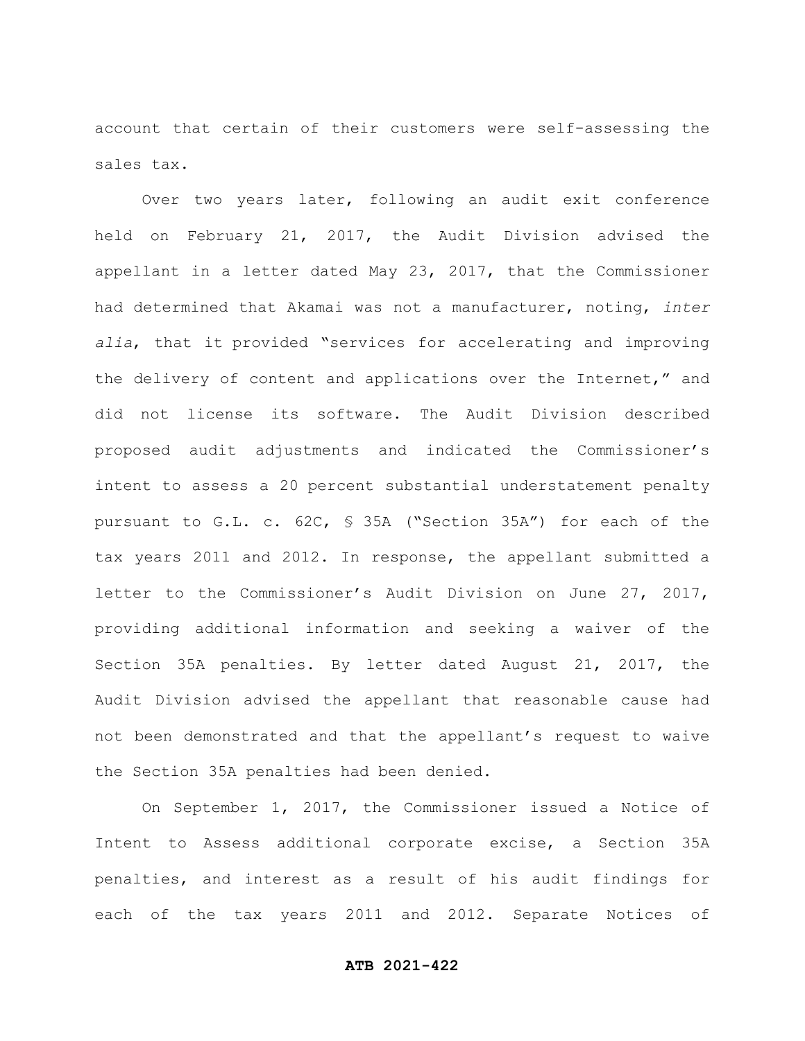account that certain of their customers were self-assessing the sales tax.

Over two years later, following an audit exit conference held on February 21, 2017, the Audit Division advised the appellant in a letter dated May 23, 2017, that the Commissioner had determined that Akamai was not a manufacturer, noting, *inter alia*, that it provided "services for accelerating and improving the delivery of content and applications over the Internet," and did not license its software. The Audit Division described proposed audit adjustments and indicated the Commissioner's intent to assess a 20 percent substantial understatement penalty pursuant to G.L. c. 62C, § 35A ("Section 35A") for each of the tax years 2011 and 2012. In response, the appellant submitted a letter to the Commissioner's Audit Division on June 27, 2017, providing additional information and seeking a waiver of the Section 35A penalties. By letter dated August 21, 2017, the Audit Division advised the appellant that reasonable cause had not been demonstrated and that the appellant's request to waive the Section 35A penalties had been denied.

On September 1, 2017, the Commissioner issued a Notice of Intent to Assess additional corporate excise, a Section 35A penalties, and interest as a result of his audit findings for each of the tax years 2011 and 2012. Separate Notices of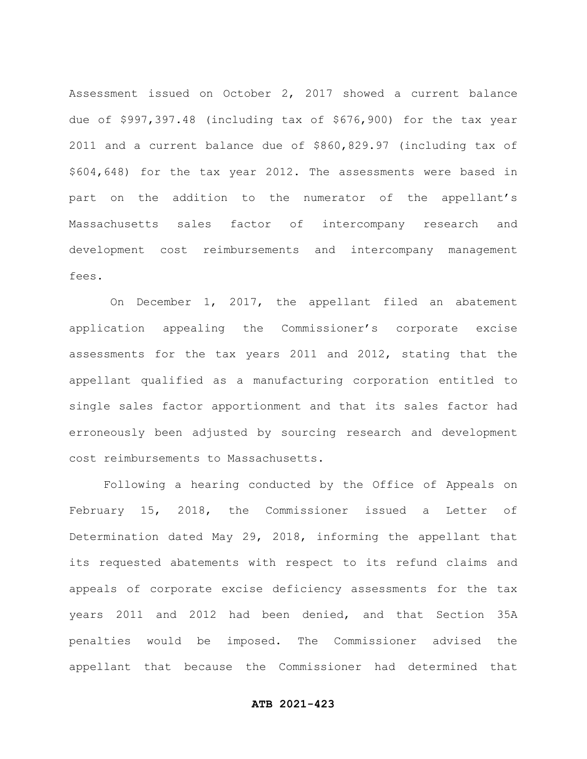Assessment issued on October 2, 2017 showed a current balance due of $997,397.48 (including tax of $676,900) for the tax year 2011 and a current balance due of $860,829.97 (including tax of $604,648) for the tax year 2012. The assessments were based in part on the addition to the numerator of the appellant's Massachusetts sales factor of intercompany research and development cost reimbursements and intercompany management fees.

On December 1, 2017, the appellant filed an abatement application appealing the Commissioner's corporate excise assessments for the tax years 2011 and 2012, stating that the appellant qualified as a manufacturing corporation entitled to single sales factor apportionment and that its sales factor had erroneously been adjusted by sourcing research and development cost reimbursements to Massachusetts.

Following a hearing conducted by the Office of Appeals on February 15, 2018, the Commissioner issued a Letter of Determination dated May 29, 2018, informing the appellant that its requested abatements with respect to its refund claims and appeals of corporate excise deficiency assessments for the tax years 2011 and 2012 had been denied, and that Section 35A penalties would be imposed. The Commissioner advised the appellant that because the Commissioner had determined that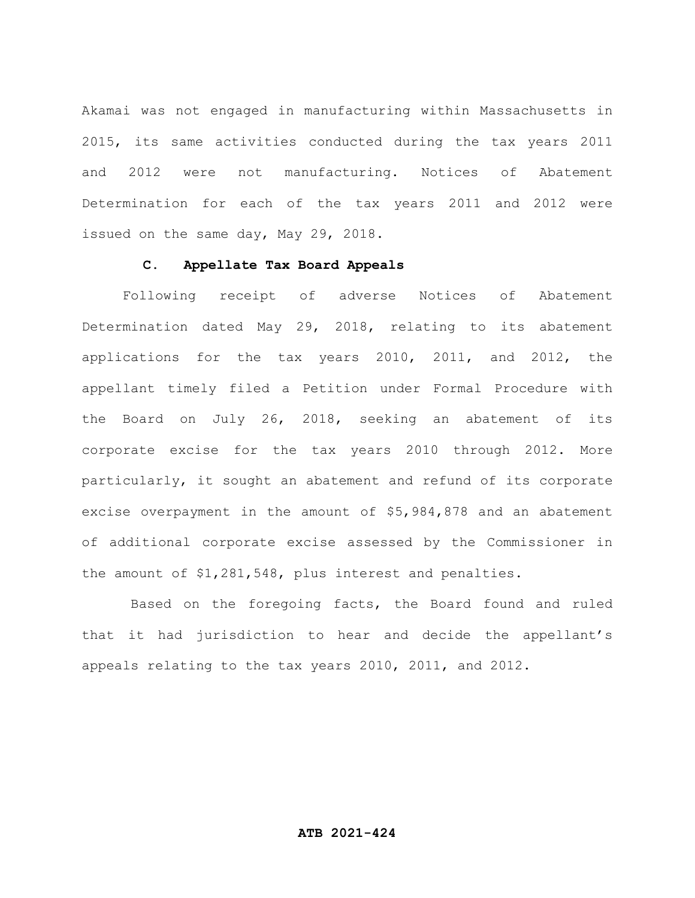Akamai was not engaged in manufacturing within Massachusetts in 2015, its same activities conducted during the tax years 2011 and 2012 were not manufacturing. Notices of Abatement Determination for each of the tax years 2011 and 2012 were issued on the same day, May 29, 2018.

### C. Appellate Tax Board Appeals

Following receipt of adverse Notices of Abatement Determination dated May 29, 2018, relating to its abatement applications for the tax years 2010, 2011, and 2012, the appellant timely filed a Petition under Formal Procedure with the Board on July 26, 2018, seeking an abatement of its corporate excise for the tax years 2010 through 2012. More particularly, it sought an abatement and refund of its corporate excise overpayment in the amount of $5,984,878 and an abatement of additional corporate excise assessed by the Commissioner in the amount of $1,281,548, plus interest and penalties.

Based on the foregoing facts, the Board found and ruled that it had jurisdiction to hear and decide the appellant's appeals relating to the tax years 2010, 2011, and 2012.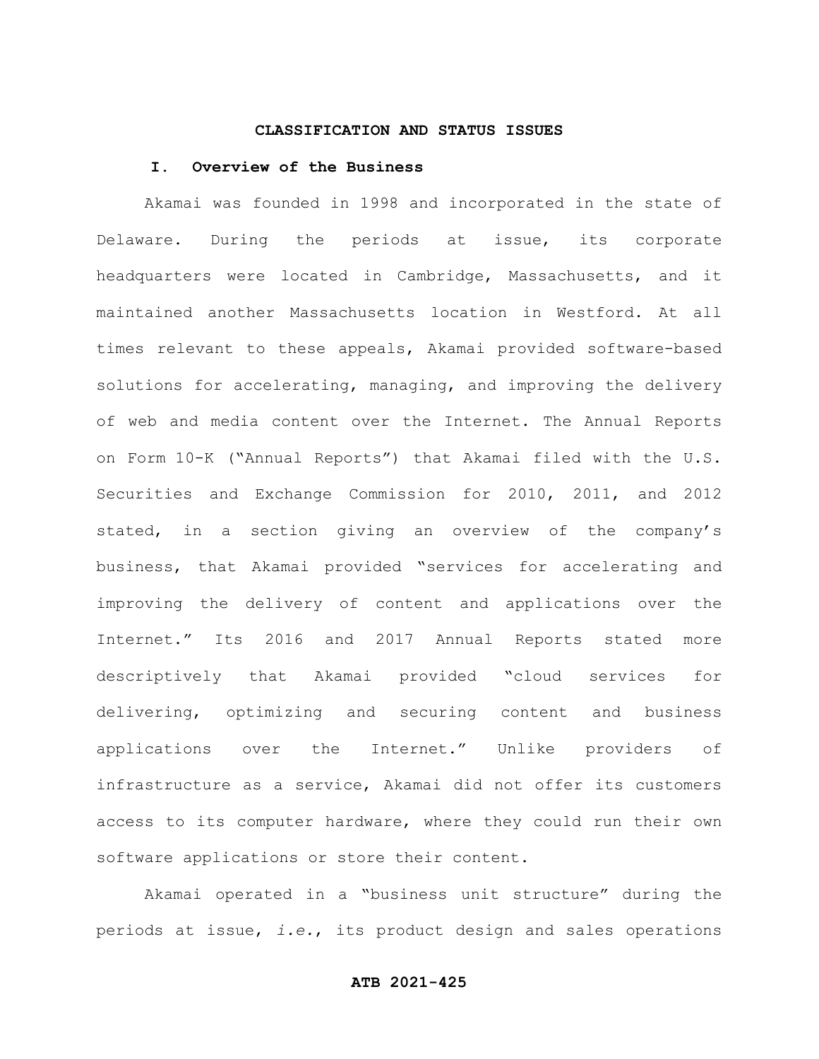## CLASSIFICATION AND STATUS ISSUES

### I. Overview of the Business

Akamai was founded in 1998 and incorporated in the state of Delaware. During the periods at issue, its corporate headquarters were located in Cambridge, Massachusetts, and it maintained another Massachusetts location in Westford. At all times relevant to these appeals, Akamai provided software-based solutions for accelerating, managing, and improving the delivery of web and media content over the Internet. The Annual Reports on Form 10-K ("Annual Reports") that Akamai filed with the U.S. Securities and Exchange Commission for 2010, 2011, and 2012 stated, in a section giving an overview of the company's business, that Akamai provided "services for accelerating and improving the delivery of content and applications over the Internet." Its 2016 and 2017 Annual Reports stated more descriptively that Akamai provided "cloud services for delivering, optimizing and securing content and business applications over the Internet." Unlike providers of infrastructure as a service, Akamai did not offer its customers access to its computer hardware, where they could run their own software applications or store their content.

Akamai operated in a "business unit structure" during the periods at issue, *i.e.*, its product design and sales operations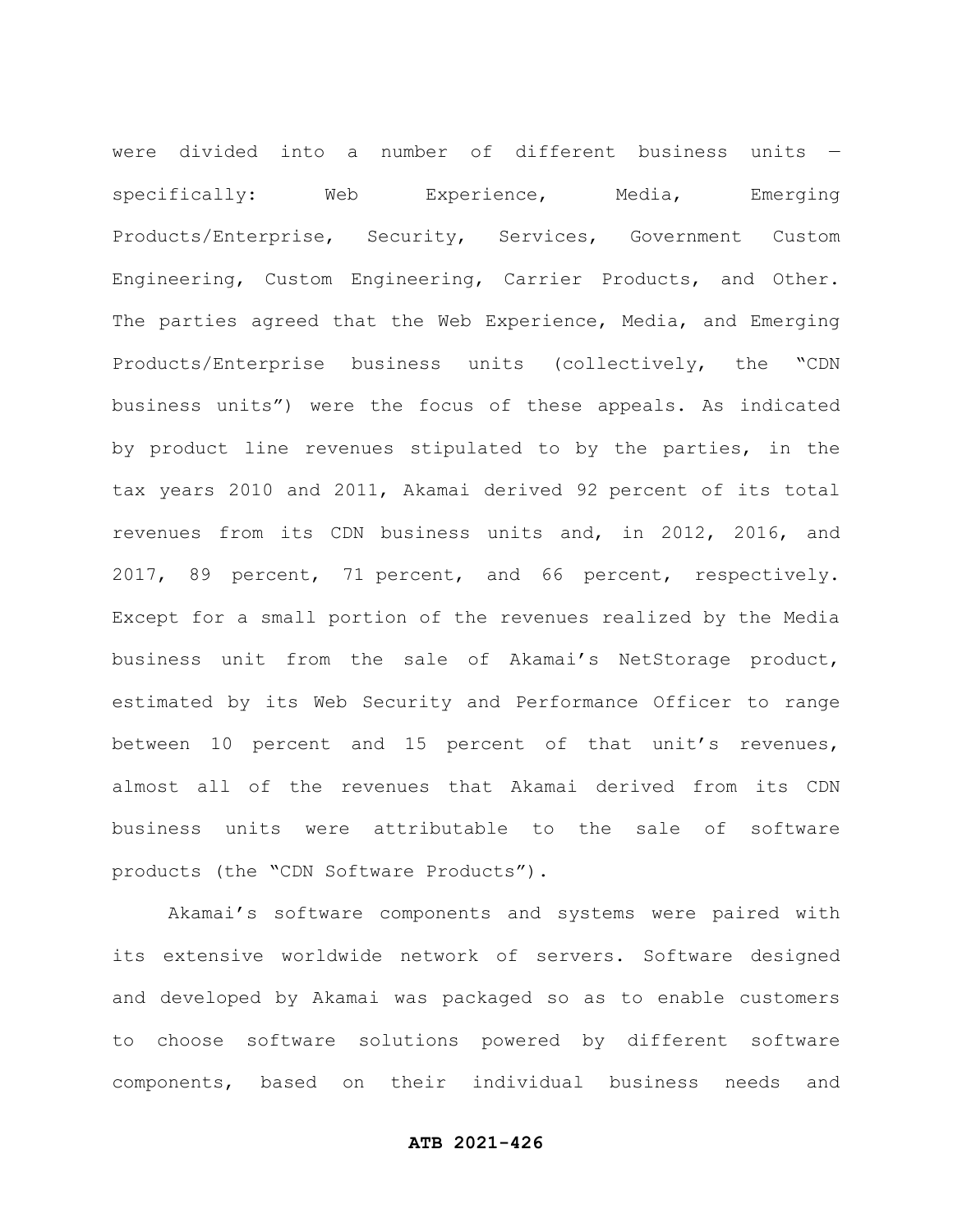were divided into a number of different business units — specifically: Web Experience, Media, Emerging Products/Enterprise, Security, Services, Government Custom Engineering, Custom Engineering, Carrier Products, and Other. The parties agreed that the Web Experience, Media, and Emerging Products/Enterprise business units (collectively, the "CDN business units") were the focus of these appeals. As indicated by product line revenues stipulated to by the parties, in the tax years 2010 and 2011, Akamai derived 92 percent of its total revenues from its CDN business units and, in 2012, 2016, and 2017, 89 percent, 71 percent, and 66 percent, respectively. Except for a small portion of the revenues realized by the Media business unit from the sale of Akamai's NetStorage product, estimated by its Web Security and Performance Officer to range between 10 percent and 15 percent of that unit's revenues, almost all of the revenues that Akamai derived from its CDN business units were attributable to the sale of software products (the "CDN Software Products").

Akamai's software components and systems were paired with its extensive worldwide network of servers. Software designed and developed by Akamai was packaged so as to enable customers to choose software solutions powered by different software components, based on their individual business needs and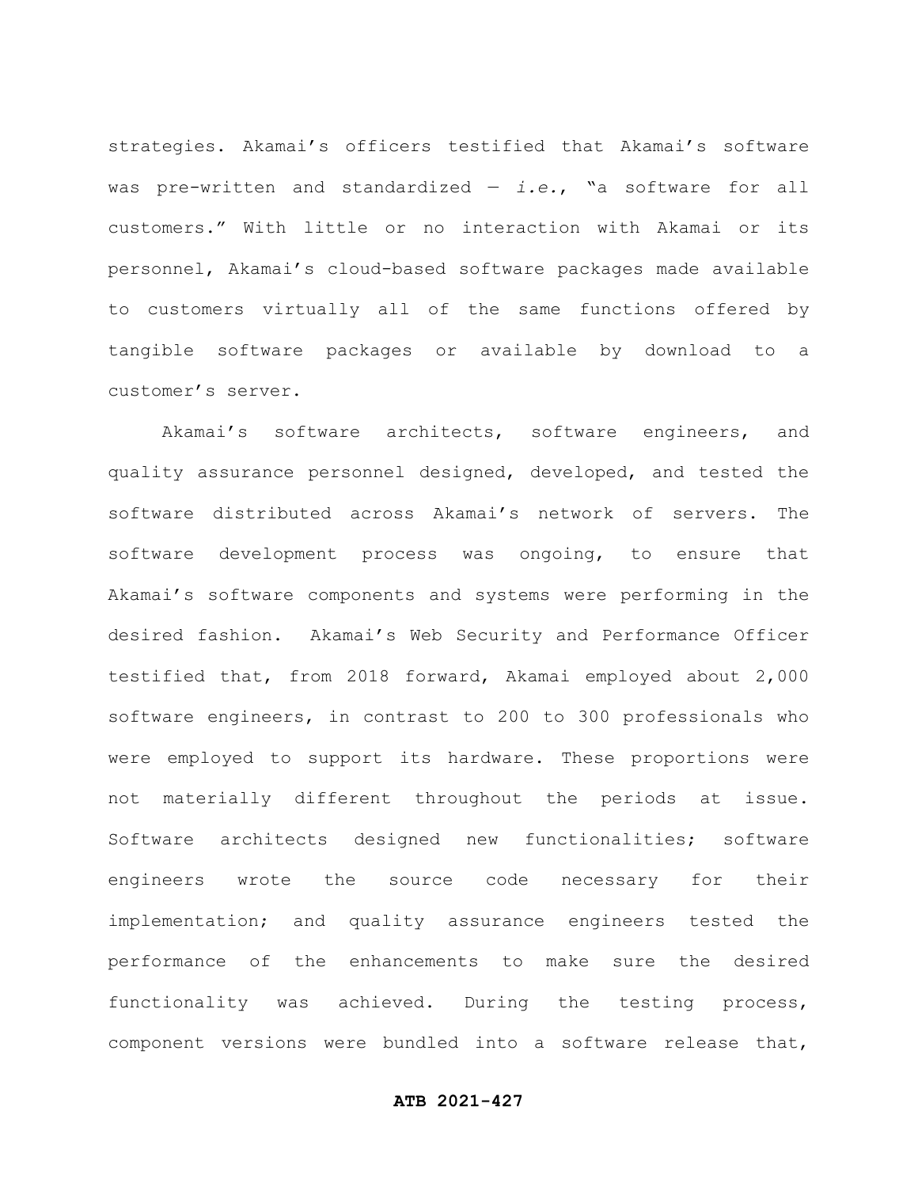strategies. Akamai's officers testified that Akamai's software was pre-written and standardized — *i.e.*, "a software for all customers." With little or no interaction with Akamai or its personnel, Akamai's cloud-based software packages made available to customers virtually all of the same functions offered by tangible software packages or available by download to a customer's server.

Akamai's software architects, software engineers, and quality assurance personnel designed, developed, and tested the software distributed across Akamai's network of servers. The software development process was ongoing, to ensure that Akamai's software components and systems were performing in the desired fashion. Akamai's Web Security and Performance Officer testified that, from 2018 forward, Akamai employed about 2,000 software engineers, in contrast to 200 to 300 professionals who were employed to support its hardware. These proportions were not materially different throughout the periods at issue. Software architects designed new functionalities; software engineers wrote the source code necessary for their implementation; and quality assurance engineers tested the performance of the enhancements to make sure the desired functionality was achieved. During the testing process, component versions were bundled into a software release that,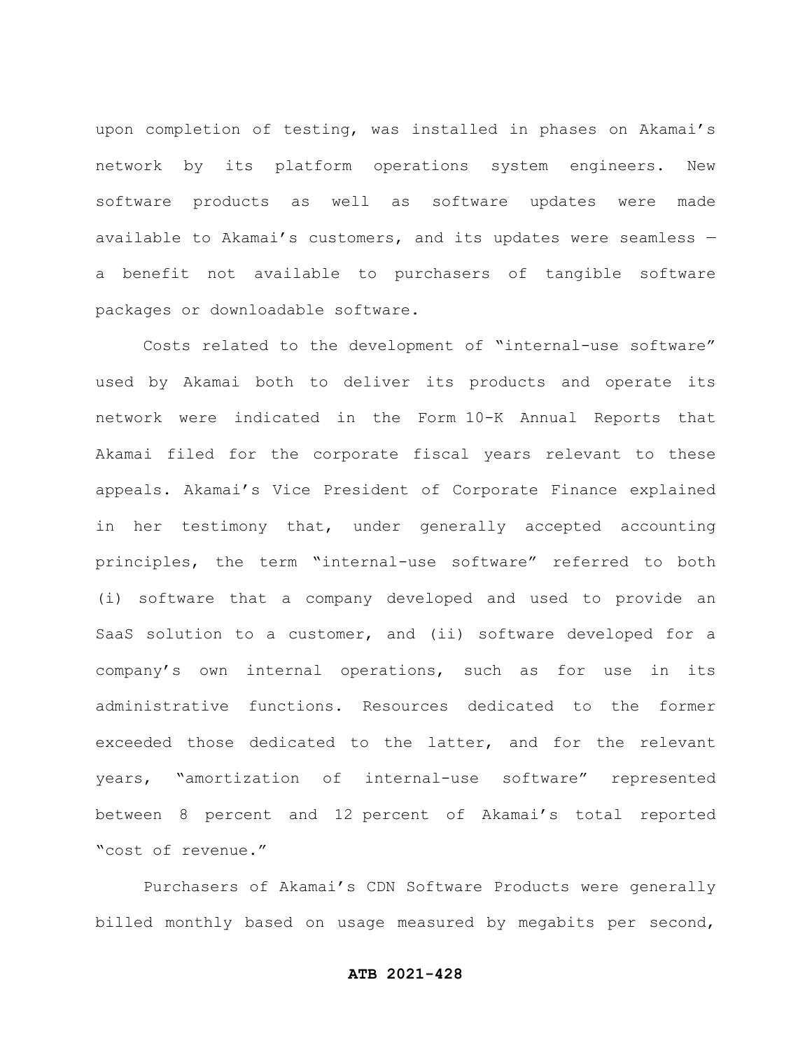upon completion of testing, was installed in phases on Akamai's network by its platform operations system engineers. New software products as well as software updates were made available to Akamai's customers, and its updates were seamless — a benefit not available to purchasers of tangible software packages or downloadable software.

Costs related to the development of "internal-use software" used by Akamai both to deliver its products and operate its network were indicated in the Form 10-K Annual Reports that Akamai filed for the corporate fiscal years relevant to these appeals. Akamai's Vice President of Corporate Finance explained in her testimony that, under generally accepted accounting principles, the term "internal-use software" referred to both (i) software that a company developed and used to provide an SaaS solution to a customer, and (ii) software developed for a company's own internal operations, such as for use in its administrative functions. Resources dedicated to the former exceeded those dedicated to the latter, and for the relevant years, "amortization of internal-use software" represented between 8 percent and 12 percent of Akamai's total reported "cost of revenue."

Purchasers of Akamai's CDN Software Products were generally billed monthly based on usage measured by megabits per second,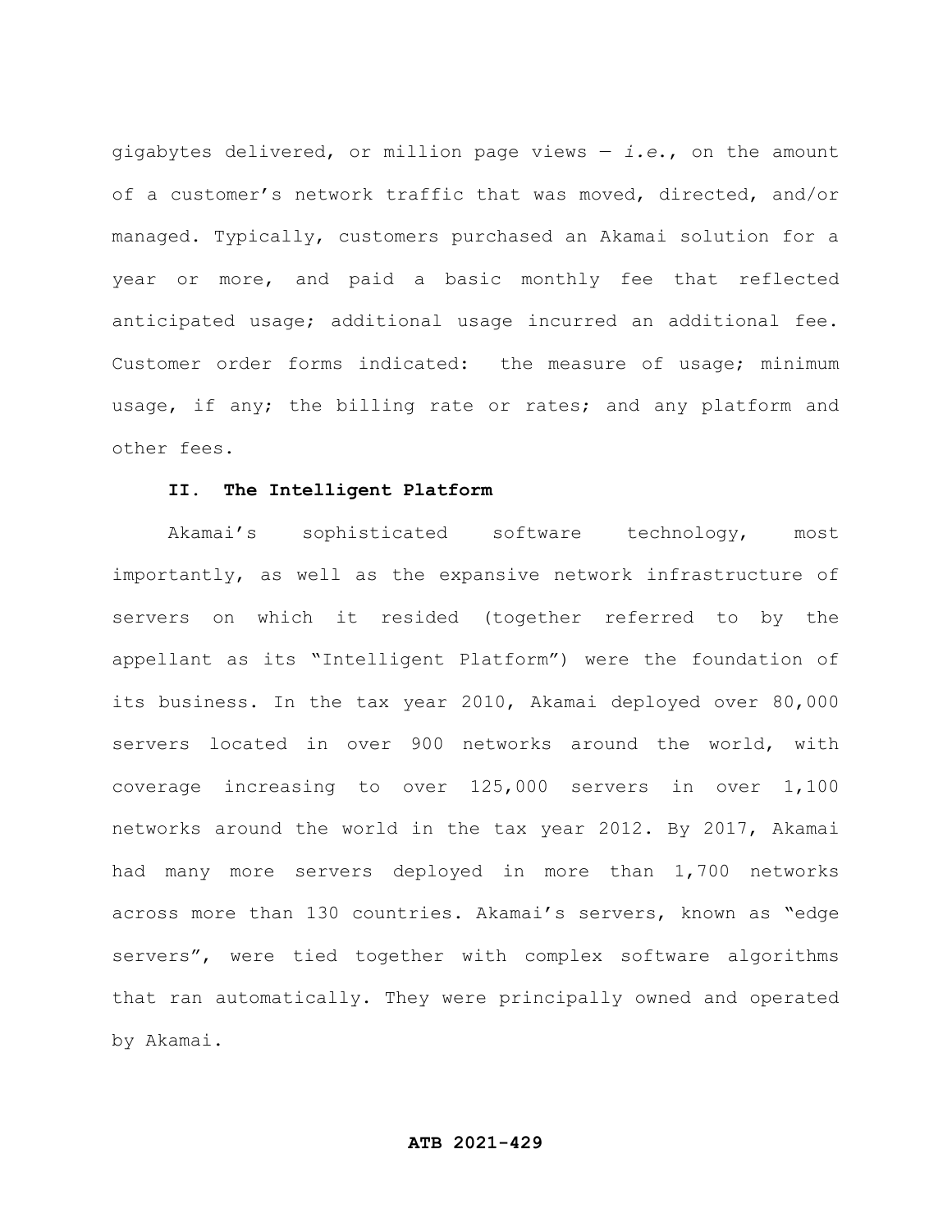gigabytes delivered, or million page views — *i.e.*, on the amount of a customer's network traffic that was moved, directed, and/or managed. Typically, customers purchased an Akamai solution for a year or more, and paid a basic monthly fee that reflected anticipated usage; additional usage incurred an additional fee. Customer order forms indicated: the measure of usage; minimum usage, if any; the billing rate or rates; and any platform and other fees.

**II. The Intelligent Platform**

Akamai's sophisticated software technology, most importantly, as well as the expansive network infrastructure of servers on which it resided (together referred to by the appellant as its "Intelligent Platform") were the foundation of its business. In the tax year 2010, Akamai deployed over 80,000 servers located in over 900 networks around the world, with coverage increasing to over 125,000 servers in over 1,100 networks around the world in the tax year 2012. By 2017, Akamai had many more servers deployed in more than 1,700 networks across more than 130 countries. Akamai's servers, known as "edge servers", were tied together with complex software algorithms that ran automatically. They were principally owned and operated by Akamai.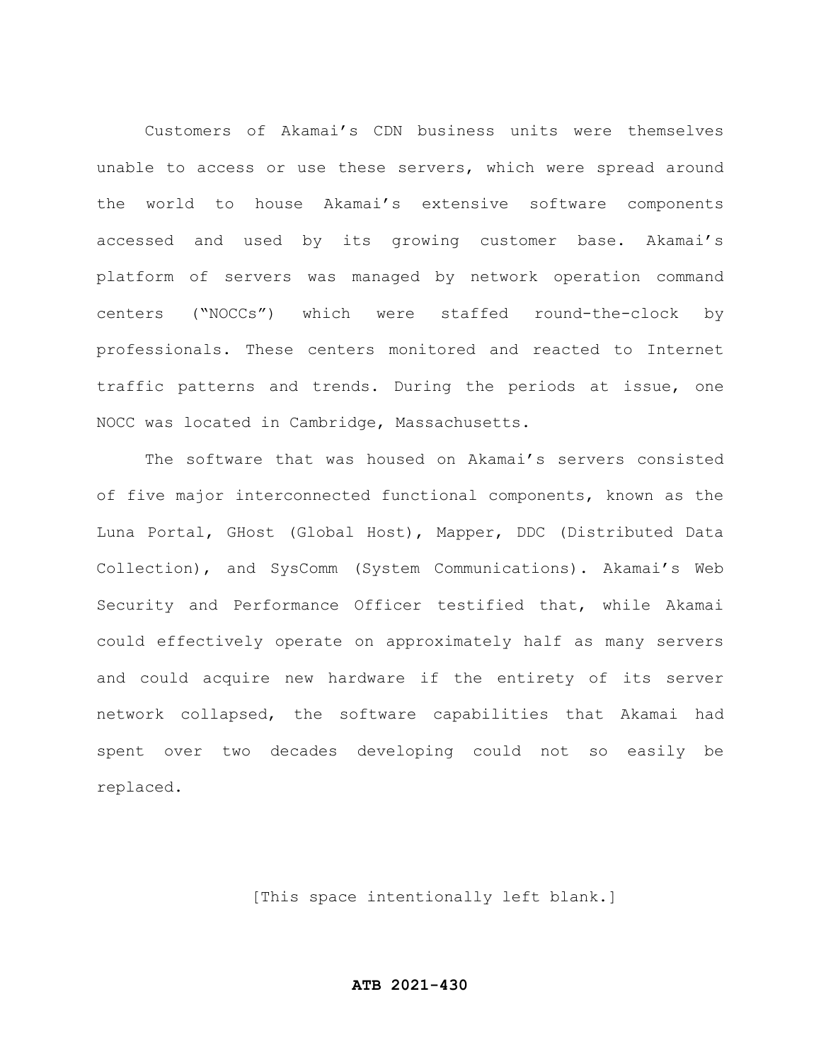Customers of Akamai's CDN business units were themselves unable to access or use these servers, which were spread around the world to house Akamai's extensive software components accessed and used by its growing customer base. Akamai's platform of servers was managed by network operation command centers ("NOCCs") which were staffed round-the-clock by professionals. These centers monitored and reacted to Internet traffic patterns and trends. During the periods at issue, one NOCC was located in Cambridge, Massachusetts.

The software that was housed on Akamai's servers consisted of five major interconnected functional components, known as the Luna Portal, GHost (Global Host), Mapper, DDC (Distributed Data Collection), and SysComm (System Communications). Akamai's Web Security and Performance Officer testified that, while Akamai could effectively operate on approximately half as many servers and could acquire new hardware if the entirety of its server network collapsed, the software capabilities that Akamai had spent over two decades developing could not so easily be replaced.

[This space intentionally left blank.]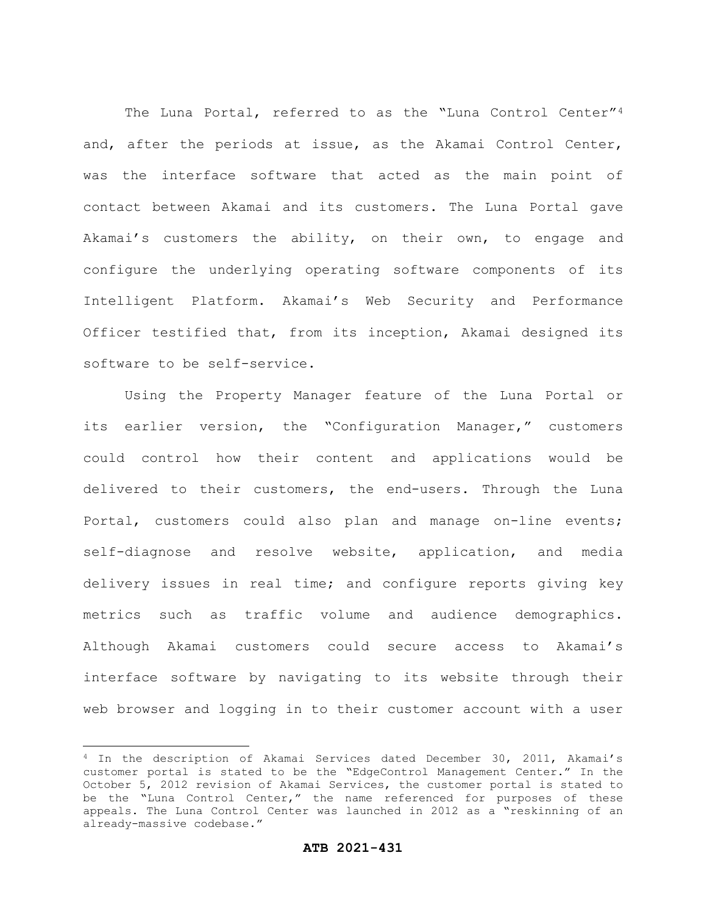The Luna Portal, referred to as the "Luna Control Center"[4] and, after the periods at issue, as the Akamai Control Center, was the interface software that acted as the main point of contact between Akamai and its customers. The Luna Portal gave Akamai's customers the ability, on their own, to engage and configure the underlying operating software components of its Intelligent Platform. Akamai's Web Security and Performance Officer testified that, from its inception, Akamai designed its software to be self-service.

Using the Property Manager feature of the Luna Portal or its earlier version, the "Configuration Manager," customers could control how their content and applications would be delivered to their customers, the end-users. Through the Luna Portal, customers could also plan and manage on-line events; self-diagnose and resolve website, application, and media delivery issues in real time; and configure reports giving key metrics such as traffic volume and audience demographics. Although Akamai customers could secure access to Akamai's interface software by navigating to its website through their web browser and logging in to their customer account with a user

---

[4] In the description of Akamai Services dated December 30, 2011, Akamai's customer portal is stated to be the "EdgeControl Management Center." In the October 5, 2012 revision of Akamai Services, the customer portal is stated to be the "Luna Control Center," the name referenced for purposes of these appeals. The Luna Control Center was launched in 2012 as a "reskinning of an already-massive codebase."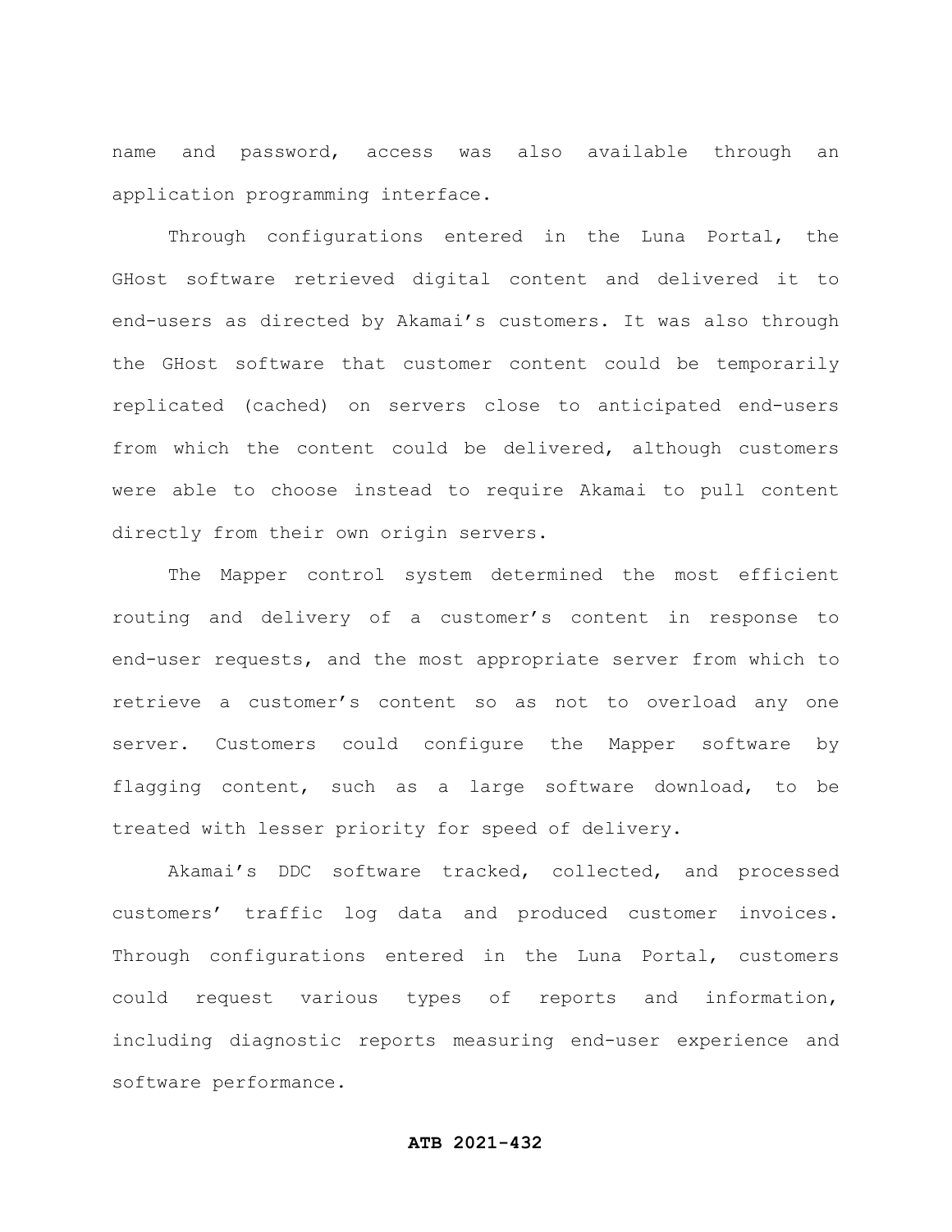name and password, access was also available through an application programming interface.

Through configurations entered in the Luna Portal, the GHost software retrieved digital content and delivered it to end-users as directed by Akamai's customers. It was also through the GHost software that customer content could be temporarily replicated (cached) on servers close to anticipated end-users from which the content could be delivered, although customers were able to choose instead to require Akamai to pull content directly from their own origin servers.

The Mapper control system determined the most efficient routing and delivery of a customer's content in response to end-user requests, and the most appropriate server from which to retrieve a customer's content so as not to overload any one server. Customers could configure the Mapper software by flagging content, such as a large software download, to be treated with lesser priority for speed of delivery.

Akamai's DDC software tracked, collected, and processed customers' traffic log data and produced customer invoices. Through configurations entered in the Luna Portal, customers could request various types of reports and information, including diagnostic reports measuring end-user experience and software performance.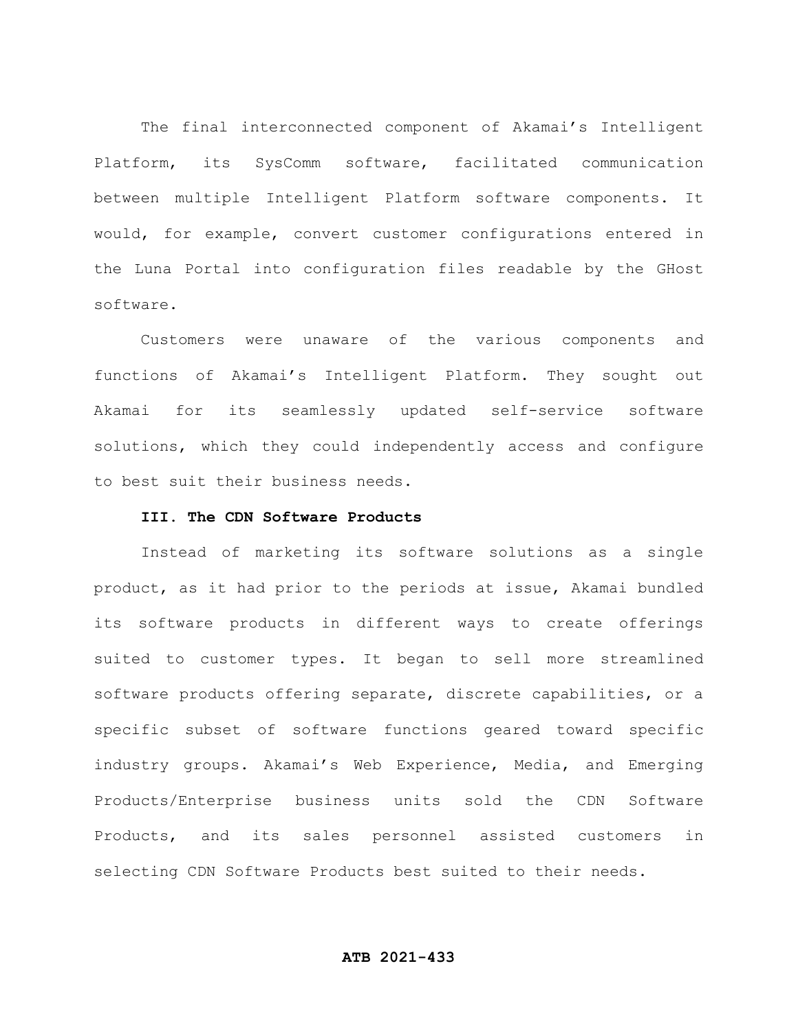The final interconnected component of Akamai's Intelligent Platform, its SysComm software, facilitated communication between multiple Intelligent Platform software components. It would, for example, convert customer configurations entered in the Luna Portal into configuration files readable by the GHost software.

Customers were unaware of the various components and functions of Akamai's Intelligent Platform. They sought out Akamai for its seamlessly updated self-service software solutions, which they could independently access and configure to best suit their business needs.

### III. The CDN Software Products

Instead of marketing its software solutions as a single product, as it had prior to the periods at issue, Akamai bundled its software products in different ways to create offerings suited to customer types. It began to sell more streamlined software products offering separate, discrete capabilities, or a specific subset of software functions geared toward specific industry groups. Akamai's Web Experience, Media, and Emerging Products/Enterprise business units sold the CDN Software Products, and its sales personnel assisted customers in selecting CDN Software Products best suited to their needs.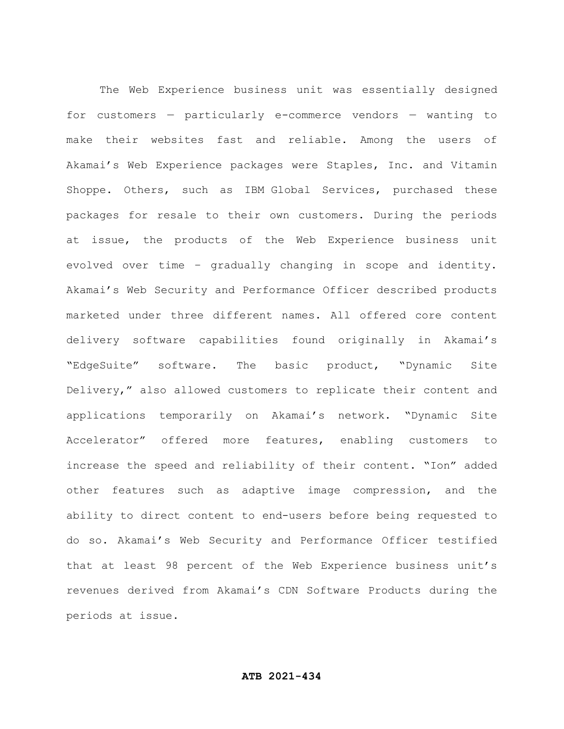The Web Experience business unit was essentially designed for customers — particularly e-commerce vendors — wanting to make their websites fast and reliable. Among the users of Akamai's Web Experience packages were Staples, Inc. and Vitamin Shoppe. Others, such as IBM Global Services, purchased these packages for resale to their own customers. During the periods at issue, the products of the Web Experience business unit evolved over time – gradually changing in scope and identity. Akamai's Web Security and Performance Officer described products marketed under three different names. All offered core content delivery software capabilities found originally in Akamai's "EdgeSuite" software. The basic product, "Dynamic Site Delivery," also allowed customers to replicate their content and applications temporarily on Akamai's network. "Dynamic Site Accelerator" offered more features, enabling customers to increase the speed and reliability of their content. "Ion" added other features such as adaptive image compression, and the ability to direct content to end-users before being requested to do so. Akamai's Web Security and Performance Officer testified that at least 98 percent of the Web Experience business unit's revenues derived from Akamai's CDN Software Products during the periods at issue.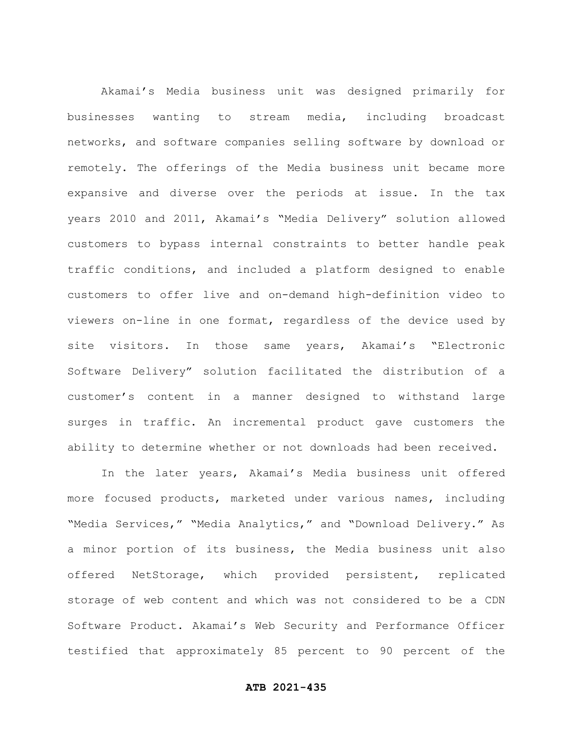Akamai's Media business unit was designed primarily for businesses wanting to stream media, including broadcast networks, and software companies selling software by download or remotely. The offerings of the Media business unit became more expansive and diverse over the periods at issue. In the tax years 2010 and 2011, Akamai's "Media Delivery" solution allowed customers to bypass internal constraints to better handle peak traffic conditions, and included a platform designed to enable customers to offer live and on-demand high-definition video to viewers on-line in one format, regardless of the device used by site visitors. In those same years, Akamai's "Electronic Software Delivery" solution facilitated the distribution of a customer's content in a manner designed to withstand large surges in traffic. An incremental product gave customers the ability to determine whether or not downloads had been received.

In the later years, Akamai's Media business unit offered more focused products, marketed under various names, including "Media Services," "Media Analytics," and "Download Delivery." As a minor portion of its business, the Media business unit also offered NetStorage, which provided persistent, replicated storage of web content and which was not considered to be a CDN Software Product. Akamai's Web Security and Performance Officer testified that approximately 85 percent to 90 percent of the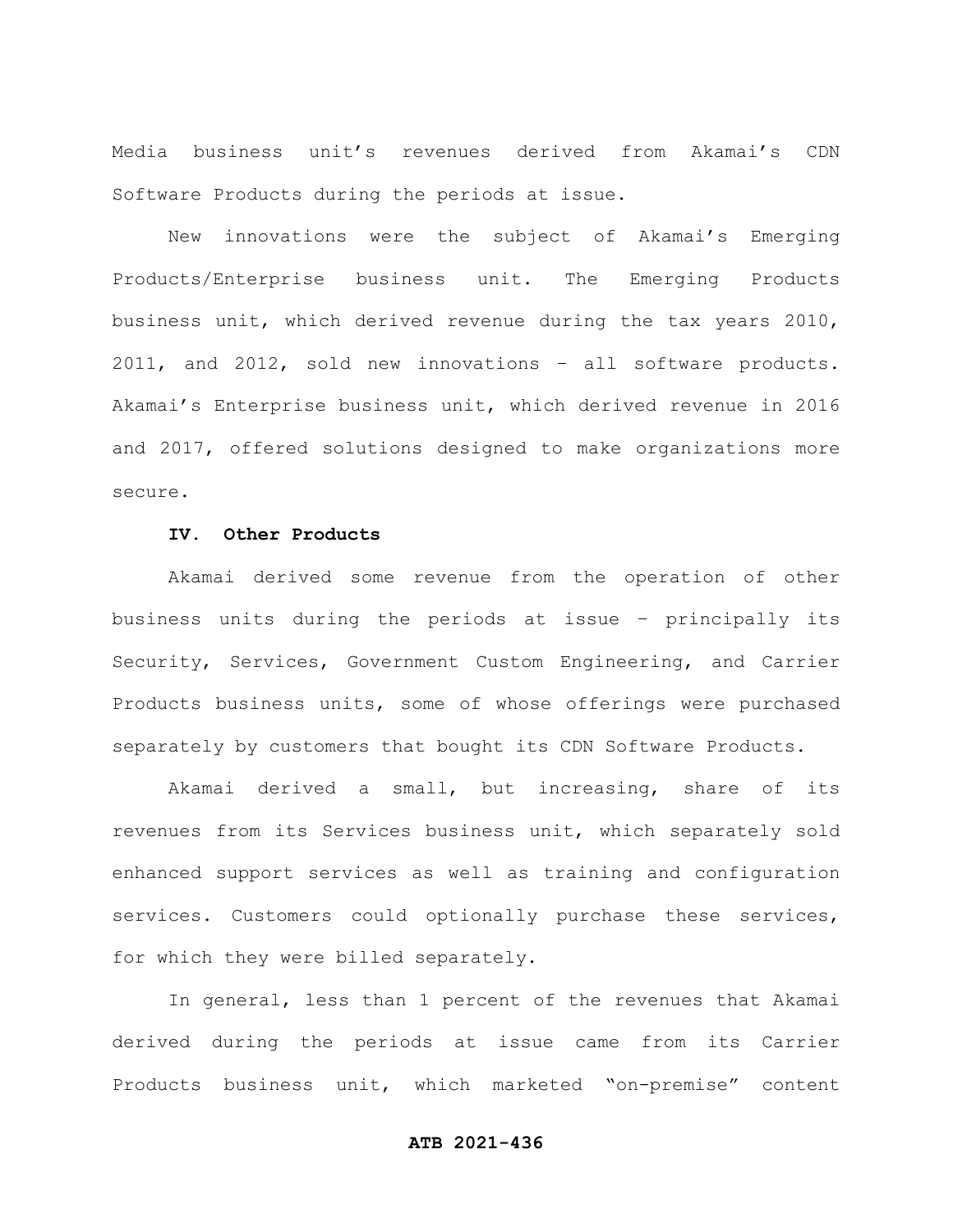Media business unit's revenues derived from Akamai's CDN Software Products during the periods at issue.

New innovations were the subject of Akamai's Emerging Products/Enterprise business unit. The Emerging Products business unit, which derived revenue during the tax years 2010, 2011, and 2012, sold new innovations – all software products. Akamai's Enterprise business unit, which derived revenue in 2016 and 2017, offered solutions designed to make organizations more secure.

**IV. Other Products**

Akamai derived some revenue from the operation of other business units during the periods at issue – principally its Security, Services, Government Custom Engineering, and Carrier Products business units, some of whose offerings were purchased separately by customers that bought its CDN Software Products.

Akamai derived a small, but increasing, share of its revenues from its Services business unit, which separately sold enhanced support services as well as training and configuration services. Customers could optionally purchase these services, for which they were billed separately.

In general, less than 1 percent of the revenues that Akamai derived during the periods at issue came from its Carrier Products business unit, which marketed "on-premise" content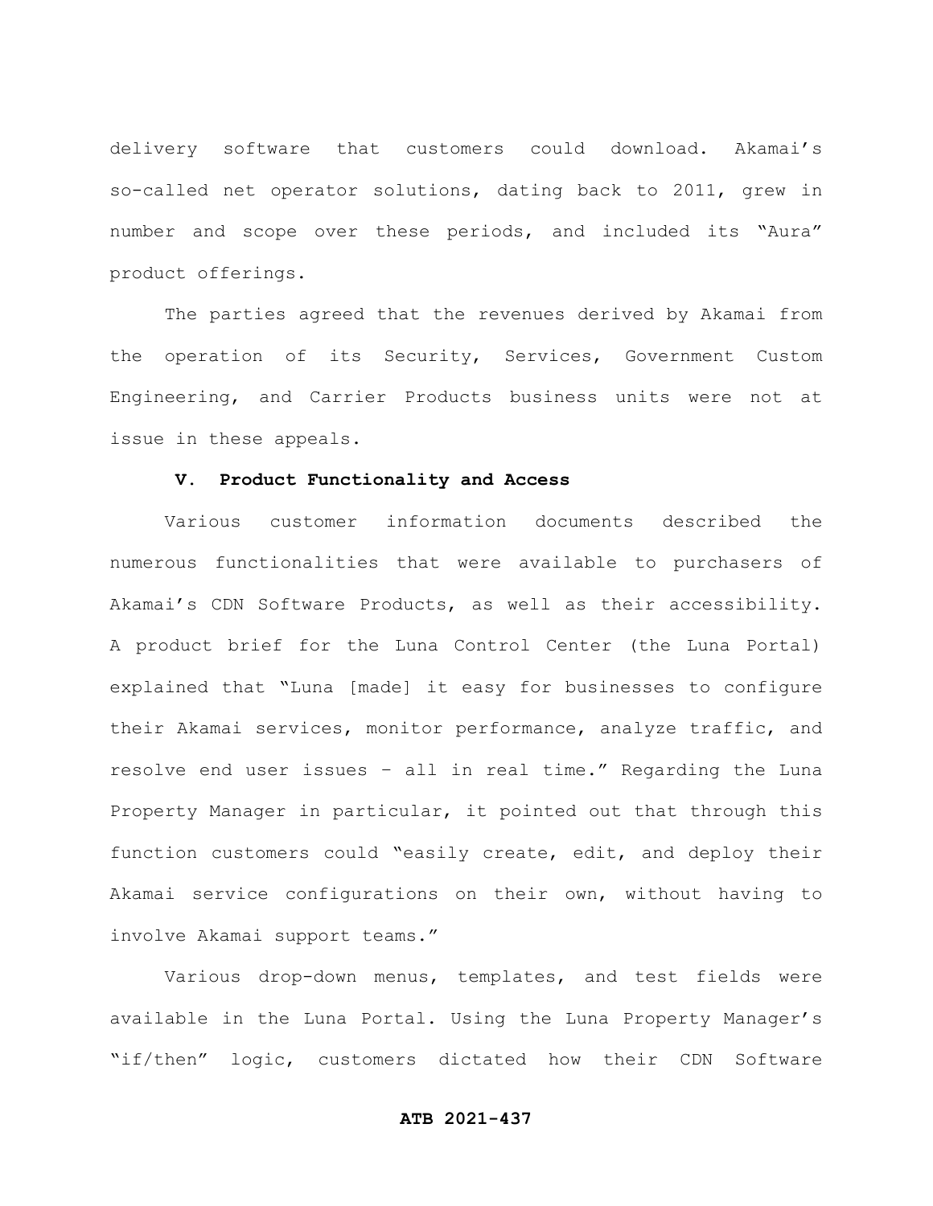delivery software that customers could download. Akamai's so-called net operator solutions, dating back to 2011, grew in number and scope over these periods, and included its "Aura" product offerings.

The parties agreed that the revenues derived by Akamai from the operation of its Security, Services, Government Custom Engineering, and Carrier Products business units were not at issue in these appeals.

## V. Product Functionality and Access

Various customer information documents described the numerous functionalities that were available to purchasers of Akamai's CDN Software Products, as well as their accessibility. A product brief for the Luna Control Center (the Luna Portal) explained that "Luna [made] it easy for businesses to configure their Akamai services, monitor performance, analyze traffic, and resolve end user issues – all in real time." Regarding the Luna Property Manager in particular, it pointed out that through this function customers could "easily create, edit, and deploy their Akamai service configurations on their own, without having to involve Akamai support teams."

Various drop-down menus, templates, and test fields were available in the Luna Portal. Using the Luna Property Manager's "if/then" logic, customers dictated how their CDN Software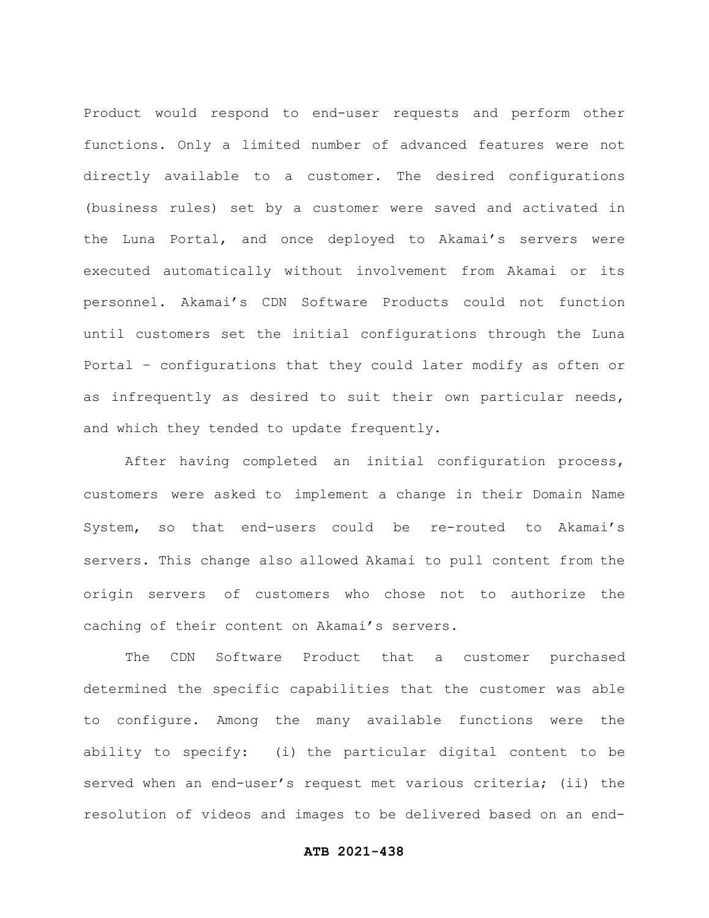Product would respond to end-user requests and perform other functions. Only a limited number of advanced features were not directly available to a customer. The desired configurations (business rules) set by a customer were saved and activated in the Luna Portal, and once deployed to Akamai's servers were executed automatically without involvement from Akamai or its personnel. Akamai's CDN Software Products could not function until customers set the initial configurations through the Luna Portal – configurations that they could later modify as often or as infrequently as desired to suit their own particular needs, and which they tended to update frequently.

After having completed an initial configuration process, customers were asked to implement a change in their Domain Name System, so that end-users could be re-routed to Akamai's servers. This change also allowed Akamai to pull content from the origin servers of customers who chose not to authorize the caching of their content on Akamai's servers.

The CDN Software Product that a customer purchased determined the specific capabilities that the customer was able to configure. Among the many available functions were the ability to specify: (i) the particular digital content to be served when an end-user's request met various criteria; (ii) the resolution of videos and images to be delivered based on an end-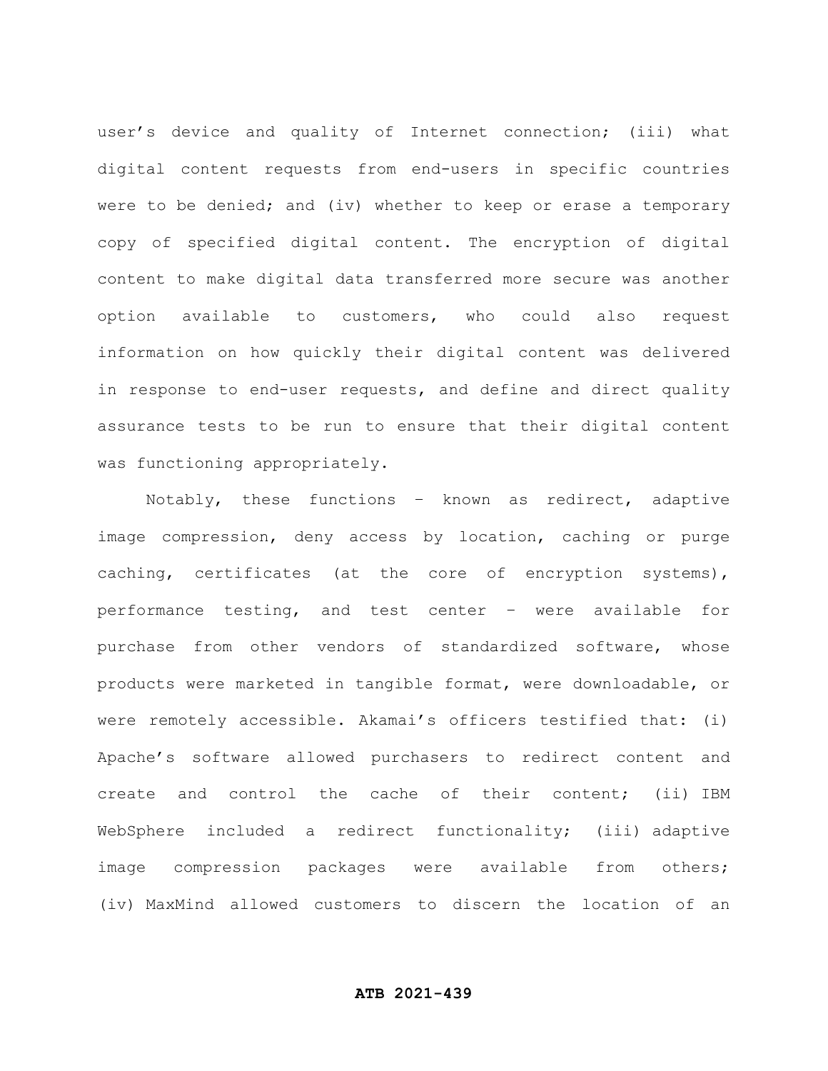user's device and quality of Internet connection; (iii) what digital content requests from end-users in specific countries were to be denied; and (iv) whether to keep or erase a temporary copy of specified digital content. The encryption of digital content to make digital data transferred more secure was another option available to customers, who could also request information on how quickly their digital content was delivered in response to end-user requests, and define and direct quality assurance tests to be run to ensure that their digital content was functioning appropriately.

Notably, these functions – known as redirect, adaptive image compression, deny access by location, caching or purge caching, certificates (at the core of encryption systems), performance testing, and test center – were available for purchase from other vendors of standardized software, whose products were marketed in tangible format, were downloadable, or were remotely accessible. Akamai's officers testified that: (i) Apache's software allowed purchasers to redirect content and create and control the cache of their content; (ii) IBM WebSphere included a redirect functionality; (iii) adaptive image compression packages were available from others; (iv) MaxMind allowed customers to discern the location of an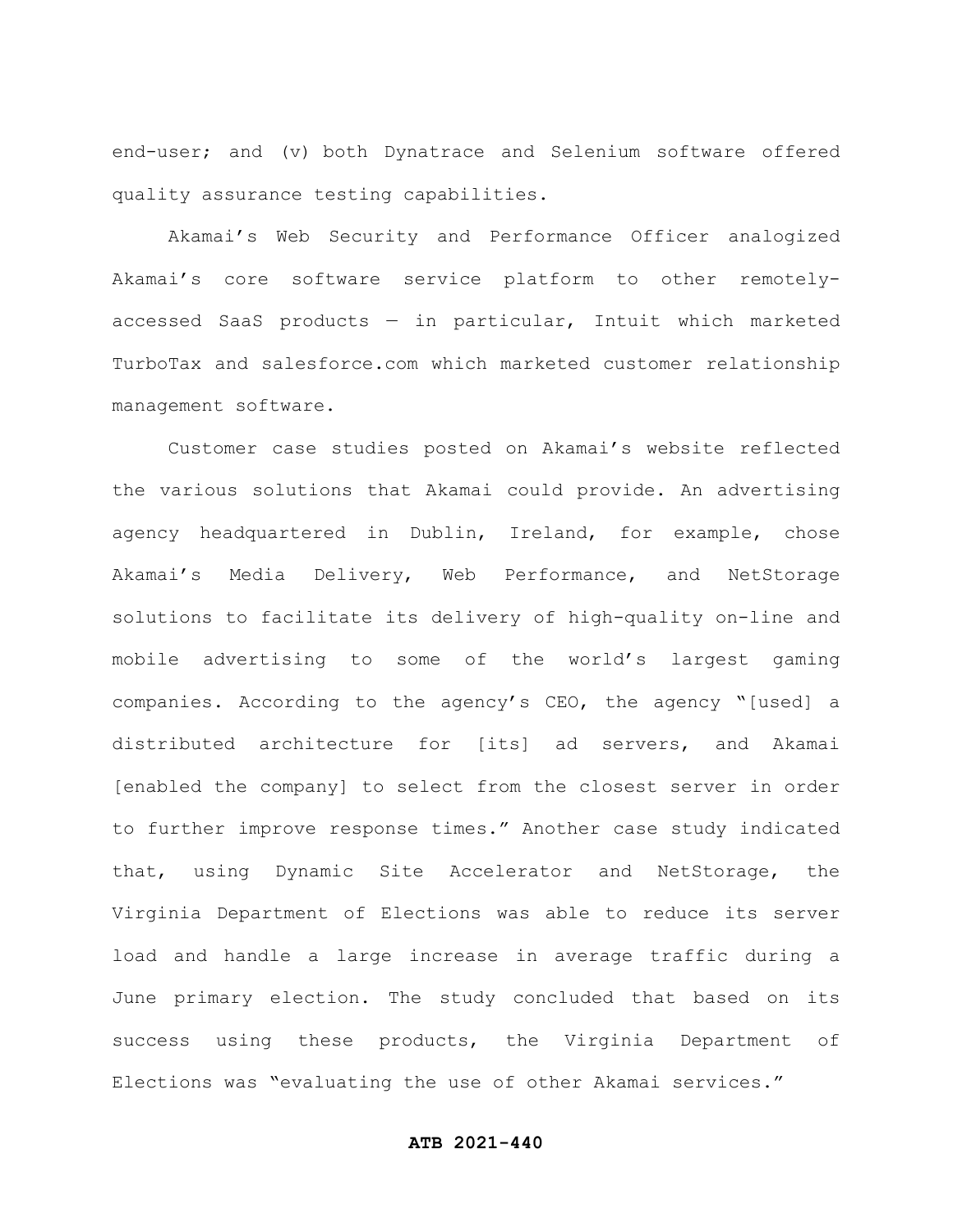end-user; and (v) both Dynatrace and Selenium software offered quality assurance testing capabilities.

Akamai's Web Security and Performance Officer analogized Akamai's core software service platform to other remotely-accessed SaaS products — in particular, Intuit which marketed TurboTax and salesforce.com which marketed customer relationship management software.

Customer case studies posted on Akamai's website reflected the various solutions that Akamai could provide. An advertising agency headquartered in Dublin, Ireland, for example, chose Akamai's Media Delivery, Web Performance, and NetStorage solutions to facilitate its delivery of high-quality on-line and mobile advertising to some of the world's largest gaming companies. According to the agency's CEO, the agency "[used] a distributed architecture for [its] ad servers, and Akamai [enabled the company] to select from the closest server in order to further improve response times." Another case study indicated that, using Dynamic Site Accelerator and NetStorage, the Virginia Department of Elections was able to reduce its server load and handle a large increase in average traffic during a June primary election. The study concluded that based on its success using these products, the Virginia Department of Elections was "evaluating the use of other Akamai services."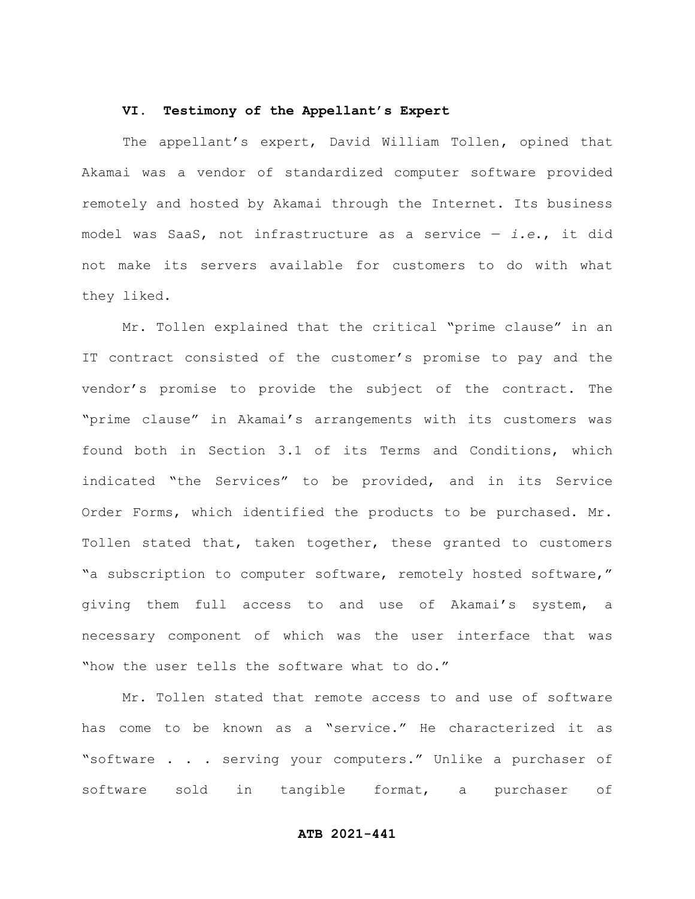### VI. Testimony of the Appellant's Expert

The appellant's expert, David William Tollen, opined that Akamai was a vendor of standardized computer software provided remotely and hosted by Akamai through the Internet. Its business model was SaaS, not infrastructure as a service — *i.e.*, it did not make its servers available for customers to do with what they liked.

Mr. Tollen explained that the critical "prime clause" in an IT contract consisted of the customer's promise to pay and the vendor's promise to provide the subject of the contract. The "prime clause" in Akamai's arrangements with its customers was found both in Section 3.1 of its Terms and Conditions, which indicated "the Services" to be provided, and in its Service Order Forms, which identified the products to be purchased. Mr. Tollen stated that, taken together, these granted to customers "a subscription to computer software, remotely hosted software," giving them full access to and use of Akamai's system, a necessary component of which was the user interface that was "how the user tells the software what to do."

Mr. Tollen stated that remote access to and use of software has come to be known as a "service." He characterized it as "software . . . serving your computers." Unlike a purchaser of software sold in tangible format, a purchaser of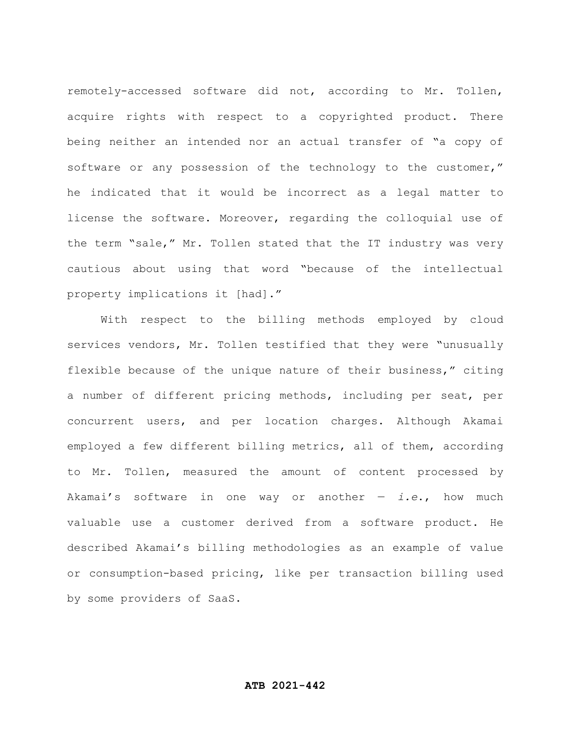remotely-accessed software did not, according to Mr. Tollen, acquire rights with respect to a copyrighted product. There being neither an intended nor an actual transfer of "a copy of software or any possession of the technology to the customer," he indicated that it would be incorrect as a legal matter to license the software. Moreover, regarding the colloquial use of the term "sale," Mr. Tollen stated that the IT industry was very cautious about using that word "because of the intellectual property implications it [had]."

With respect to the billing methods employed by cloud services vendors, Mr. Tollen testified that they were "unusually flexible because of the unique nature of their business," citing a number of different pricing methods, including per seat, per concurrent users, and per location charges. Although Akamai employed a few different billing metrics, all of them, according to Mr. Tollen, measured the amount of content processed by Akamai's software in one way or another — *i.e.*, how much valuable use a customer derived from a software product. He described Akamai's billing methodologies as an example of value or consumption-based pricing, like per transaction billing used by some providers of SaaS.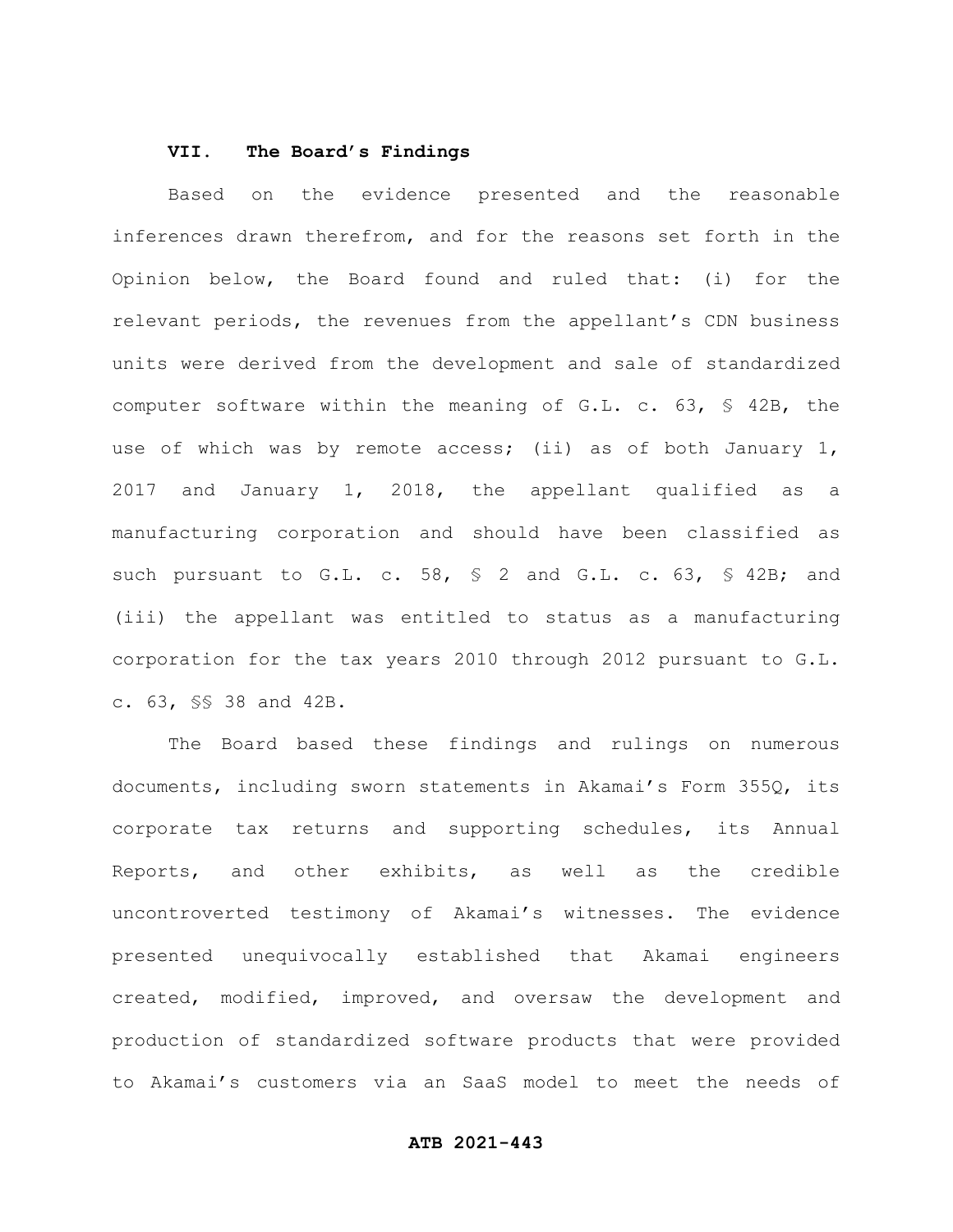### VII. The Board's Findings

Based on the evidence presented and the reasonable inferences drawn therefrom, and for the reasons set forth in the Opinion below, the Board found and ruled that: (i) for the relevant periods, the revenues from the appellant's CDN business units were derived from the development and sale of standardized computer software within the meaning of G.L. c. 63, § 42B, the use of which was by remote access; (ii) as of both January 1, 2017 and January 1, 2018, the appellant qualified as a manufacturing corporation and should have been classified as such pursuant to G.L. c. 58, § 2 and G.L. c. 63, § 42B; and (iii) the appellant was entitled to status as a manufacturing corporation for the tax years 2010 through 2012 pursuant to G.L. c. 63, §§ 38 and 42B.

The Board based these findings and rulings on numerous documents, including sworn statements in Akamai's Form 355Q, its corporate tax returns and supporting schedules, its Annual Reports, and other exhibits, as well as the credible uncontroverted testimony of Akamai's witnesses. The evidence presented unequivocally established that Akamai engineers created, modified, improved, and oversaw the development and production of standardized software products that were provided to Akamai's customers via an SaaS model to meet the needs of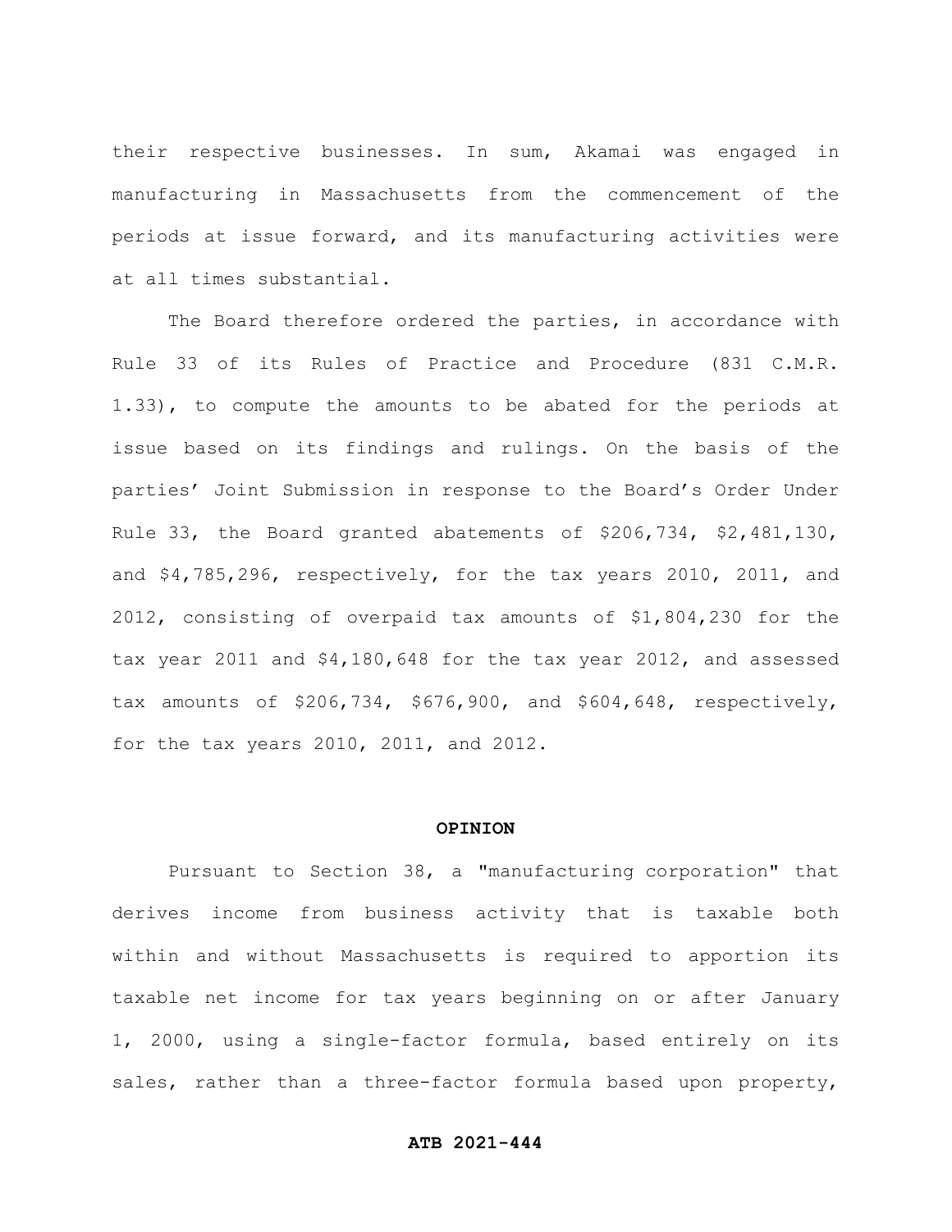their respective businesses. In sum, Akamai was engaged in manufacturing in Massachusetts from the commencement of the periods at issue forward, and its manufacturing activities were at all times substantial.

The Board therefore ordered the parties, in accordance with Rule 33 of its Rules of Practice and Procedure (831 C.M.R. 1.33), to compute the amounts to be abated for the periods at issue based on its findings and rulings. On the basis of the parties' Joint Submission in response to the Board's Order Under Rule 33, the Board granted abatements of $206,734, $2,481,130, and $4,785,296, respectively, for the tax years 2010, 2011, and 2012, consisting of overpaid tax amounts of $1,804,230 for the tax year 2011 and $4,180,648 for the tax year 2012, and assessed tax amounts of $206,734, $676,900, and $604,648, respectively, for the tax years 2010, 2011, and 2012.

## OPINION

Pursuant to Section 38, a "manufacturing corporation" that derives income from business activity that is taxable both within and without Massachusetts is required to apportion its taxable net income for tax years beginning on or after January 1, 2000, using a single-factor formula, based entirely on its sales, rather than a three-factor formula based upon property,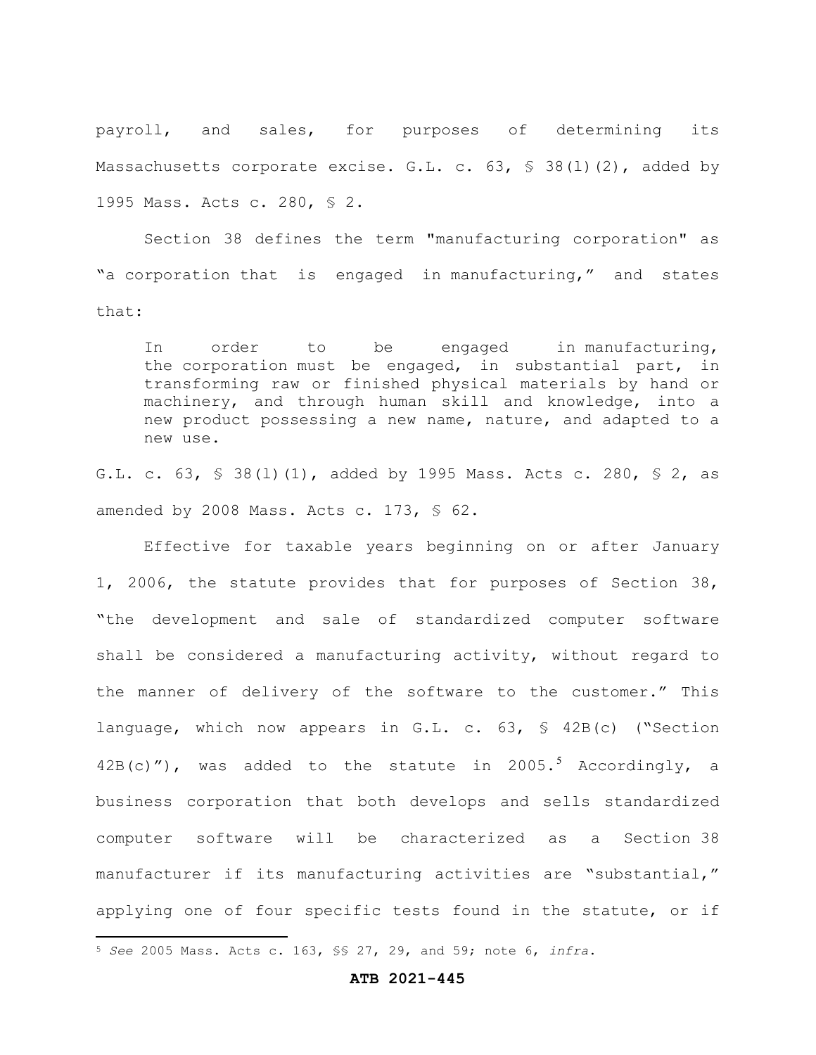payroll, and sales, for purposes of determining its Massachusetts corporate excise. G.L. c. 63, § 38(l)(2), added by 1995 Mass. Acts c. 280, § 2.

Section 38 defines the term "manufacturing corporation" as "a corporation that is engaged in manufacturing," and states that:

> In order to be engaged in manufacturing, the corporation must be engaged, in substantial part, in transforming raw or finished physical materials by hand or machinery, and through human skill and knowledge, into a new product possessing a new name, nature, and adapted to a new use.

G.L. c. 63, § 38(l)(1), added by 1995 Mass. Acts c. 280, § 2, as amended by 2008 Mass. Acts c. 173, § 62.

Effective for taxable years beginning on or after January 1, 2006, the statute provides that for purposes of Section 38, "the development and sale of standardized computer software shall be considered a manufacturing activity, without regard to the manner of delivery of the software to the customer." This language, which now appears in G.L. c. 63, § 42B(c) ("Section 42B(c)"), was added to the statute in 2005.[5] Accordingly, a business corporation that both develops and sells standardized computer software will be characterized as a Section 38 manufacturer if its manufacturing activities are "substantial," applying one of four specific tests found in the statute, or if

[5] *See* 2005 Mass. Acts c. 163, §§ 27, 29, and 59; note 6, *infra*.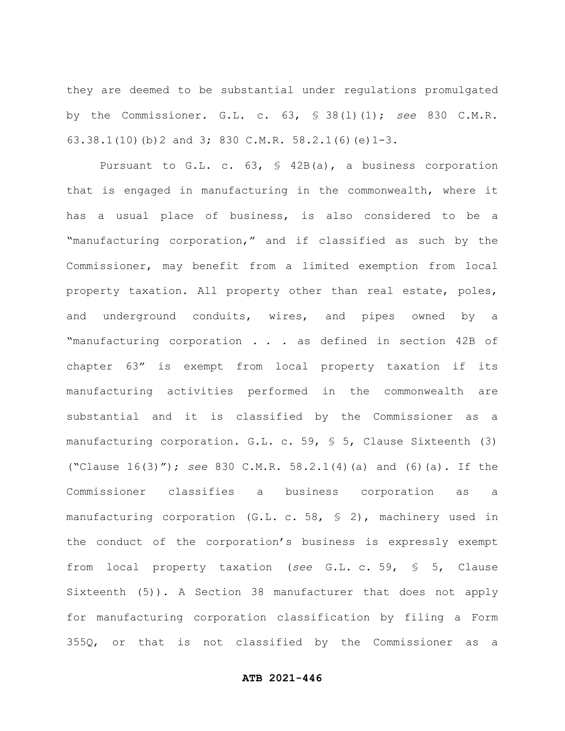they are deemed to be substantial under regulations promulgated by the Commissioner. G.L. c. 63, § 38(l)(1); *see* 830 C.M.R. 63.38.1(10)(b)2 and 3; 830 C.M.R. 58.2.1(6)(e)1-3.

Pursuant to G.L. c. 63, § 42B(a), a business corporation that is engaged in manufacturing in the commonwealth, where it has a usual place of business, is also considered to be a "manufacturing corporation," and if classified as such by the Commissioner, may benefit from a limited exemption from local property taxation. All property other than real estate, poles, and underground conduits, wires, and pipes owned by a "manufacturing corporation . . . as defined in section 42B of chapter 63" is exempt from local property taxation if its manufacturing activities performed in the commonwealth are substantial and it is classified by the Commissioner as a manufacturing corporation. G.L. c. 59, § 5, Clause Sixteenth (3) ("Clause 16(3)"); *see* 830 C.M.R. 58.2.1(4)(a) and (6)(a). If the Commissioner classifies a business corporation as a manufacturing corporation (G.L. c. 58, § 2), machinery used in the conduct of the corporation's business is expressly exempt from local property taxation (*see* G.L. c. 59, § 5, Clause Sixteenth (5)). A Section 38 manufacturer that does not apply for manufacturing corporation classification by filing a Form 355Q, or that is not classified by the Commissioner as a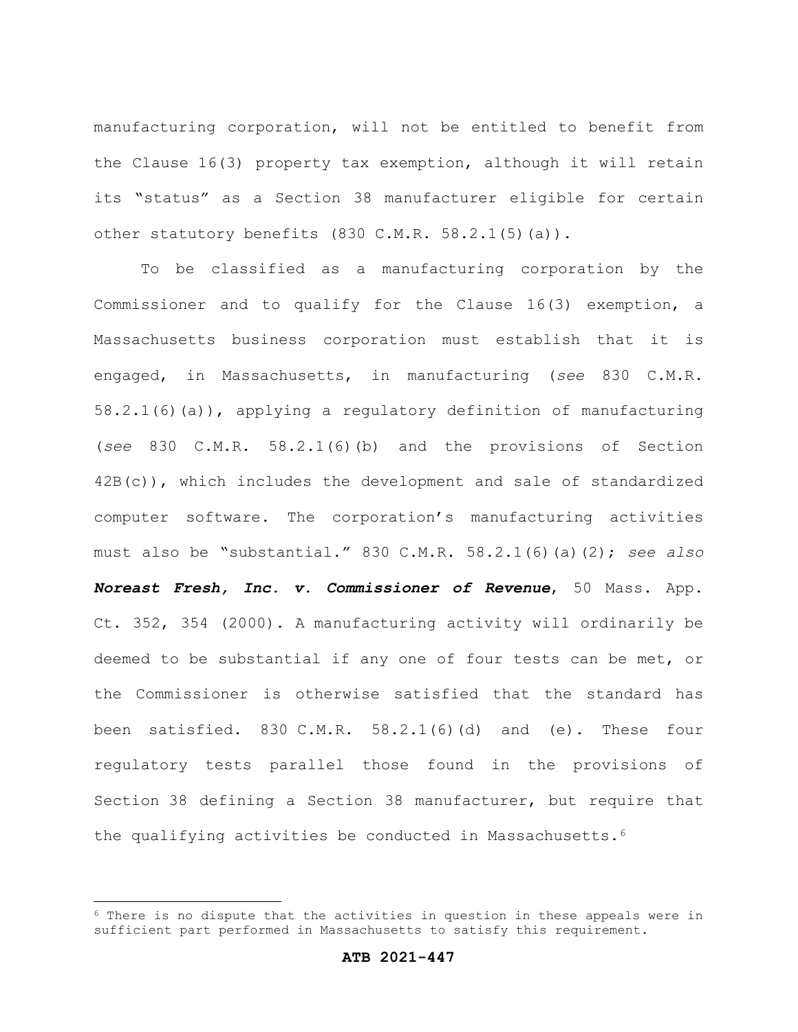manufacturing corporation, will not be entitled to benefit from the Clause 16(3) property tax exemption, although it will retain its "status" as a Section 38 manufacturer eligible for certain other statutory benefits (830 C.M.R. 58.2.1(5)(a)).

To be classified as a manufacturing corporation by the Commissioner and to qualify for the Clause 16(3) exemption, a Massachusetts business corporation must establish that it is engaged, in Massachusetts, in manufacturing (*see* 830 C.M.R. 58.2.1(6)(a)), applying a regulatory definition of manufacturing (*see* 830 C.M.R. 58.2.1(6)(b) and the provisions of Section 42B(c)), which includes the development and sale of standardized computer software. The corporation's manufacturing activities must also be "substantial." 830 C.M.R. 58.2.1(6)(a)(2); *see also* ***Noreast Fresh, Inc. v. Commissioner of Revenue***, 50 Mass. App. Ct. 352, 354 (2000). A manufacturing activity will ordinarily be deemed to be substantial if any one of four tests can be met, or the Commissioner is otherwise satisfied that the standard has been satisfied. 830 C.M.R. 58.2.1(6)(d) and (e). These four regulatory tests parallel those found in the provisions of Section 38 defining a Section 38 manufacturer, but require that the qualifying activities be conducted in Massachusetts.[6]

---

[6] There is no dispute that the activities in question in these appeals were in sufficient part performed in Massachusetts to satisfy this requirement.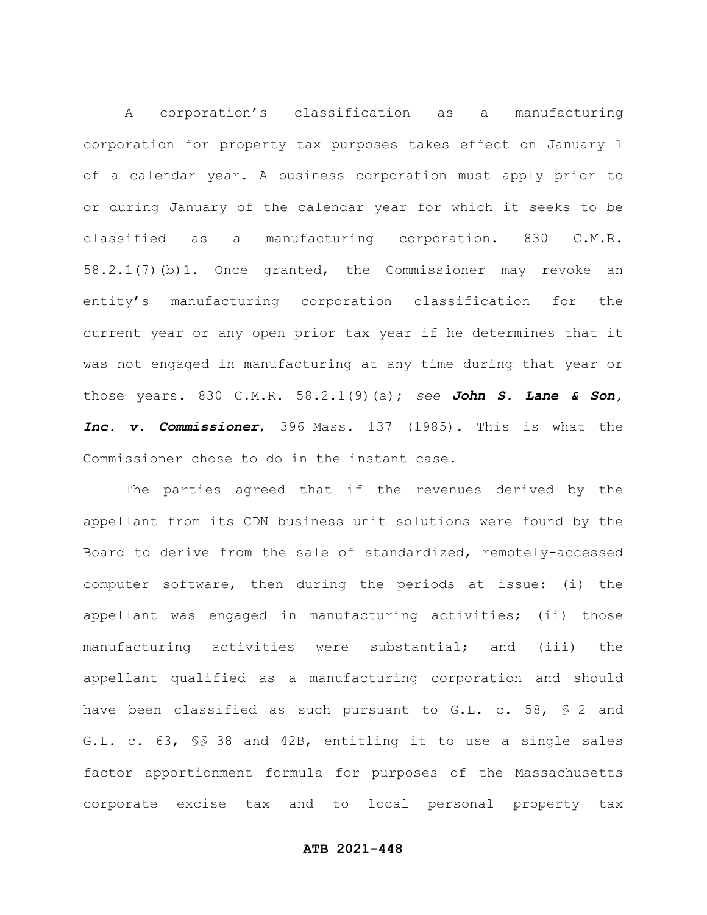A corporation's classification as a manufacturing corporation for property tax purposes takes effect on January 1 of a calendar year. A business corporation must apply prior to or during January of the calendar year for which it seeks to be classified as a manufacturing corporation. 830 C.M.R. 58.2.1(7)(b)1. Once granted, the Commissioner may revoke an entity's manufacturing corporation classification for the current year or any open prior tax year if he determines that it was not engaged in manufacturing at any time during that year or those years. 830 C.M.R. 58.2.1(9)(a); *see* ***John S. Lane & Son, Inc. v. Commissioner***, 396 Mass. 137 (1985). This is what the Commissioner chose to do in the instant case.

The parties agreed that if the revenues derived by the appellant from its CDN business unit solutions were found by the Board to derive from the sale of standardized, remotely-accessed computer software, then during the periods at issue: (i) the appellant was engaged in manufacturing activities; (ii) those manufacturing activities were substantial; and (iii) the appellant qualified as a manufacturing corporation and should have been classified as such pursuant to G.L. c. 58, § 2 and G.L. c. 63, §§ 38 and 42B, entitling it to use a single sales factor apportionment formula for purposes of the Massachusetts corporate excise tax and to local personal property tax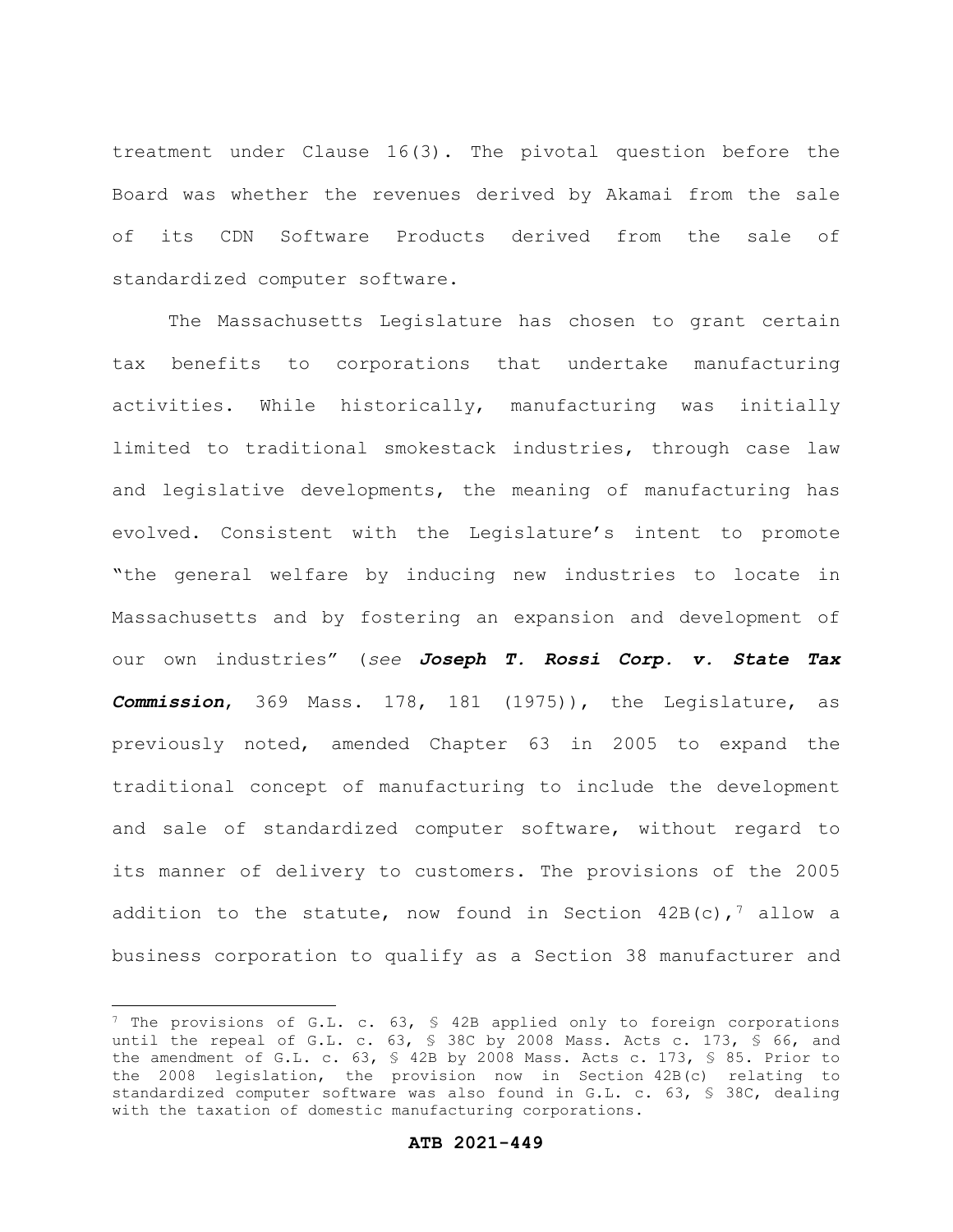treatment under Clause 16(3). The pivotal question before the Board was whether the revenues derived by Akamai from the sale of its CDN Software Products derived from the sale of standardized computer software.

The Massachusetts Legislature has chosen to grant certain tax benefits to corporations that undertake manufacturing activities. While historically, manufacturing was initially limited to traditional smokestack industries, through case law and legislative developments, the meaning of manufacturing has evolved. Consistent with the Legislature's intent to promote "the general welfare by inducing new industries to locate in Massachusetts and by fostering an expansion and development of our own industries" (*see* ***Joseph T. Rossi Corp. v. State Tax Commission***, 369 Mass. 178, 181 (1975)), the Legislature, as previously noted, amended Chapter 63 in 2005 to expand the traditional concept of manufacturing to include the development and sale of standardized computer software, without regard to its manner of delivery to customers. The provisions of the 2005 addition to the statute, now found in Section 42B(c),[7] allow a business corporation to qualify as a Section 38 manufacturer and

[7] The provisions of G.L. c. 63, § 42B applied only to foreign corporations until the repeal of G.L. c. 63, § 38C by 2008 Mass. Acts c. 173, § 66, and the amendment of G.L. c. 63, § 42B by 2008 Mass. Acts c. 173, § 85. Prior to the 2008 legislation, the provision now in Section 42B(c) relating to standardized computer software was also found in G.L. c. 63, § 38C, dealing with the taxation of domestic manufacturing corporations.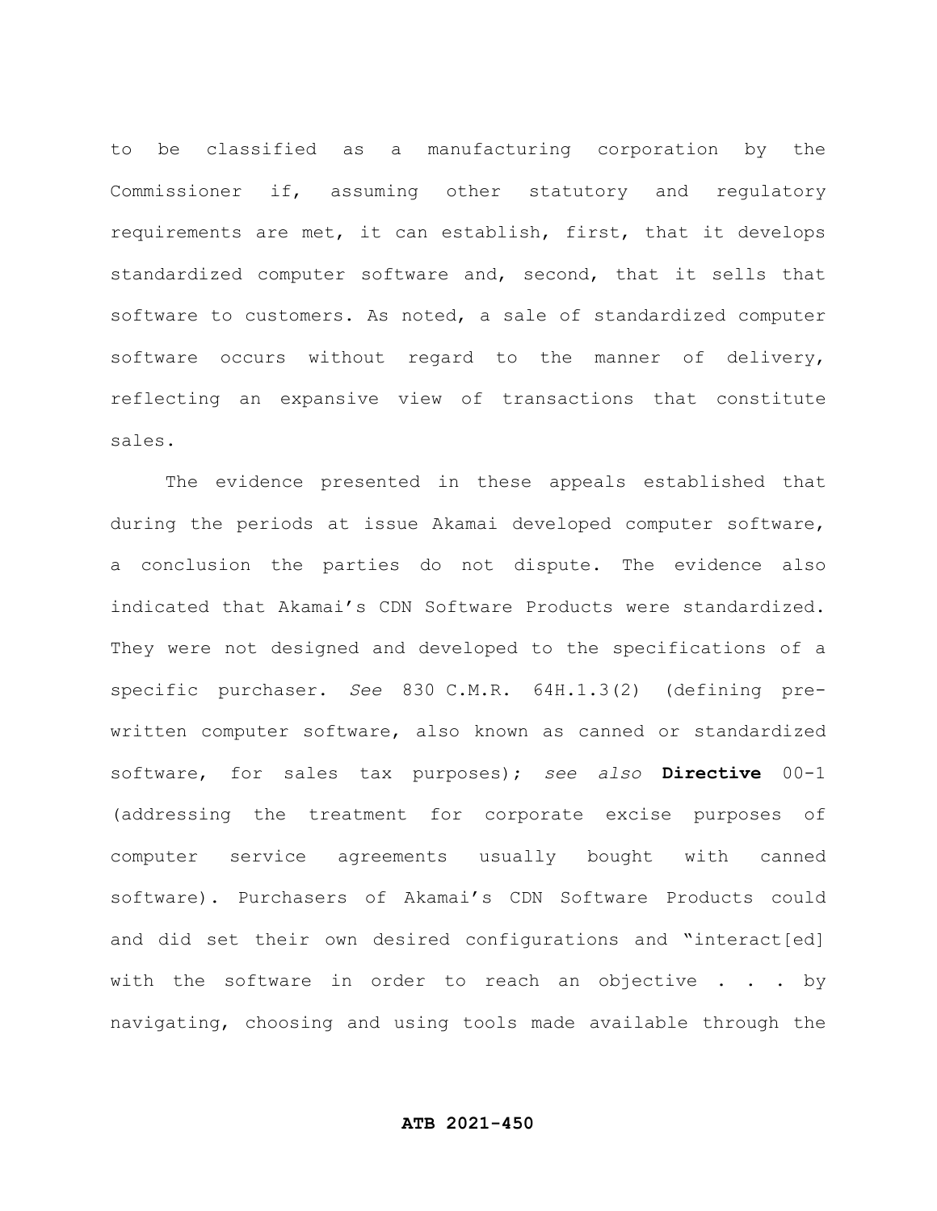to be classified as a manufacturing corporation by the Commissioner if, assuming other statutory and regulatory requirements are met, it can establish, first, that it develops standardized computer software and, second, that it sells that software to customers. As noted, a sale of standardized computer software occurs without regard to the manner of delivery, reflecting an expansive view of transactions that constitute sales.

The evidence presented in these appeals established that during the periods at issue Akamai developed computer software, a conclusion the parties do not dispute. The evidence also indicated that Akamai's CDN Software Products were standardized. They were not designed and developed to the specifications of a specific purchaser. *See* 830 C.M.R. 64H.1.3(2) (defining pre-written computer software, also known as canned or standardized software, for sales tax purposes); *see also* **Directive** 00-1 (addressing the treatment for corporate excise purposes of computer service agreements usually bought with canned software). Purchasers of Akamai's CDN Software Products could and did set their own desired configurations and "interact[ed] with the software in order to reach an objective . . . by navigating, choosing and using tools made available through the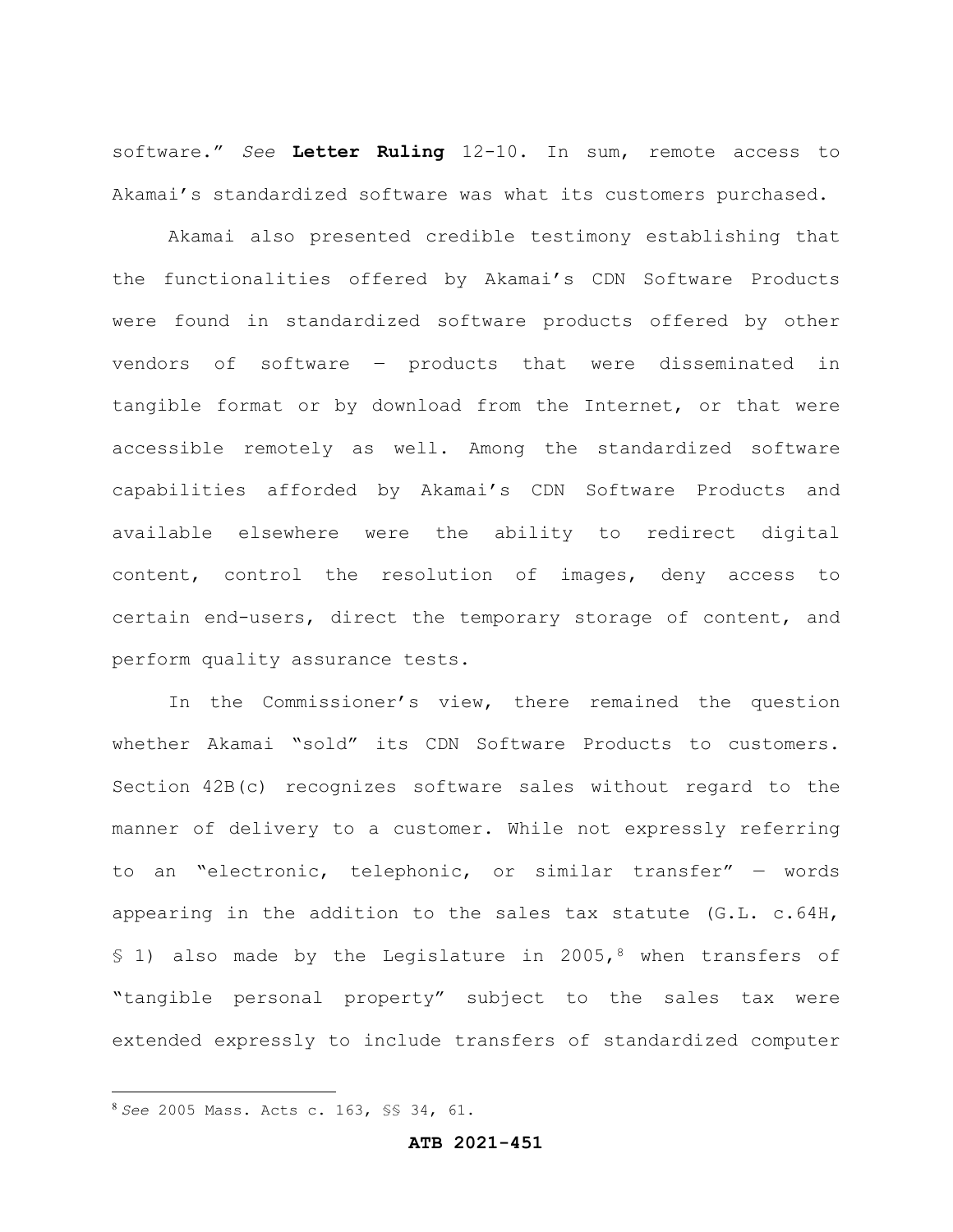software." *See* **Letter Ruling** 12-10. In sum, remote access to Akamai's standardized software was what its customers purchased.

Akamai also presented credible testimony establishing that the functionalities offered by Akamai's CDN Software Products were found in standardized software products offered by other vendors of software — products that were disseminated in tangible format or by download from the Internet, or that were accessible remotely as well. Among the standardized software capabilities afforded by Akamai's CDN Software Products and available elsewhere were the ability to redirect digital content, control the resolution of images, deny access to certain end-users, direct the temporary storage of content, and perform quality assurance tests.

In the Commissioner's view, there remained the question whether Akamai "sold" its CDN Software Products to customers. Section 42B(c) recognizes software sales without regard to the manner of delivery to a customer. While not expressly referring to an "electronic, telephonic, or similar transfer" — words appearing in the addition to the sales tax statute (G.L. c.64H, § 1) also made by the Legislature in 2005,[8] when transfers of "tangible personal property" subject to the sales tax were extended expressly to include transfers of standardized computer

[8] *See* 2005 Mass. Acts c. 163, §§ 34, 61.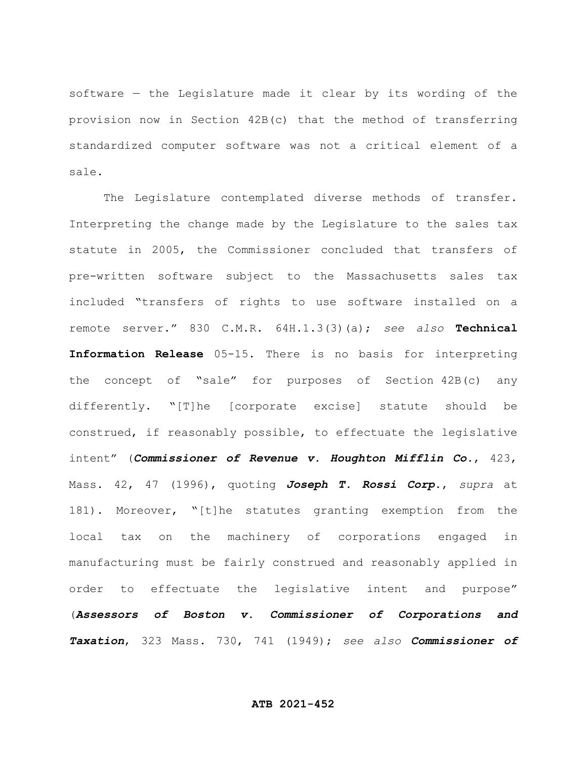software — the Legislature made it clear by its wording of the provision now in Section 42B(c) that the method of transferring standardized computer software was not a critical element of a sale.

The Legislature contemplated diverse methods of transfer. Interpreting the change made by the Legislature to the sales tax statute in 2005, the Commissioner concluded that transfers of pre-written software subject to the Massachusetts sales tax included "transfers of rights to use software installed on a remote server." 830 C.M.R. 64H.1.3(3)(a); *see also* **Technical Information Release** 05-15. There is no basis for interpreting the concept of "sale" for purposes of Section 42B(c) any differently. "[T]he [corporate excise] statute should be construed, if reasonably possible, to effectuate the legislative intent" (***Commissioner of Revenue v. Houghton Mifflin Co.***, 423, Mass. 42, 47 (1996), quoting ***Joseph T. Rossi Corp.***, *supra* at 181). Moreover, "[t]he statutes granting exemption from the local tax on the machinery of corporations engaged in manufacturing must be fairly construed and reasonably applied in order to effectuate the legislative intent and purpose" (***Assessors of Boston v. Commissioner of Corporations and Taxation***, 323 Mass. 730, 741 (1949); *see also* ***Commissioner of***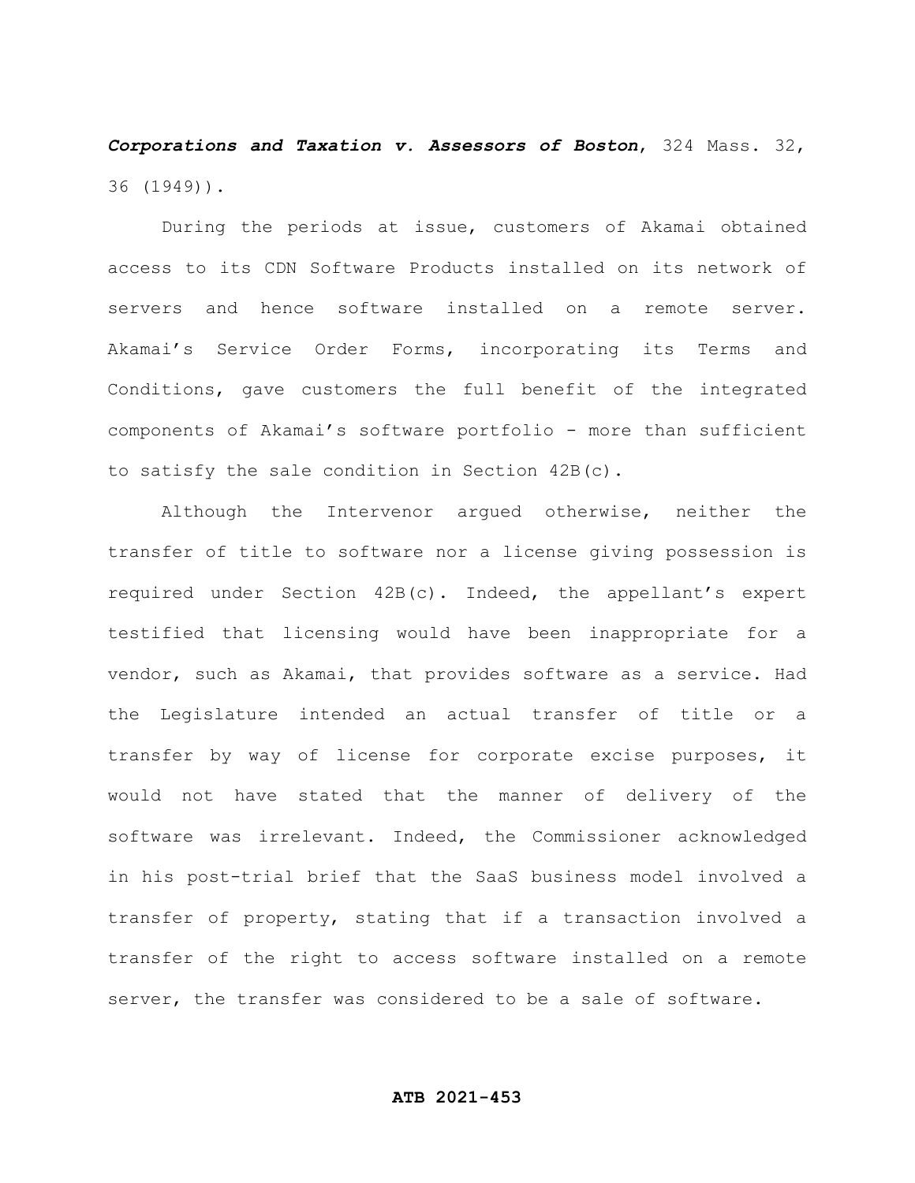***Corporations and Taxation v. Assessors of Boston***, 324 Mass. 32, 36 (1949)).

During the periods at issue, customers of Akamai obtained access to its CDN Software Products installed on its network of servers and hence software installed on a remote server. Akamai's Service Order Forms, incorporating its Terms and Conditions, gave customers the full benefit of the integrated components of Akamai's software portfolio - more than sufficient to satisfy the sale condition in Section 42B(c).

Although the Intervenor argued otherwise, neither the transfer of title to software nor a license giving possession is required under Section 42B(c). Indeed, the appellant's expert testified that licensing would have been inappropriate for a vendor, such as Akamai, that provides software as a service. Had the Legislature intended an actual transfer of title or a transfer by way of license for corporate excise purposes, it would not have stated that the manner of delivery of the software was irrelevant. Indeed, the Commissioner acknowledged in his post-trial brief that the SaaS business model involved a transfer of property, stating that if a transaction involved a transfer of the right to access software installed on a remote server, the transfer was considered to be a sale of software.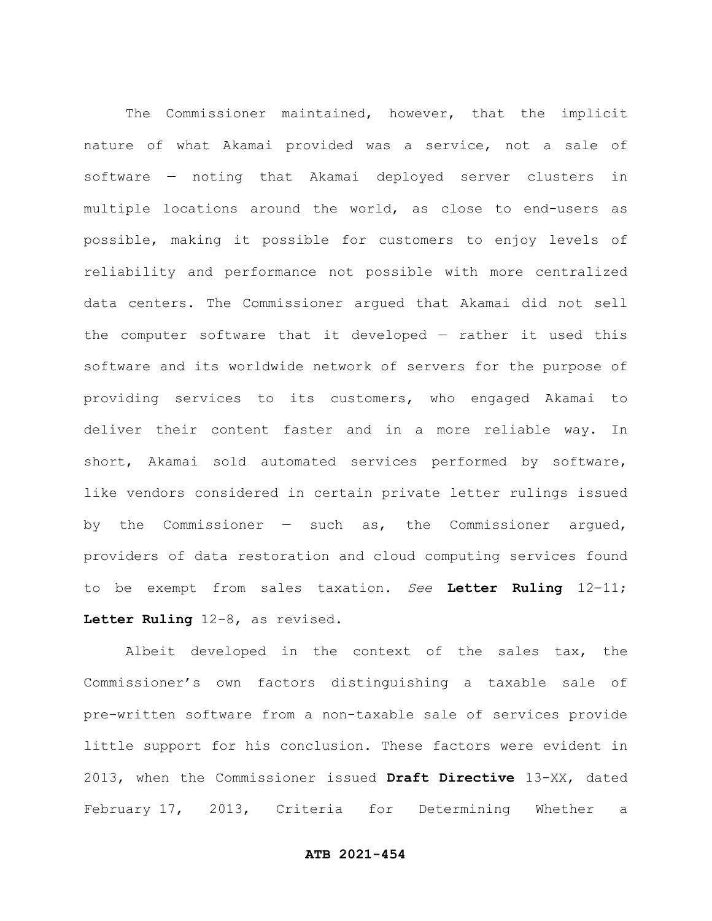The Commissioner maintained, however, that the implicit nature of what Akamai provided was a service, not a sale of software — noting that Akamai deployed server clusters in multiple locations around the world, as close to end-users as possible, making it possible for customers to enjoy levels of reliability and performance not possible with more centralized data centers. The Commissioner argued that Akamai did not sell the computer software that it developed — rather it used this software and its worldwide network of servers for the purpose of providing services to its customers, who engaged Akamai to deliver their content faster and in a more reliable way. In short, Akamai sold automated services performed by software, like vendors considered in certain private letter rulings issued by the Commissioner — such as, the Commissioner argued, providers of data restoration and cloud computing services found to be exempt from sales taxation. *See* **Letter Ruling** 12-11; **Letter Ruling** 12-8, as revised.

Albeit developed in the context of the sales tax, the Commissioner's own factors distinguishing a taxable sale of pre-written software from a non-taxable sale of services provide little support for his conclusion. These factors were evident in 2013, when the Commissioner issued **Draft Directive** 13-XX, dated February 17, 2013, Criteria for Determining Whether a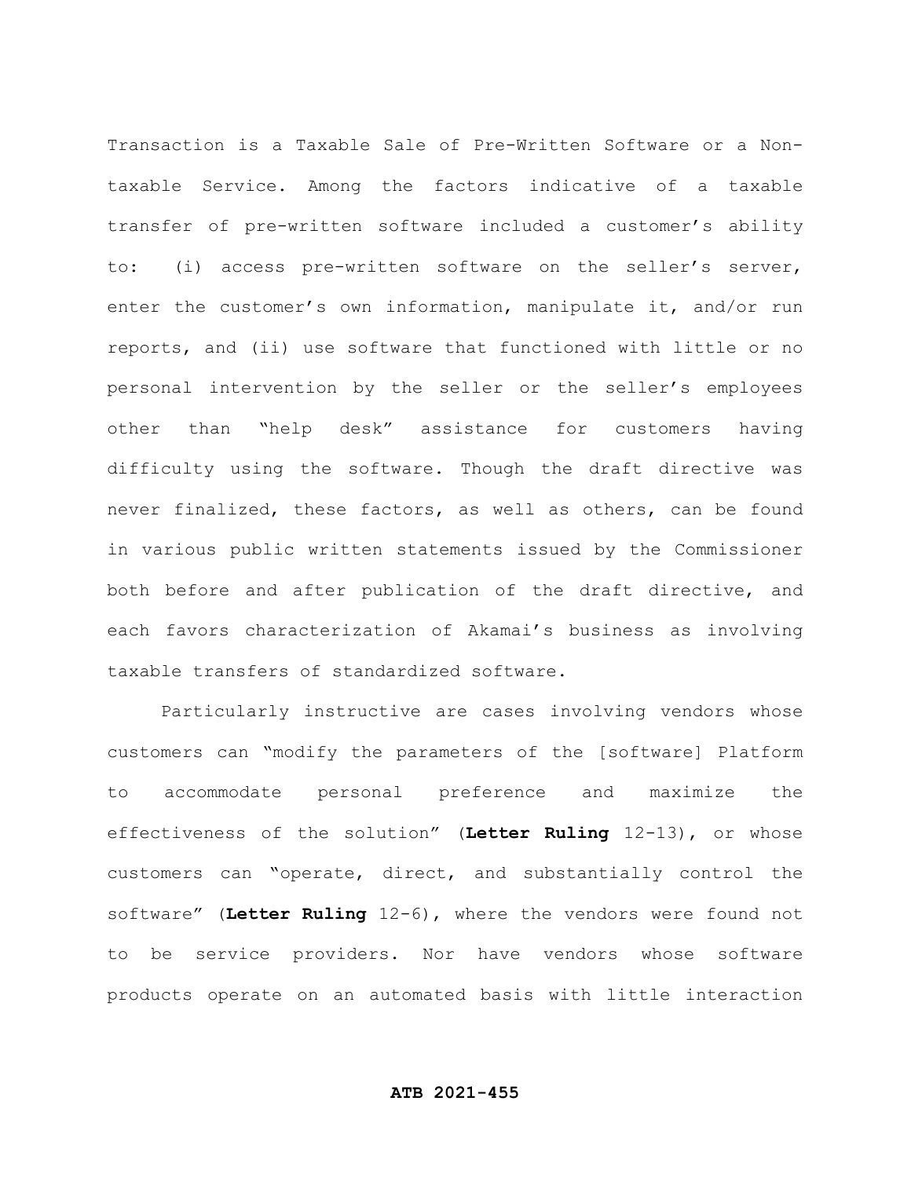Transaction is a Taxable Sale of Pre-Written Software or a Non-taxable Service. Among the factors indicative of a taxable transfer of pre-written software included a customer's ability to: (i) access pre-written software on the seller's server, enter the customer's own information, manipulate it, and/or run reports, and (ii) use software that functioned with little or no personal intervention by the seller or the seller's employees other than "help desk" assistance for customers having difficulty using the software. Though the draft directive was never finalized, these factors, as well as others, can be found in various public written statements issued by the Commissioner both before and after publication of the draft directive, and each favors characterization of Akamai's business as involving taxable transfers of standardized software.

Particularly instructive are cases involving vendors whose customers can "modify the parameters of the [software] Platform to accommodate personal preference and maximize the effectiveness of the solution" (**Letter Ruling** 12-13), or whose customers can "operate, direct, and substantially control the software" (**Letter Ruling** 12-6), where the vendors were found not to be service providers. Nor have vendors whose software products operate on an automated basis with little interaction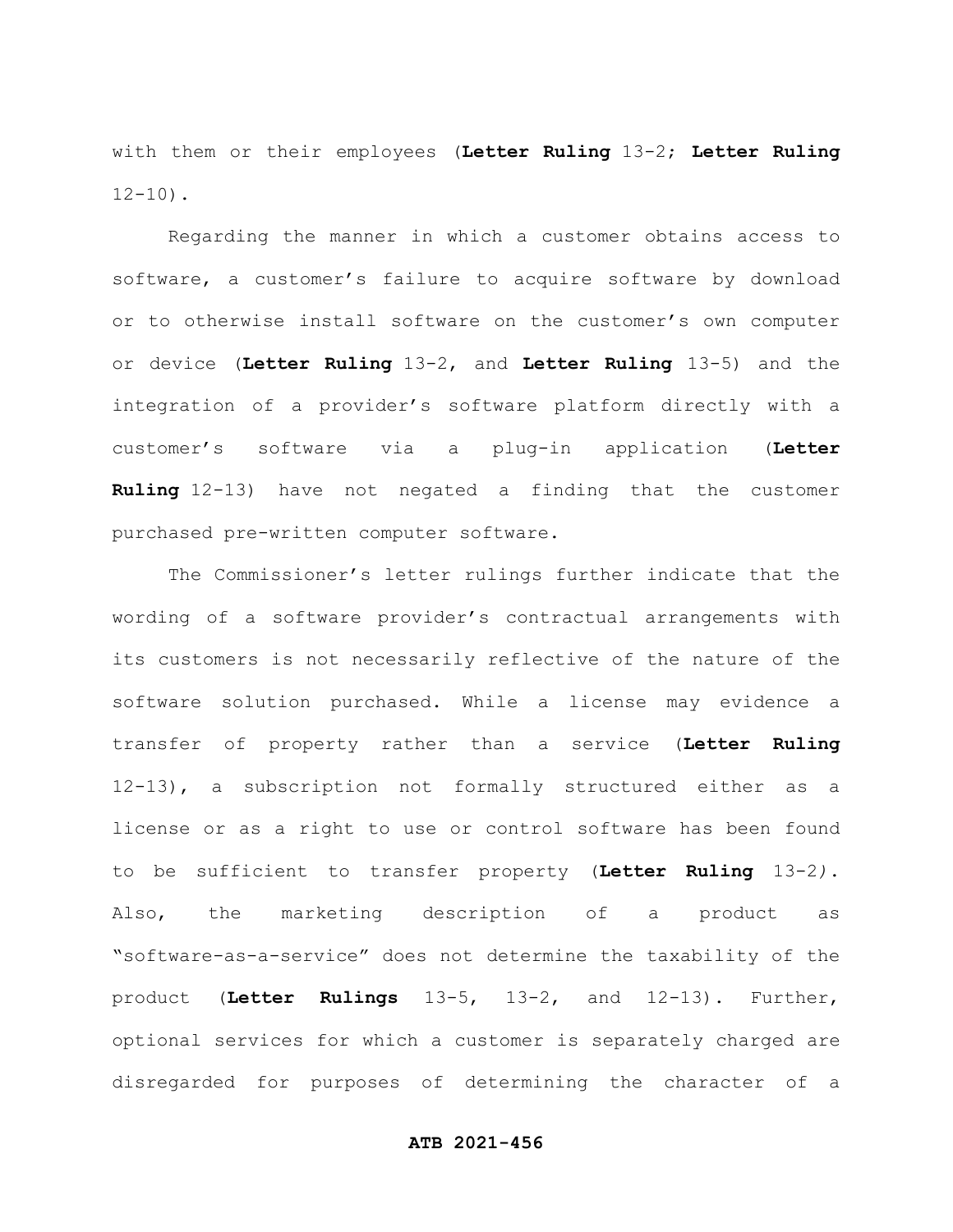with them or their employees (**Letter Ruling** 13-2; **Letter Ruling** 12-10).

Regarding the manner in which a customer obtains access to software, a customer's failure to acquire software by download or to otherwise install software on the customer's own computer or device (**Letter Ruling** 13-2, and **Letter Ruling** 13-5) and the integration of a provider's software platform directly with a customer's software via a plug-in application (**Letter Ruling** 12-13) have not negated a finding that the customer purchased pre-written computer software.

The Commissioner's letter rulings further indicate that the wording of a software provider's contractual arrangements with its customers is not necessarily reflective of the nature of the software solution purchased. While a license may evidence a transfer of property rather than a service (**Letter Ruling** 12-13), a subscription not formally structured either as a license or as a right to use or control software has been found to be sufficient to transfer property (**Letter Ruling** 13-2). Also, the marketing description of a product as "software-as-a-service" does not determine the taxability of the product (**Letter Rulings** 13-5, 13-2, and 12-13). Further, optional services for which a customer is separately charged are disregarded for purposes of determining the character of a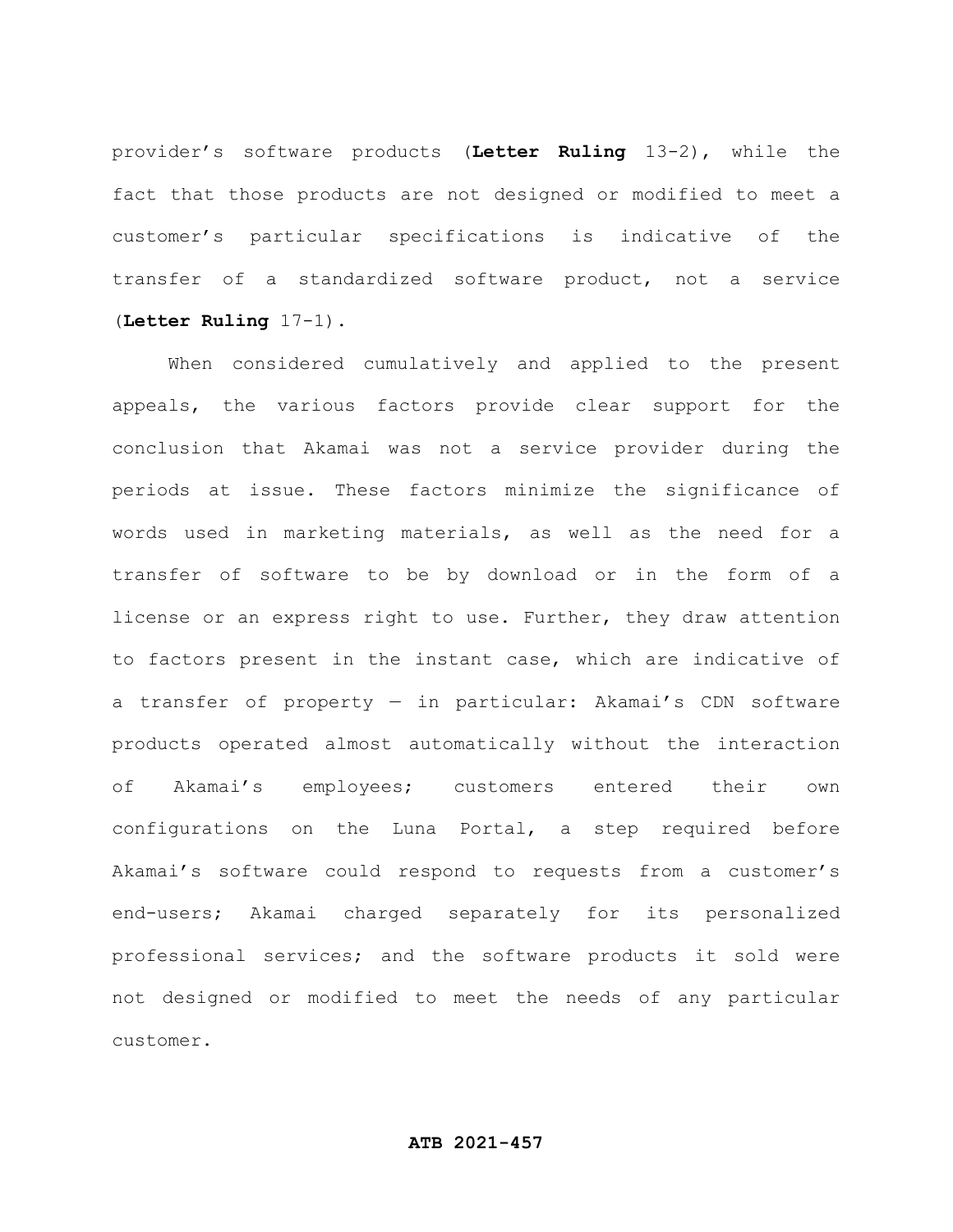provider's software products (**Letter Ruling** 13-2), while the fact that those products are not designed or modified to meet a customer's particular specifications is indicative of the transfer of a standardized software product, not a service (**Letter Ruling** 17-1).

When considered cumulatively and applied to the present appeals, the various factors provide clear support for the conclusion that Akamai was not a service provider during the periods at issue. These factors minimize the significance of words used in marketing materials, as well as the need for a transfer of software to be by download or in the form of a license or an express right to use. Further, they draw attention to factors present in the instant case, which are indicative of a transfer of property — in particular: Akamai's CDN software products operated almost automatically without the interaction of Akamai's employees; customers entered their own configurations on the Luna Portal, a step required before Akamai's software could respond to requests from a customer's end-users; Akamai charged separately for its personalized professional services; and the software products it sold were not designed or modified to meet the needs of any particular customer.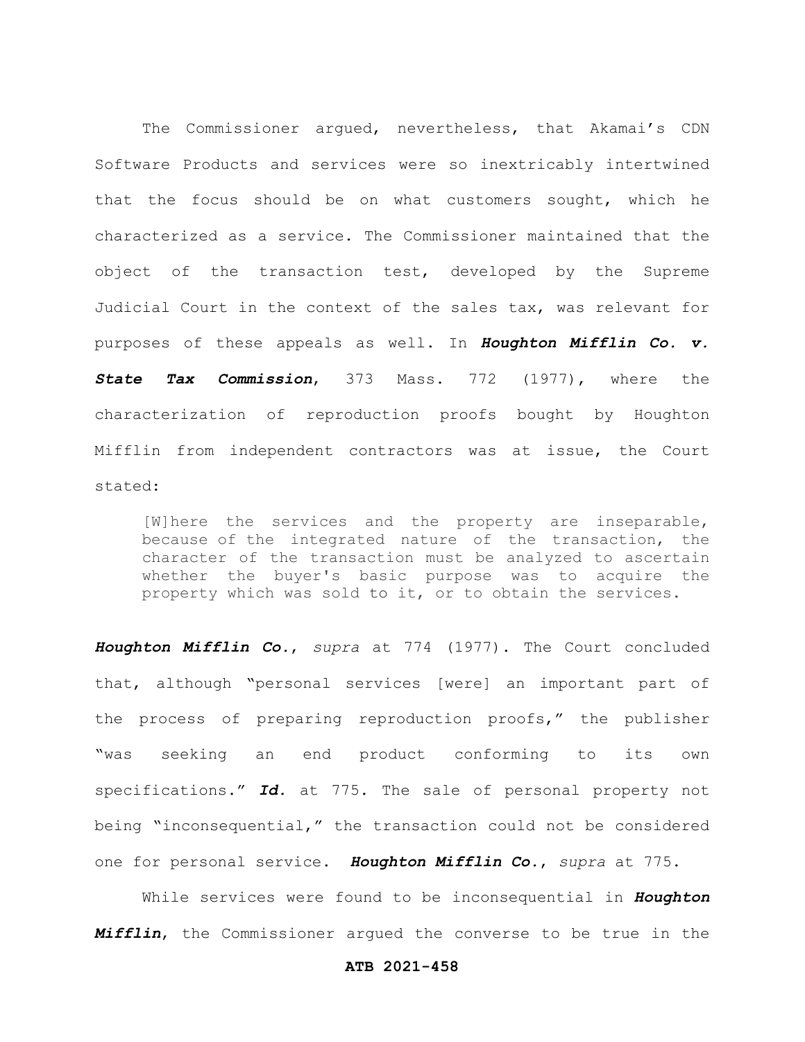The Commissioner argued, nevertheless, that Akamai's CDN Software Products and services were so inextricably intertwined that the focus should be on what customers sought, which he characterized as a service. The Commissioner maintained that the object of the transaction test, developed by the Supreme Judicial Court in the context of the sales tax, was relevant for purposes of these appeals as well. In ***Houghton Mifflin Co. v. State Tax Commission***, 373 Mass. 772 (1977), where the characterization of reproduction proofs bought by Houghton Mifflin from independent contractors was at issue, the Court stated:

> [W]here the services and the property are inseparable, because of the integrated nature of the transaction, the character of the transaction must be analyzed to ascertain whether the buyer's basic purpose was to acquire the property which was sold to it, or to obtain the services.

***Houghton Mifflin Co.***, *supra* at 774 (1977). The Court concluded that, although "personal services [were] an important part of the process of preparing reproduction proofs," the publisher "was seeking an end product conforming to its own specifications." ***Id.*** at 775. The sale of personal property not being "inconsequential," the transaction could not be considered one for personal service. ***Houghton Mifflin Co.***, *supra* at 775.

While services were found to be inconsequential in ***Houghton Mifflin***, the Commissioner argued the converse to be true in the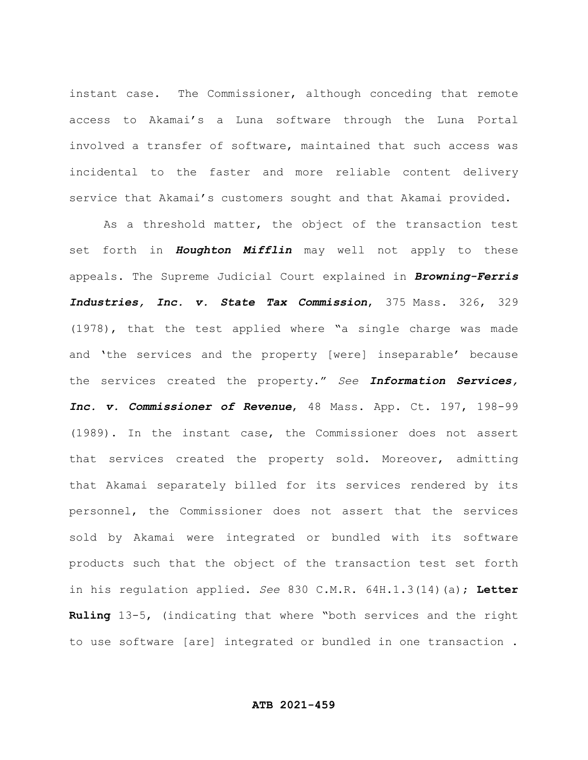instant case. The Commissioner, although conceding that remote access to Akamai's a Luna software through the Luna Portal involved a transfer of software, maintained that such access was incidental to the faster and more reliable content delivery service that Akamai's customers sought and that Akamai provided.

As a threshold matter, the object of the transaction test set forth in ***Houghton Mifflin*** may well not apply to these appeals. The Supreme Judicial Court explained in ***Browning-Ferris Industries, Inc. v. State Tax Commission***, 375 Mass. 326, 329 (1978), that the test applied where "a single charge was made and 'the services and the property [were] inseparable' because the services created the property." *See* ***Information Services, Inc. v. Commissioner of Revenue***, 48 Mass. App. Ct. 197, 198-99 (1989). In the instant case, the Commissioner does not assert that services created the property sold. Moreover, admitting that Akamai separately billed for its services rendered by its personnel, the Commissioner does not assert that the services sold by Akamai were integrated or bundled with its software products such that the object of the transaction test set forth in his regulation applied. *See* 830 C.M.R. 64H.1.3(14)(a); **Letter Ruling** 13-5, (indicating that where "both services and the right to use software [are] integrated or bundled in one transaction .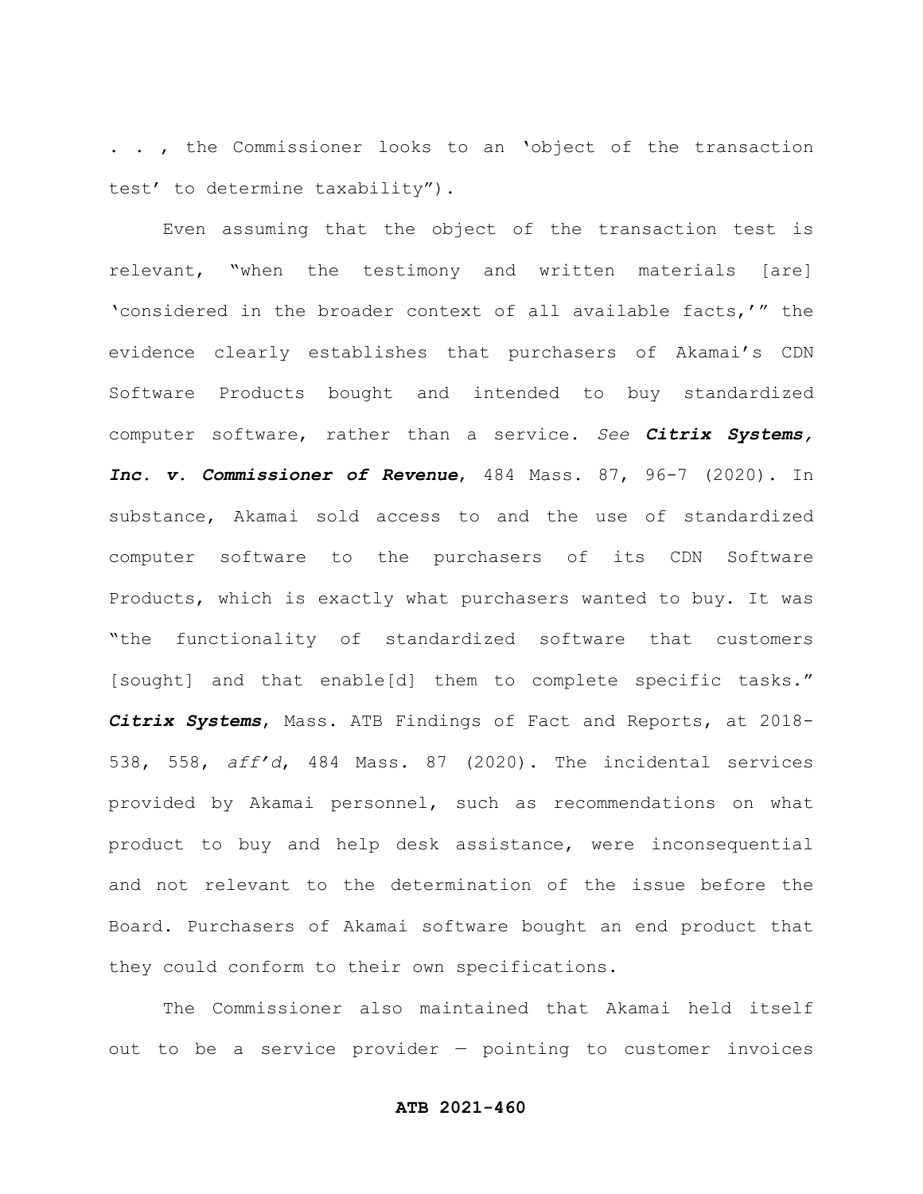. . . , the Commissioner looks to an 'object of the transaction test' to determine taxability").

Even assuming that the object of the transaction test is relevant, "when the testimony and written materials [are] 'considered in the broader context of all available facts,'" the evidence clearly establishes that purchasers of Akamai's CDN Software Products bought and intended to buy standardized computer software, rather than a service. *See* ***Citrix Systems, Inc. v. Commissioner of Revenue***, 484 Mass. 87, 96-7 (2020). In substance, Akamai sold access to and the use of standardized computer software to the purchasers of its CDN Software Products, which is exactly what purchasers wanted to buy. It was "the functionality of standardized software that customers [sought] and that enable[d] them to complete specific tasks." ***Citrix Systems***, Mass. ATB Findings of Fact and Reports, at 2018-538, 558, *aff'd*, 484 Mass. 87 (2020). The incidental services provided by Akamai personnel, such as recommendations on what product to buy and help desk assistance, were inconsequential and not relevant to the determination of the issue before the Board. Purchasers of Akamai software bought an end product that they could conform to their own specifications.

The Commissioner also maintained that Akamai held itself out to be a service provider — pointing to customer invoices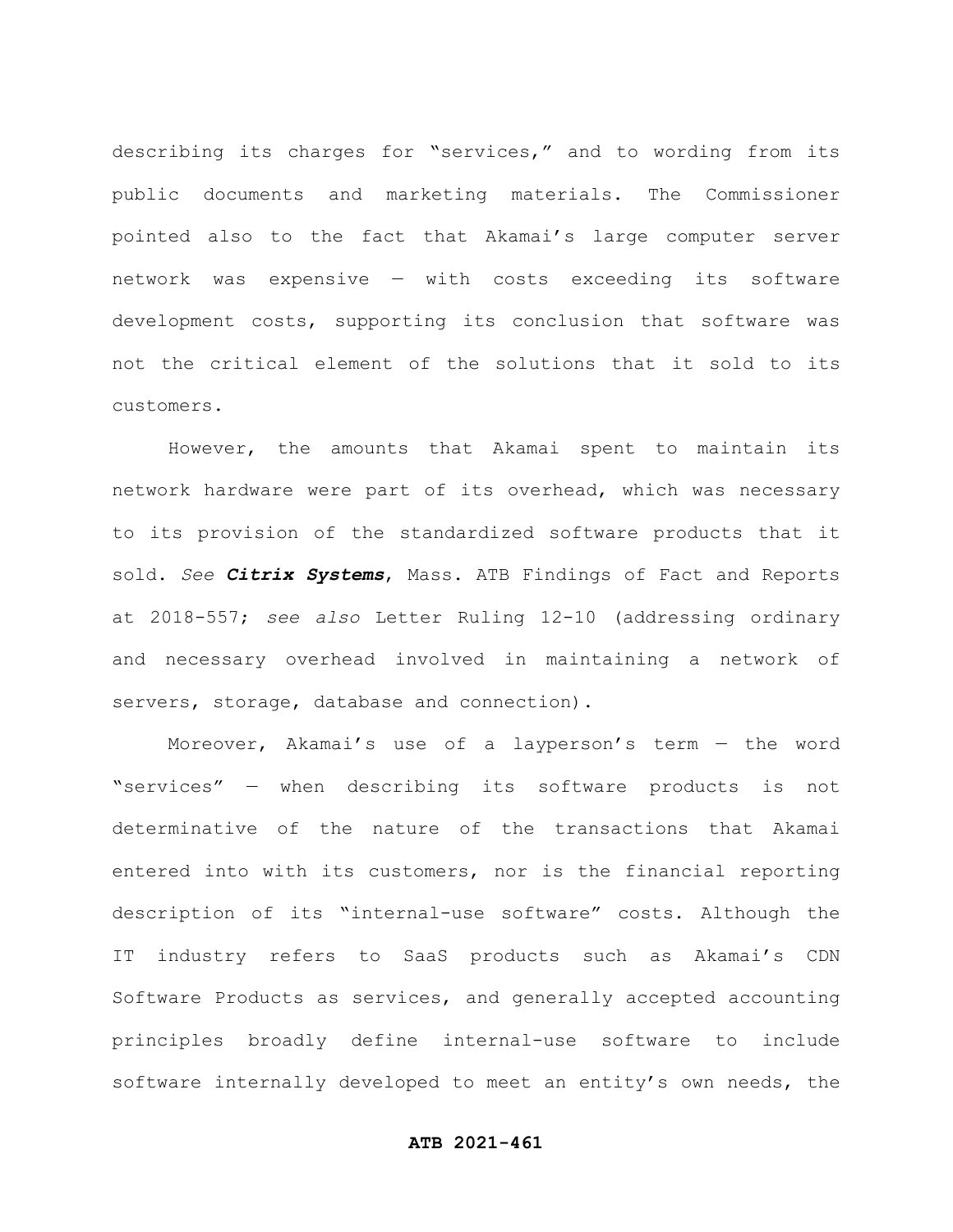describing its charges for "services," and to wording from its public documents and marketing materials. The Commissioner pointed also to the fact that Akamai's large computer server network was expensive — with costs exceeding its software development costs, supporting its conclusion that software was not the critical element of the solutions that it sold to its customers.

However, the amounts that Akamai spent to maintain its network hardware were part of its overhead, which was necessary to its provision of the standardized software products that it sold. *See* ***Citrix Systems***, Mass. ATB Findings of Fact and Reports at 2018-557; *see also* Letter Ruling 12-10 (addressing ordinary and necessary overhead involved in maintaining a network of servers, storage, database and connection).

Moreover, Akamai's use of a layperson's term — the word "services" — when describing its software products is not determinative of the nature of the transactions that Akamai entered into with its customers, nor is the financial reporting description of its "internal-use software" costs. Although the IT industry refers to SaaS products such as Akamai's CDN Software Products as services, and generally accepted accounting principles broadly define internal-use software to include software internally developed to meet an entity's own needs, the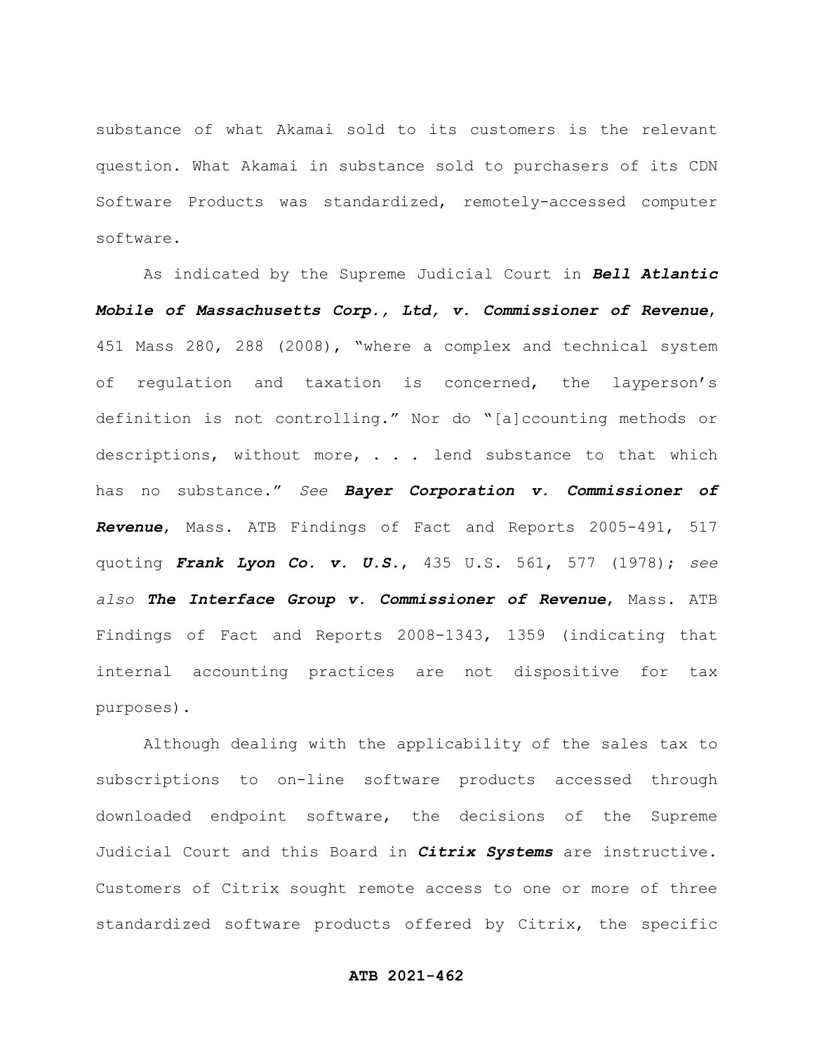substance of what Akamai sold to its customers is the relevant question. What Akamai in substance sold to purchasers of its CDN Software Products was standardized, remotely-accessed computer software.

As indicated by the Supreme Judicial Court in ***Bell Atlantic Mobile of Massachusetts Corp., Ltd, v. Commissioner of Revenue***, 451 Mass 280, 288 (2008), "where a complex and technical system of regulation and taxation is concerned, the layperson's definition is not controlling." Nor do "[a]ccounting methods or descriptions, without more, . . . lend substance to that which has no substance." *See* ***Bayer Corporation v. Commissioner of Revenue***, Mass. ATB Findings of Fact and Reports 2005-491, 517 quoting ***Frank Lyon Co. v. U.S.***, 435 U.S. 561, 577 (1978); *see also* ***The Interface Group v. Commissioner of Revenue***, Mass. ATB Findings of Fact and Reports 2008-1343, 1359 (indicating that internal accounting practices are not dispositive for tax purposes).

Although dealing with the applicability of the sales tax to subscriptions to on-line software products accessed through downloaded endpoint software, the decisions of the Supreme Judicial Court and this Board in ***Citrix Systems*** are instructive. Customers of Citrix sought remote access to one or more of three standardized software products offered by Citrix, the specific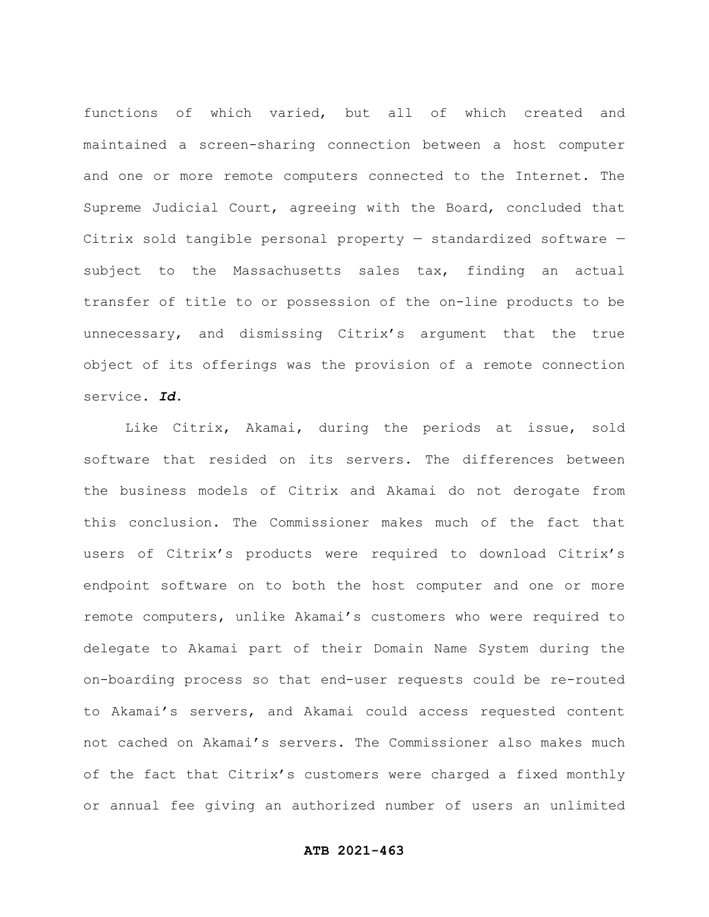functions of which varied, but all of which created and maintained a screen-sharing connection between a host computer and one or more remote computers connected to the Internet. The Supreme Judicial Court, agreeing with the Board, concluded that Citrix sold tangible personal property — standardized software — subject to the Massachusetts sales tax, finding an actual transfer of title to or possession of the on-line products to be unnecessary, and dismissing Citrix's argument that the true object of its offerings was the provision of a remote connection service. ***Id.***

Like Citrix, Akamai, during the periods at issue, sold software that resided on its servers. The differences between the business models of Citrix and Akamai do not derogate from this conclusion. The Commissioner makes much of the fact that users of Citrix's products were required to download Citrix's endpoint software on to both the host computer and one or more remote computers, unlike Akamai's customers who were required to delegate to Akamai part of their Domain Name System during the on-boarding process so that end-user requests could be re-routed to Akamai's servers, and Akamai could access requested content not cached on Akamai's servers. The Commissioner also makes much of the fact that Citrix's customers were charged a fixed monthly or annual fee giving an authorized number of users an unlimited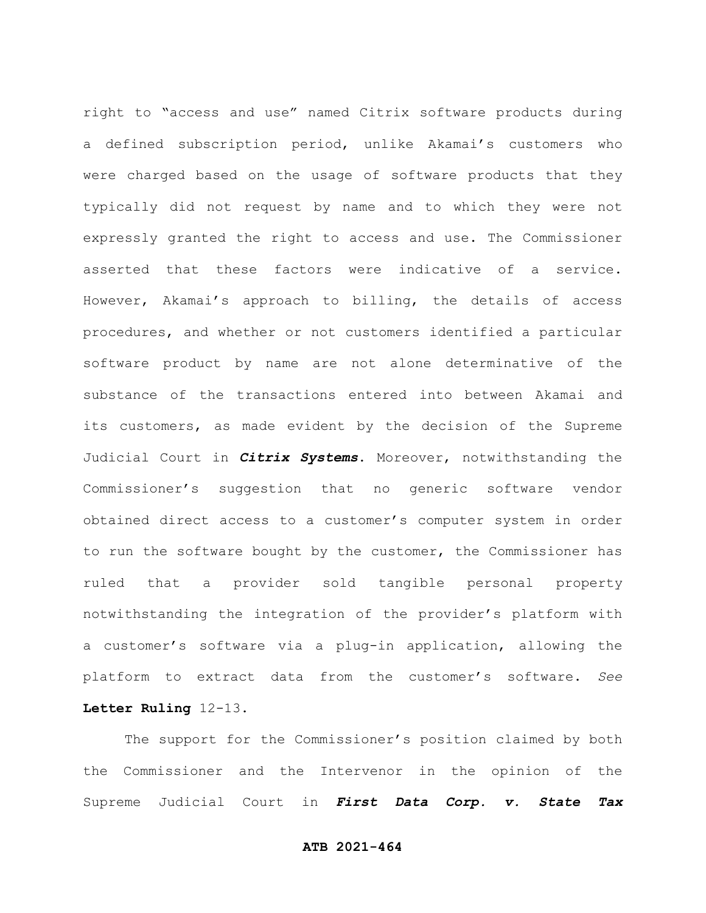right to "access and use" named Citrix software products during a defined subscription period, unlike Akamai's customers who were charged based on the usage of software products that they typically did not request by name and to which they were not expressly granted the right to access and use. The Commissioner asserted that these factors were indicative of a service. However, Akamai's approach to billing, the details of access procedures, and whether or not customers identified a particular software product by name are not alone determinative of the substance of the transactions entered into between Akamai and its customers, as made evident by the decision of the Supreme Judicial Court in ***Citrix Systems***. Moreover, notwithstanding the Commissioner's suggestion that no generic software vendor obtained direct access to a customer's computer system in order to run the software bought by the customer, the Commissioner has ruled that a provider sold tangible personal property notwithstanding the integration of the provider's platform with a customer's software via a plug-in application, allowing the platform to extract data from the customer's software. *See* **Letter Ruling** 12-13.

The support for the Commissioner's position claimed by both the Commissioner and the Intervenor in the opinion of the Supreme Judicial Court in ***First Data Corp. v. State Tax***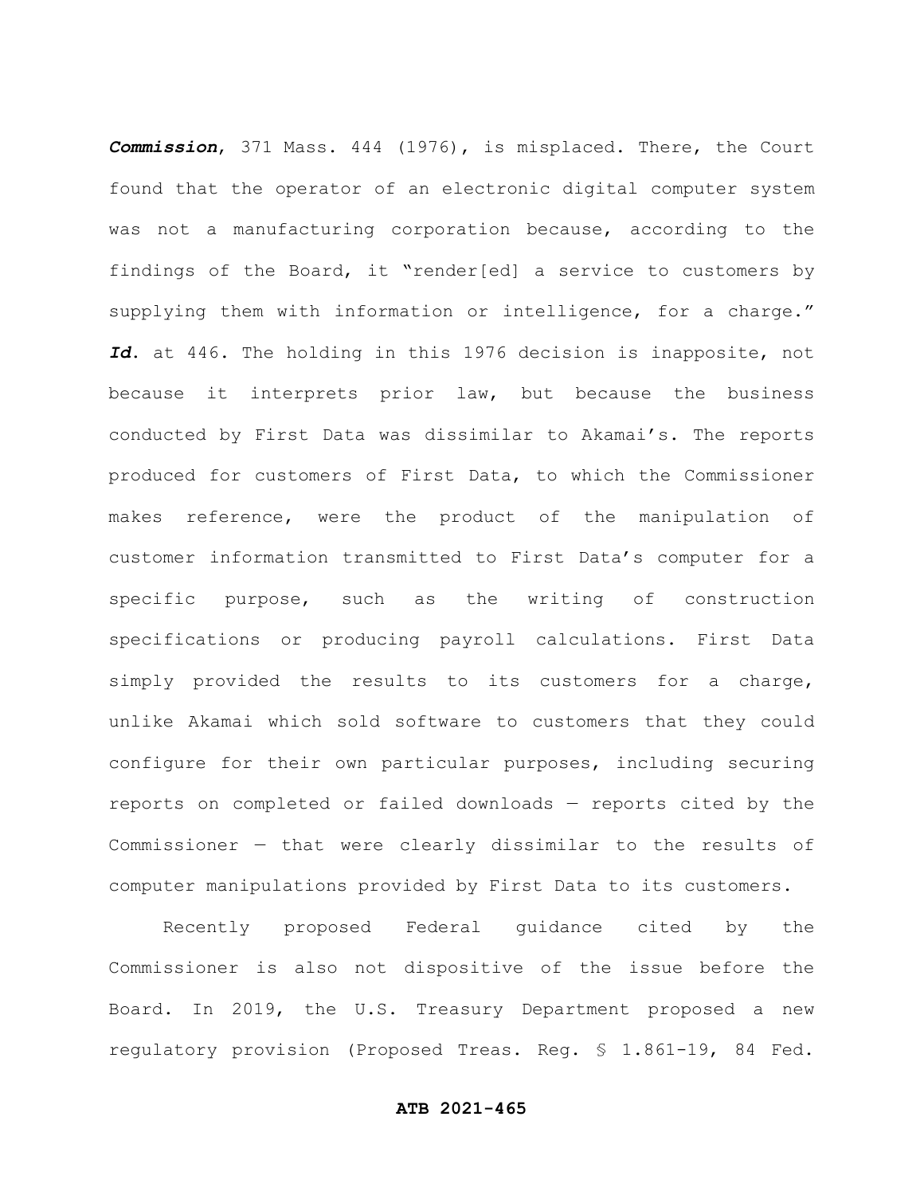***Commission***, 371 Mass. 444 (1976), is misplaced. There, the Court found that the operator of an electronic digital computer system was not a manufacturing corporation because, according to the findings of the Board, it "render[ed] a service to customers by supplying them with information or intelligence, for a charge." ***Id.*** at 446. The holding in this 1976 decision is inapposite, not because it interprets prior law, but because the business conducted by First Data was dissimilar to Akamai's. The reports produced for customers of First Data, to which the Commissioner makes reference, were the product of the manipulation of customer information transmitted to First Data's computer for a specific purpose, such as the writing of construction specifications or producing payroll calculations. First Data simply provided the results to its customers for a charge, unlike Akamai which sold software to customers that they could configure for their own particular purposes, including securing reports on completed or failed downloads — reports cited by the Commissioner — that were clearly dissimilar to the results of computer manipulations provided by First Data to its customers.

Recently proposed Federal guidance cited by the Commissioner is also not dispositive of the issue before the Board. In 2019, the U.S. Treasury Department proposed a new regulatory provision (Proposed Treas. Reg. § 1.861-19, 84 Fed.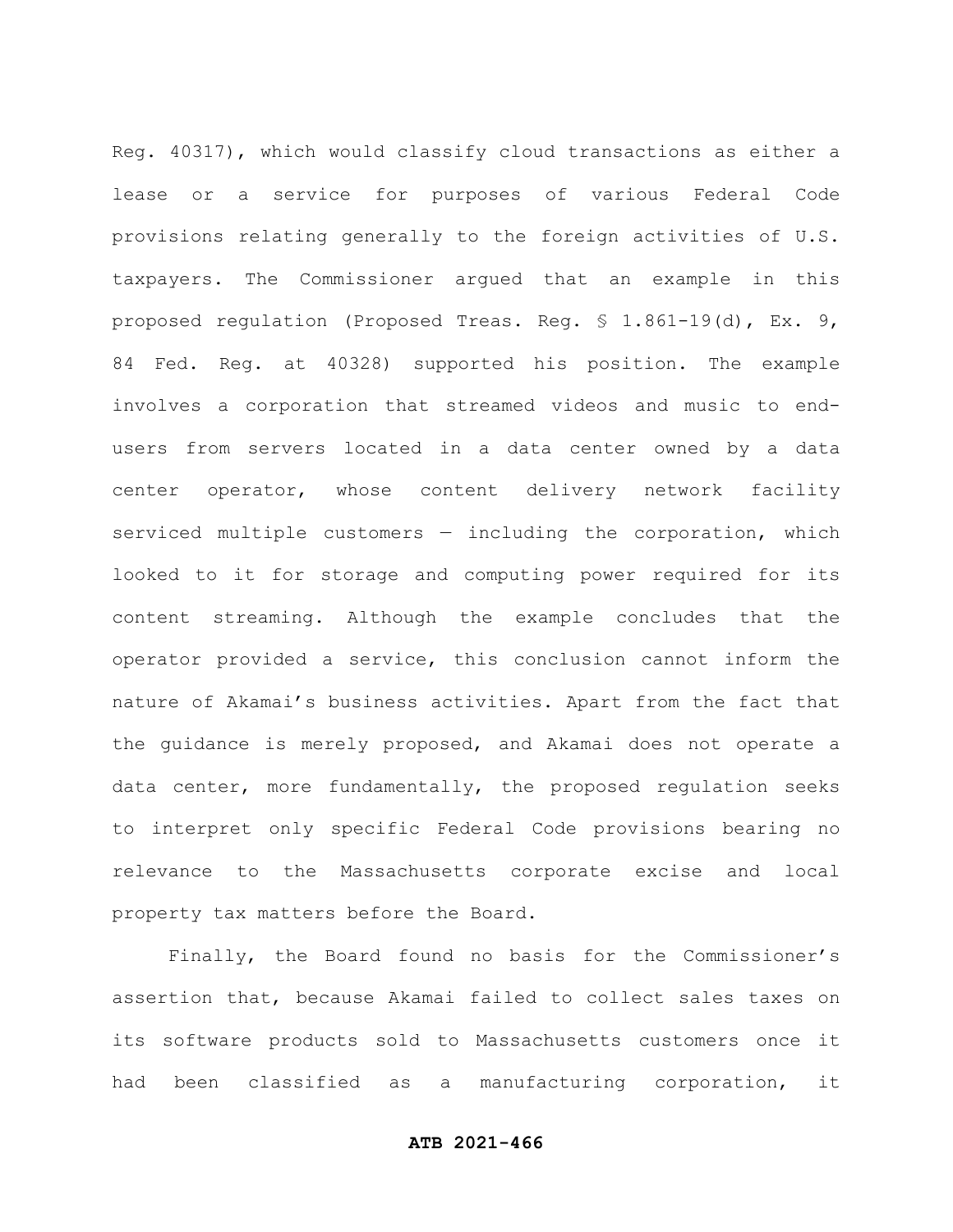Reg. 40317), which would classify cloud transactions as either a lease or a service for purposes of various Federal Code provisions relating generally to the foreign activities of U.S. taxpayers. The Commissioner argued that an example in this proposed regulation (Proposed Treas. Reg. § 1.861-19(d), Ex. 9, 84 Fed. Reg. at 40328) supported his position. The example involves a corporation that streamed videos and music to end-users from servers located in a data center owned by a data center operator, whose content delivery network facility serviced multiple customers — including the corporation, which looked to it for storage and computing power required for its content streaming. Although the example concludes that the operator provided a service, this conclusion cannot inform the nature of Akamai's business activities. Apart from the fact that the guidance is merely proposed, and Akamai does not operate a data center, more fundamentally, the proposed regulation seeks to interpret only specific Federal Code provisions bearing no relevance to the Massachusetts corporate excise and local property tax matters before the Board.

Finally, the Board found no basis for the Commissioner's assertion that, because Akamai failed to collect sales taxes on its software products sold to Massachusetts customers once it had been classified as a manufacturing corporation, it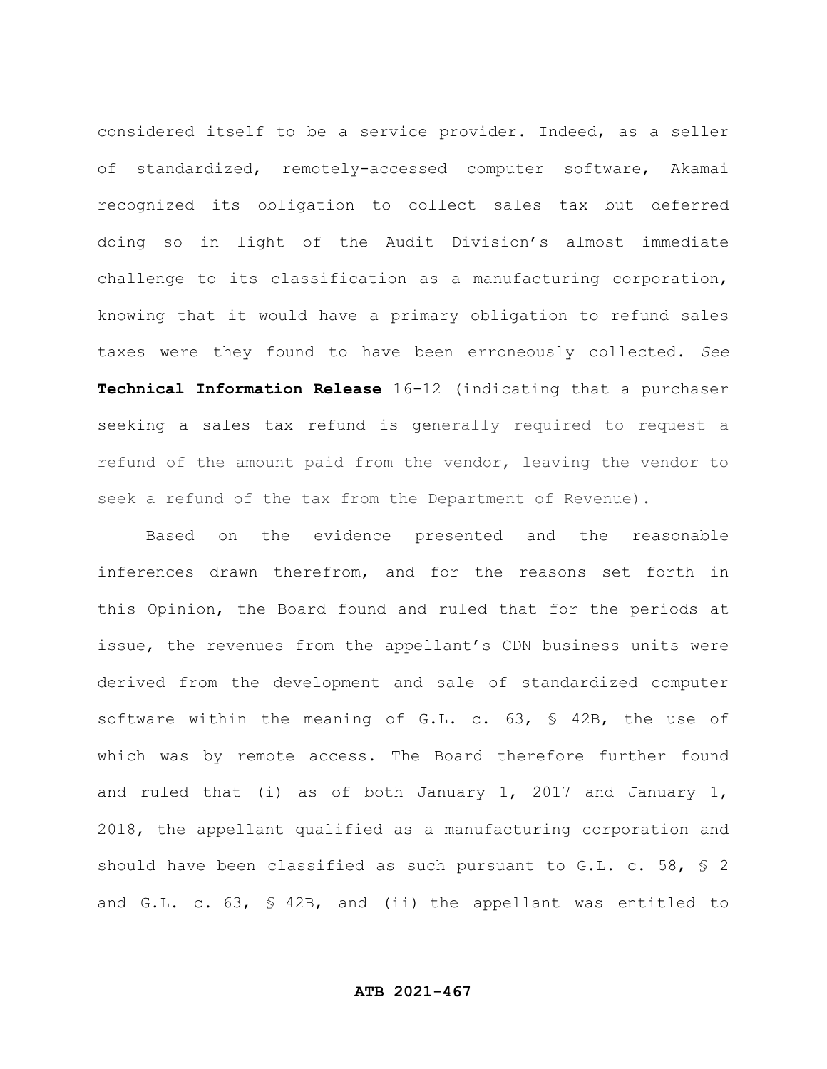considered itself to be a service provider. Indeed, as a seller of standardized, remotely-accessed computer software, Akamai recognized its obligation to collect sales tax but deferred doing so in light of the Audit Division's almost immediate challenge to its classification as a manufacturing corporation, knowing that it would have a primary obligation to refund sales taxes were they found to have been erroneously collected. *See* **Technical Information Release** 16-12 (indicating that a purchaser seeking a sales tax refund is generally required to request a refund of the amount paid from the vendor, leaving the vendor to seek a refund of the tax from the Department of Revenue).

Based on the evidence presented and the reasonable inferences drawn therefrom, and for the reasons set forth in this Opinion, the Board found and ruled that for the periods at issue, the revenues from the appellant's CDN business units were derived from the development and sale of standardized computer software within the meaning of G.L. c. 63, § 42B, the use of which was by remote access. The Board therefore further found and ruled that (i) as of both January 1, 2017 and January 1, 2018, the appellant qualified as a manufacturing corporation and should have been classified as such pursuant to G.L. c. 58, § 2 and G.L. c. 63, § 42B, and (ii) the appellant was entitled to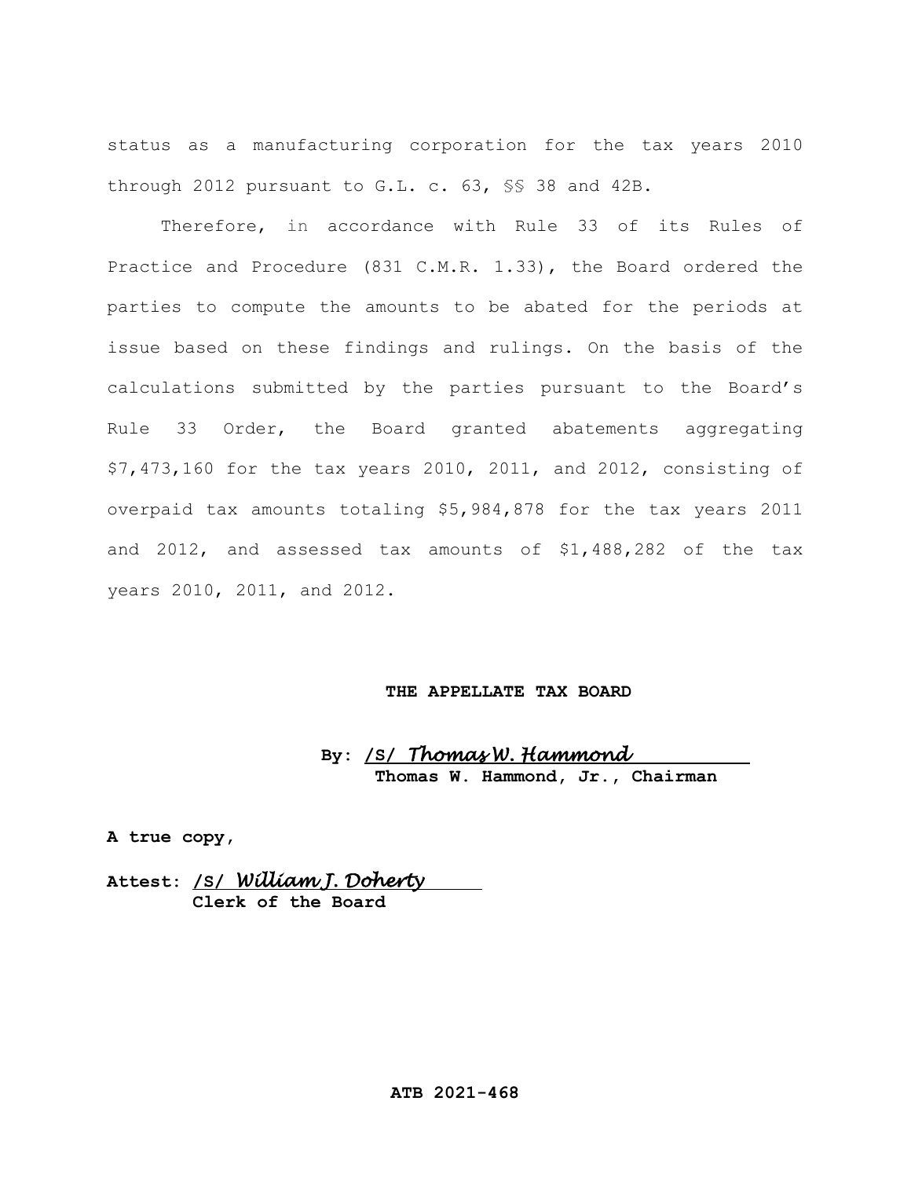status as a manufacturing corporation for the tax years 2010 through 2012 pursuant to G.L. c. 63, §§ 38 and 42B.

Therefore, in accordance with Rule 33 of its Rules of Practice and Procedure (831 C.M.R. 1.33), the Board ordered the parties to compute the amounts to be abated for the periods at issue based on these findings and rulings. On the basis of the calculations submitted by the parties pursuant to the Board's Rule 33 Order, the Board granted abatements aggregating $7,473,160 for the tax years 2010, 2011, and 2012, consisting of overpaid tax amounts totaling $5,984,878 for the tax years 2011 and 2012, and assessed tax amounts of $1,488,282 of the tax years 2010, 2011, and 2012.

**THE APPELLATE TAX BOARD**

**By: /S/** *Thomas W. Hammond*
**Thomas W. Hammond, Jr., Chairman**

**A true copy,**

**Attest: /S/** *William J. Doherty*
**Clerk of the Board**